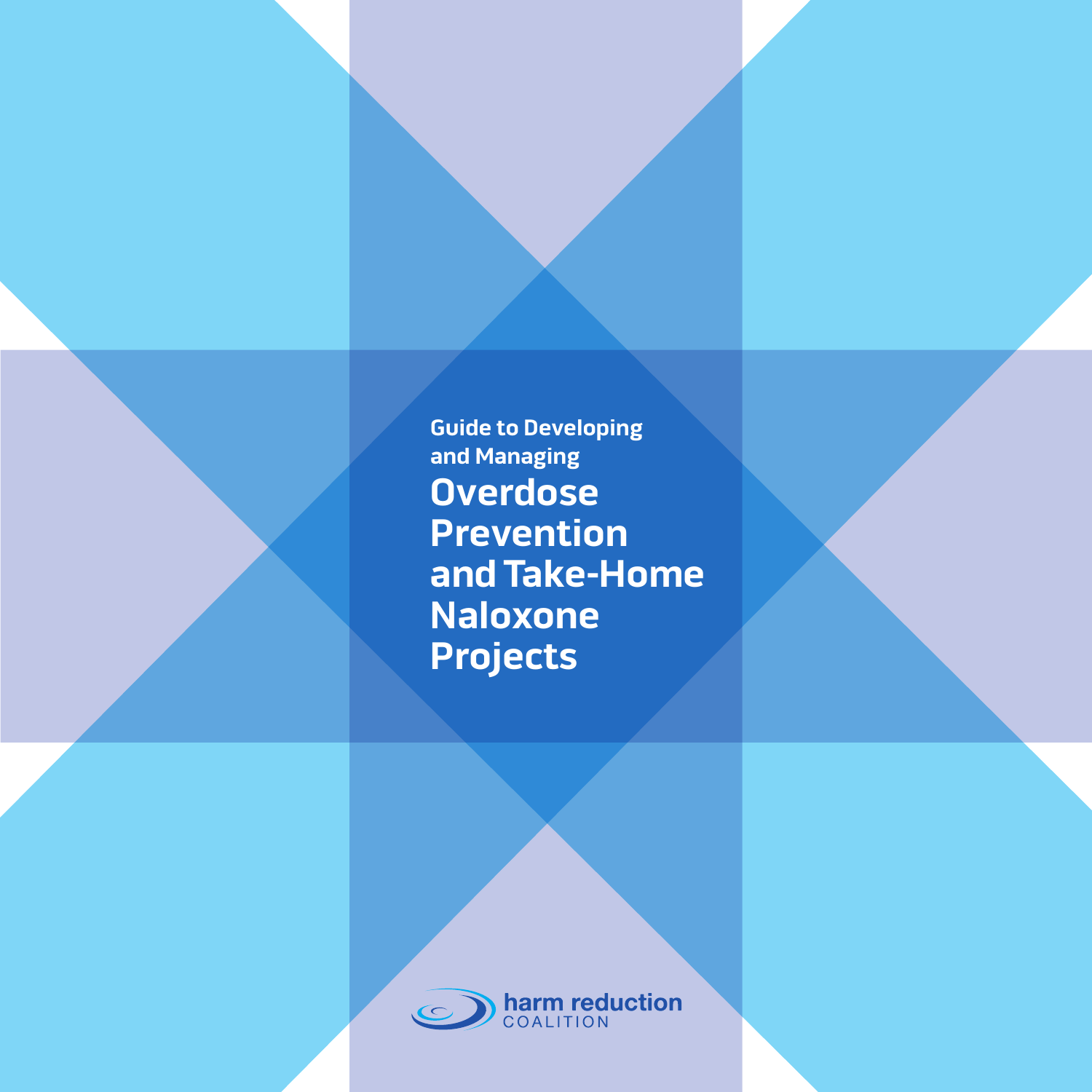Guide to Developing and Managing

# Overdose Prevention and Take-Home Naloxone Projects

harm reduction COALITION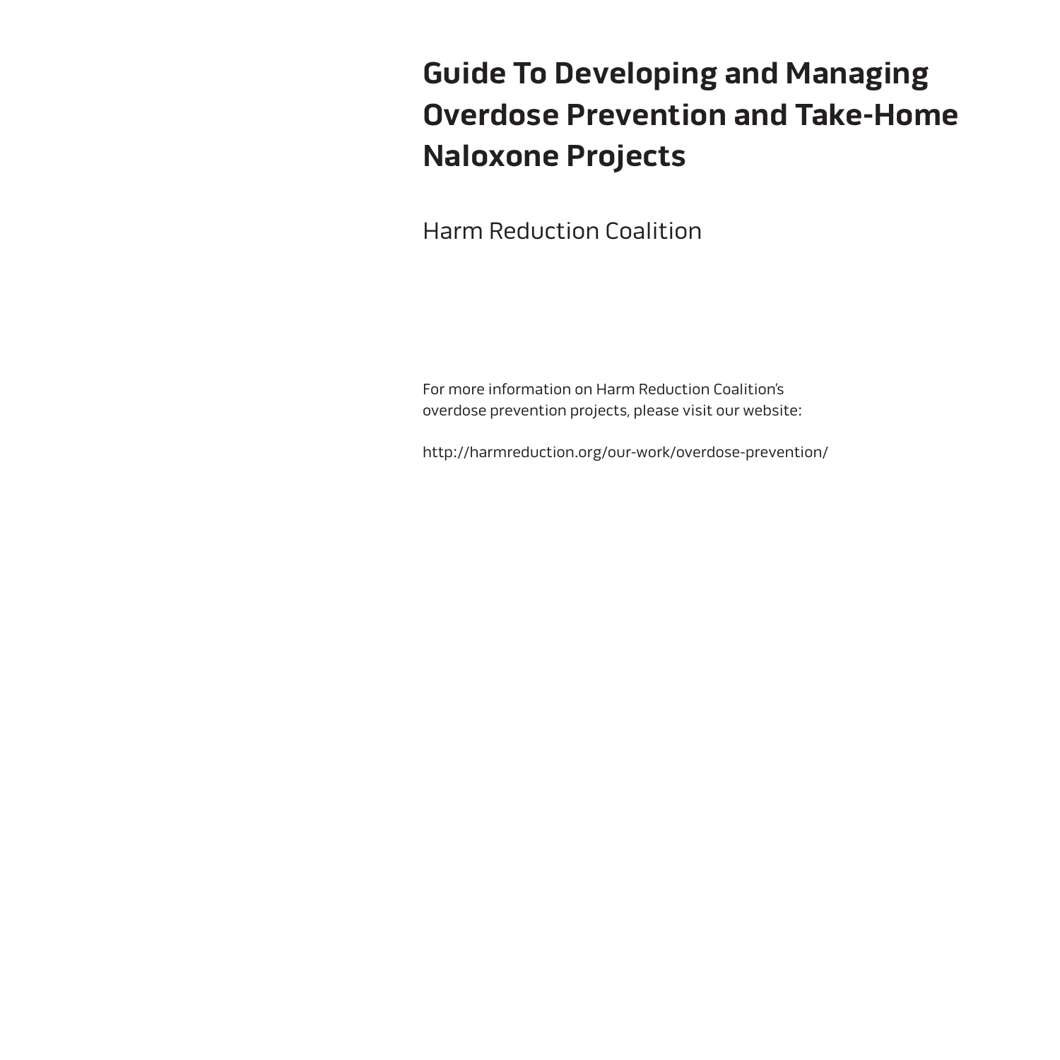# Guide To Developing and Managing Overdose Prevention and Take-Home Naloxone Projects

Harm Reduction Coalition

For more information on Harm Reduction Coalition's overdose prevention projects, please visit our website:

http://harmreduction.org/our-work/overdose-prevention/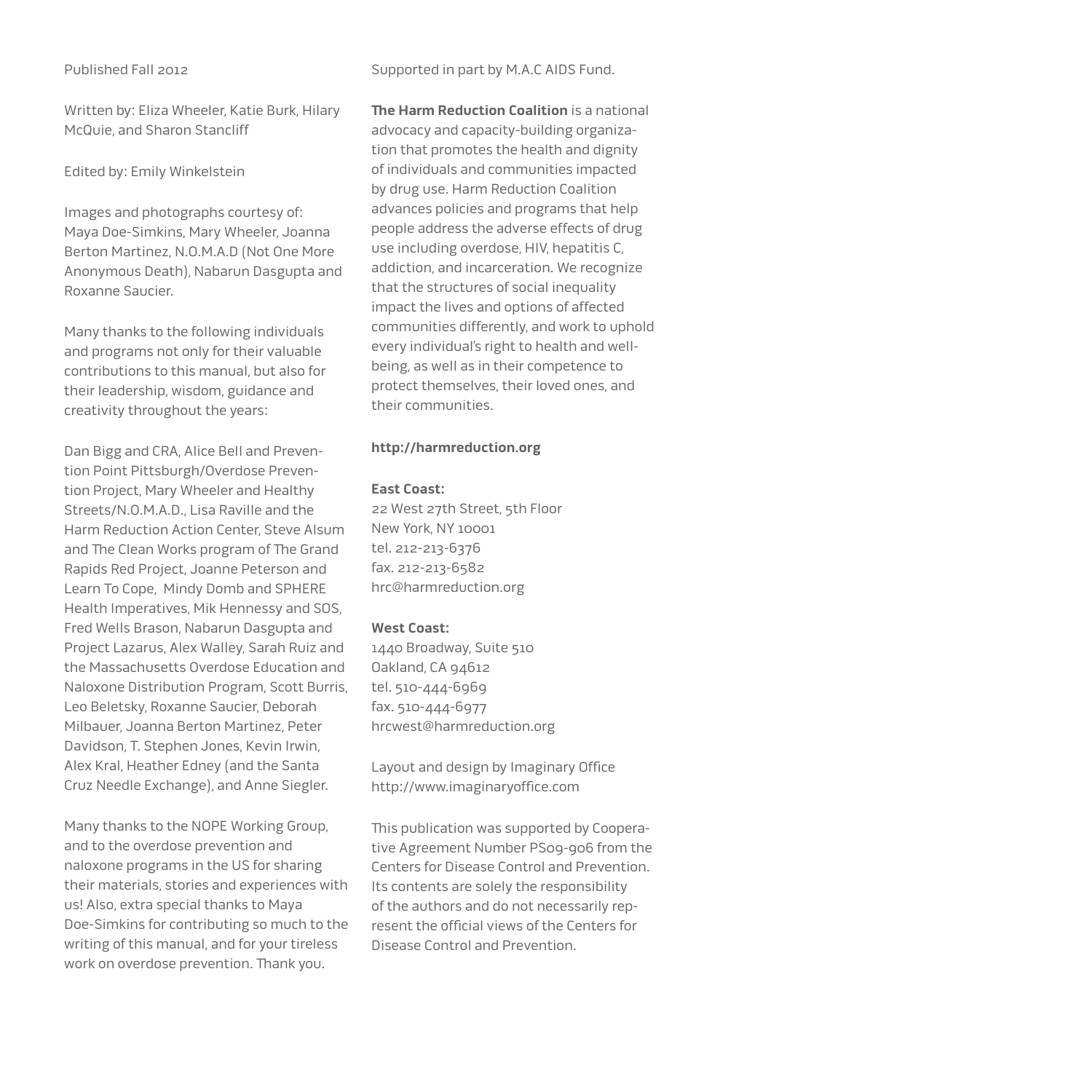Published Fall 2012

Written by: Eliza Wheeler, Katie Burk, Hilary McQuie, and Sharon Stancliff

Edited by: Emily Winkelstein

Images and photographs courtesy of: Maya Doe-Simkins, Mary Wheeler, Joanna Berton Martinez, N.O.M.A.D (Not One More Anonymous Death), Nabarun Dasgupta and Roxanne Saucier.

Many thanks to the following individuals and programs not only for their valuable contributions to this manual, but also for their leadership, wisdom, guidance and creativity throughout the years:

Dan Bigg and CRA, Alice Bell and Prevention Point Pittsburgh/Overdose Prevention Project, Mary Wheeler and Healthy Streets/N.O.M.A.D., Lisa Raville and the Harm Reduction Action Center, Steve Alsum and The Clean Works program of The Grand Rapids Red Project, Joanne Peterson and Learn To Cope, Mindy Domb and SPHERE Health Imperatives, Mik Hennessy and SOS, Fred Wells Brason, Nabarun Dasgupta and Project Lazarus, Alex Walley, Sarah Ruiz and the Massachusetts Overdose Education and Naloxone Distribution Program, Scott Burris, Leo Beletsky, Roxanne Saucier, Deborah Milbauer, Joanna Berton Martinez, Peter Davidson, T. Stephen Jones, Kevin Irwin, Alex Kral, Heather Edney (and the Santa Cruz Needle Exchange), and Anne Siegler.

Many thanks to the NOPE Working Group, and to the overdose prevention and naloxone programs in the US for sharing their materials, stories and experiences with us! Also, extra special thanks to Maya Doe-Simkins for contributing so much to the writing of this manual, and for your tireless work on overdose prevention. Thank you.

Supported in part by M.A.C AIDS Fund.

**The Harm Reduction Coalition** is a national advocacy and capacity-building organization that promotes the health and dignity of individuals and communities impacted by drug use. Harm Reduction Coalition advances policies and programs that help people address the adverse effects of drug use including overdose, HIV, hepatitis C, addiction, and incarceration. We recognize that the structures of social inequality impact the lives and options of affected communities differently, and work to uphold every individual's right to health and well-being, as well as in their competence to protect themselves, their loved ones, and their communities.

**http://harmreduction.org**

**East Coast:**
22 West 27th Street, 5th Floor
New York, NY 10001
tel. 212-213-6376
fax. 212-213-6582
hrc@harmreduction.org

**West Coast:**
1440 Broadway, Suite 510
Oakland, CA 94612
tel. 510-444-6969
fax. 510-444-6977
hrcwest@harmreduction.org

Layout and design by Imaginary Office
http://www.imaginaryoffice.com

This publication was supported by Cooperative Agreement Number PS09-906 from the Centers for Disease Control and Prevention. Its contents are solely the responsibility of the authors and do not necessarily represent the official views of the Centers for Disease Control and Prevention.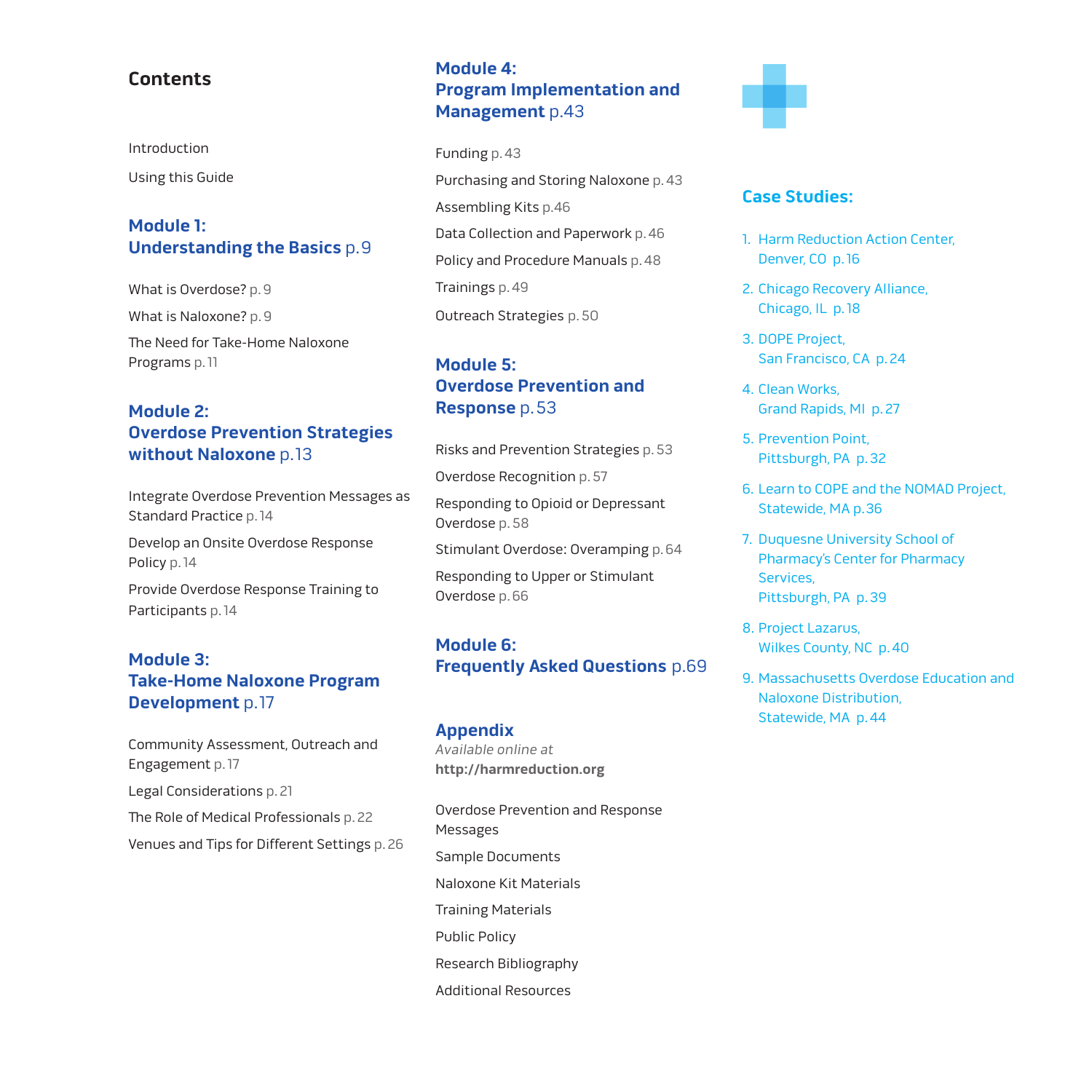# Contents

Introduction

Using this Guide

## Module 1: Understanding the Basics p.9

What is Overdose? p. 9

What is Naloxone? p. 9

The Need for Take-Home Naloxone Programs p. 11

## Module 2: Overdose Prevention Strategies without Naloxone p.13

Integrate Overdose Prevention Messages as Standard Practice p. 14

Develop an Onsite Overdose Response Policy p. 14

Provide Overdose Response Training to Participants p. 14

## Module 3: Take-Home Naloxone Program Development p.17

Community Assessment, Outreach and Engagement p. 17

Legal Considerations p. 21

The Role of Medical Professionals p. 22

Venues and Tips for Different Settings p. 26

## Module 4: Program Implementation and Management p.43

Funding p. 43

Purchasing and Storing Naloxone p. 43

Assembling Kits p.46

Data Collection and Paperwork p. 46

Policy and Procedure Manuals p. 48

Trainings p. 49

Outreach Strategies p. 50

## Module 5: Overdose Prevention and Response p. 53

Risks and Prevention Strategies p. 53

Overdose Recognition p. 57

Responding to Opioid or Depressant Overdose p. 58

Stimulant Overdose: Overamping p. 64

Responding to Upper or Stimulant Overdose p. 66

## Module 6: Frequently Asked Questions p.69

## Appendix

*Available online at*
**http://harmreduction.org**

Overdose Prevention and Response Messages

Sample Documents

Naloxone Kit Materials

Training Materials

Public Policy

Research Bibliography

Additional Resources

## Case Studies:

1. Harm Reduction Action Center, Denver, CO p. 16
2. Chicago Recovery Alliance, Chicago, IL p. 18
3. DOPE Project, San Francisco, CA p. 24
4. Clean Works, Grand Rapids, MI p. 27
5. Prevention Point, Pittsburgh, PA p. 32
6. Learn to COPE and the NOMAD Project, Statewide, MA p.36
7. Duquesne University School of Pharmacy's Center for Pharmacy Services, Pittsburgh, PA p. 39
8. Project Lazarus, Wilkes County, NC p. 40
9. Massachusetts Overdose Education and Naloxone Distribution, Statewide, MA p. 44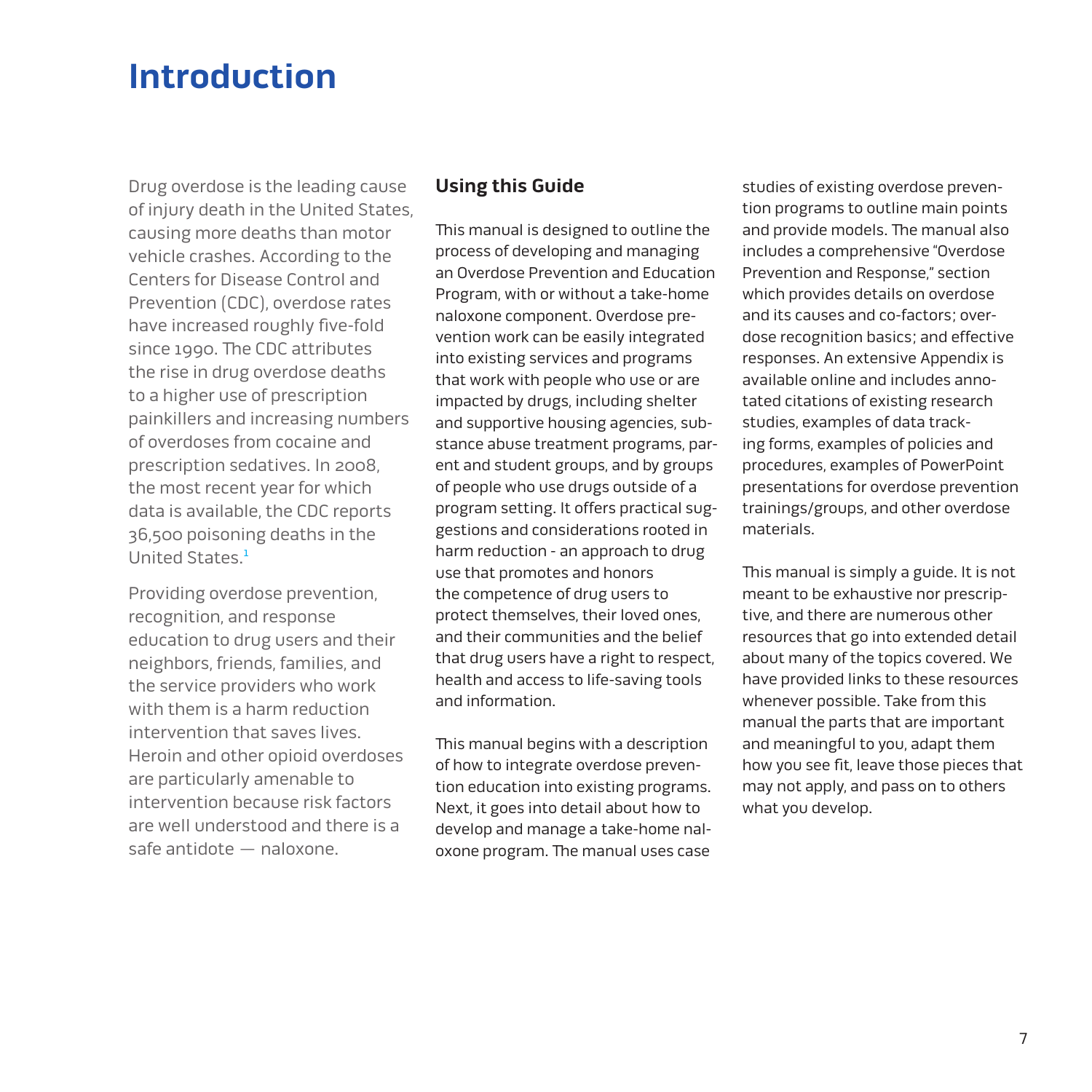# Introduction

Drug overdose is the leading cause of injury death in the United States, causing more deaths than motor vehicle crashes. According to the Centers for Disease Control and Prevention (CDC), overdose rates have increased roughly five-fold since 1990. The CDC attributes the rise in drug overdose deaths to a higher use of prescription painkillers and increasing numbers of overdoses from cocaine and prescription sedatives. In 2008, the most recent year for which data is available, the CDC reports 36,500 poisoning deaths in the United States.[1]

Providing overdose prevention, recognition, and response education to drug users and their neighbors, friends, families, and the service providers who work with them is a harm reduction intervention that saves lives. Heroin and other opioid overdoses are particularly amenable to intervention because risk factors are well understood and there is a safe antidote — naloxone.

## Using this Guide

This manual is designed to outline the process of developing and managing an Overdose Prevention and Education Program, with or without a take-home naloxone component. Overdose prevention work can be easily integrated into existing services and programs that work with people who use or are impacted by drugs, including shelter and supportive housing agencies, substance abuse treatment programs, parent and student groups, and by groups of people who use drugs outside of a program setting. It offers practical suggestions and considerations rooted in harm reduction - an approach to drug use that promotes and honors the competence of drug users to protect themselves, their loved ones, and their communities and the belief that drug users have a right to respect, health and access to life-saving tools and information.

This manual begins with a description of how to integrate overdose prevention education into existing programs. Next, it goes into detail about how to develop and manage a take-home naloxone program. The manual uses case studies of existing overdose prevention programs to outline main points and provide models. The manual also includes a comprehensive "Overdose Prevention and Response," section which provides details on overdose and its causes and co-factors; overdose recognition basics; and effective responses. An extensive Appendix is available online and includes annotated citations of existing research studies, examples of data tracking forms, examples of policies and procedures, examples of PowerPoint presentations for overdose prevention trainings/groups, and other overdose materials.

This manual is simply a guide. It is not meant to be exhaustive nor prescriptive, and there are numerous other resources that go into extended detail about many of the topics covered. We have provided links to these resources whenever possible. Take from this manual the parts that are important and meaningful to you, adapt them how you see fit, leave those pieces that may not apply, and pass on to others what you develop.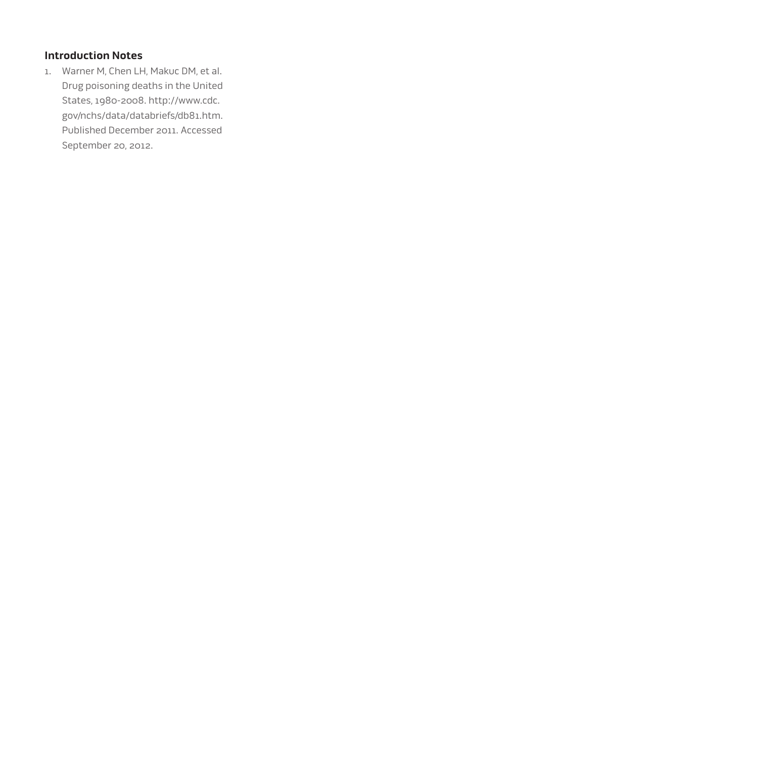### Introduction Notes

1. Warner M, Chen LH, Makuc DM, et al. Drug poisoning deaths in the United States, 1980-2008. http://www.cdc.gov/nchs/data/databriefs/db81.htm. Published December 2011. Accessed September 20, 2012.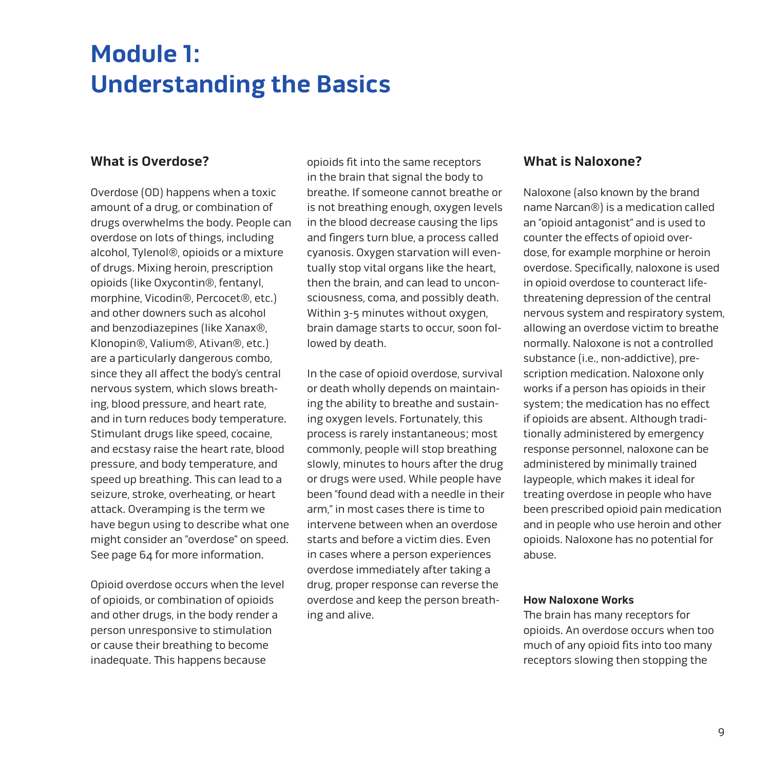# Module 1: Understanding the Basics

## What is Overdose?

Overdose (OD) happens when a toxic amount of a drug, or combination of drugs overwhelms the body. People can overdose on lots of things, including alcohol, Tylenol®, opioids or a mixture of drugs. Mixing heroin, prescription opioids (like Oxycontin®, fentanyl, morphine, Vicodin®, Percocet®, etc.) and other downers such as alcohol and benzodiazepines (like Xanax®, Klonopin®, Valium®, Ativan®, etc.) are a particularly dangerous combo, since they all affect the body's central nervous system, which slows breathing, blood pressure, and heart rate, and in turn reduces body temperature. Stimulant drugs like speed, cocaine, and ecstasy raise the heart rate, blood pressure, and body temperature, and speed up breathing. This can lead to a seizure, stroke, overheating, or heart attack. Overamping is the term we have begun using to describe what one might consider an "overdose" on speed. See page 64 for more information.

Opioid overdose occurs when the level of opioids, or combination of opioids and other drugs, in the body render a person unresponsive to stimulation or cause their breathing to become inadequate. This happens because opioids fit into the same receptors in the brain that signal the body to breathe. If someone cannot breathe or is not breathing enough, oxygen levels in the blood decrease causing the lips and fingers turn blue, a process called cyanosis. Oxygen starvation will eventually stop vital organs like the heart, then the brain, and can lead to unconsciousness, coma, and possibly death. Within 3-5 minutes without oxygen, brain damage starts to occur, soon followed by death.

In the case of opioid overdose, survival or death wholly depends on maintaining the ability to breathe and sustaining oxygen levels. Fortunately, this process is rarely instantaneous; most commonly, people will stop breathing slowly, minutes to hours after the drug or drugs were used. While people have been "found dead with a needle in their arm," in most cases there is time to intervene between when an overdose starts and before a victim dies. Even in cases where a person experiences overdose immediately after taking a drug, proper response can reverse the overdose and keep the person breathing and alive.

## What is Naloxone?

Naloxone (also known by the brand name Narcan®) is a medication called an "opioid antagonist" and is used to counter the effects of opioid overdose, for example morphine or heroin overdose. Specifically, naloxone is used in opioid overdose to counteract life-threatening depression of the central nervous system and respiratory system, allowing an overdose victim to breathe normally. Naloxone is not a controlled substance (i.e., non-addictive), prescription medication. Naloxone only works if a person has opioids in their system; the medication has no effect if opioids are absent. Although traditionally administered by emergency response personnel, naloxone can be administered by minimally trained laypeople, which makes it ideal for treating overdose in people who have been prescribed opioid pain medication and in people who use heroin and other opioids. Naloxone has no potential for abuse.

**How Naloxone Works**

The brain has many receptors for opioids. An overdose occurs when too much of any opioid fits into too many receptors slowing then stopping the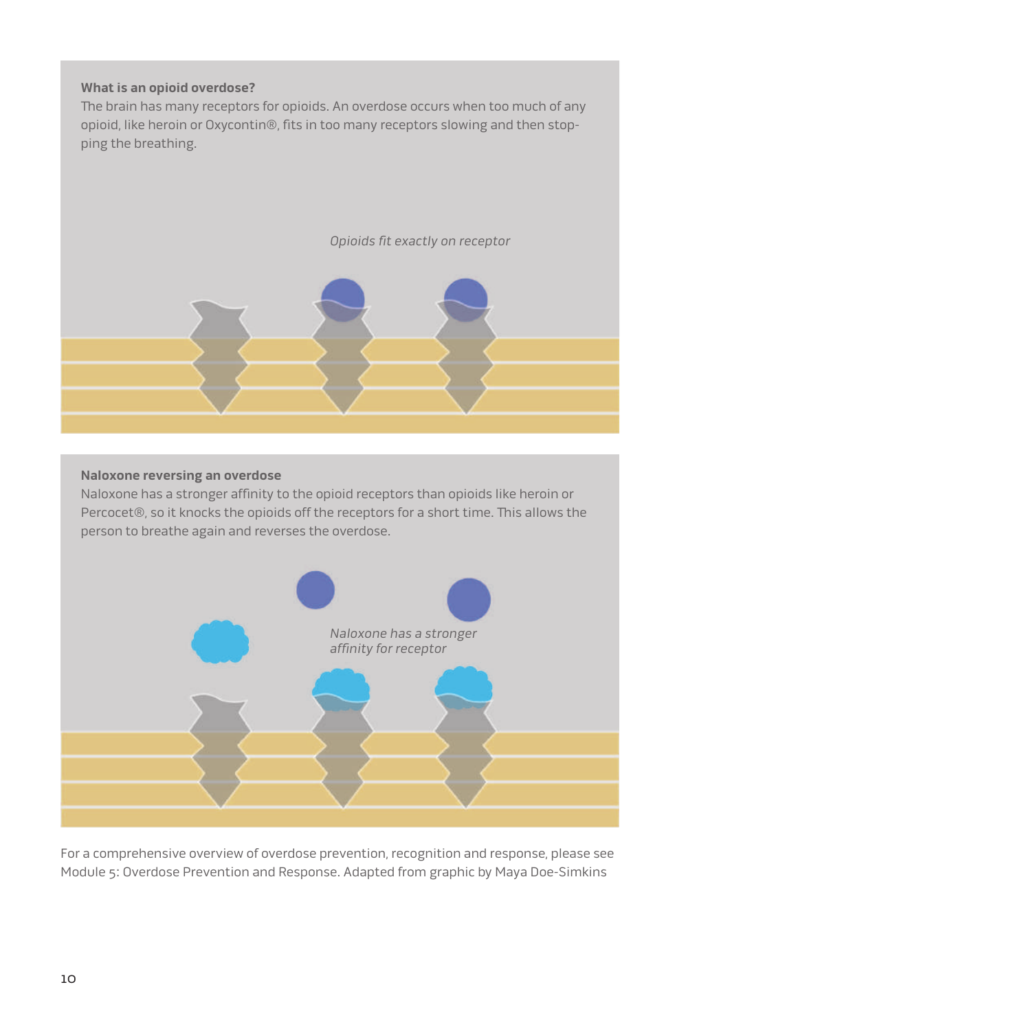**What is an opioid overdose?**

The brain has many receptors for opioids. An overdose occurs when too much of any opioid, like heroin or Oxycontin®, fits in too many receptors slowing and then stopping the breathing.

*Opioids fit exactly on receptor*

**Naloxone reversing an overdose**

Naloxone has a stronger affinity to the opioid receptors than opioids like heroin or Percocet®, so it knocks the opioids off the receptors for a short time. This allows the person to breathe again and reverses the overdose.

*Naloxone has a stronger affinity for receptor*

For a comprehensive overview of overdose prevention, recognition and response, please see Module 5: Overdose Prevention and Response. Adapted from graphic by Maya Doe-Simkins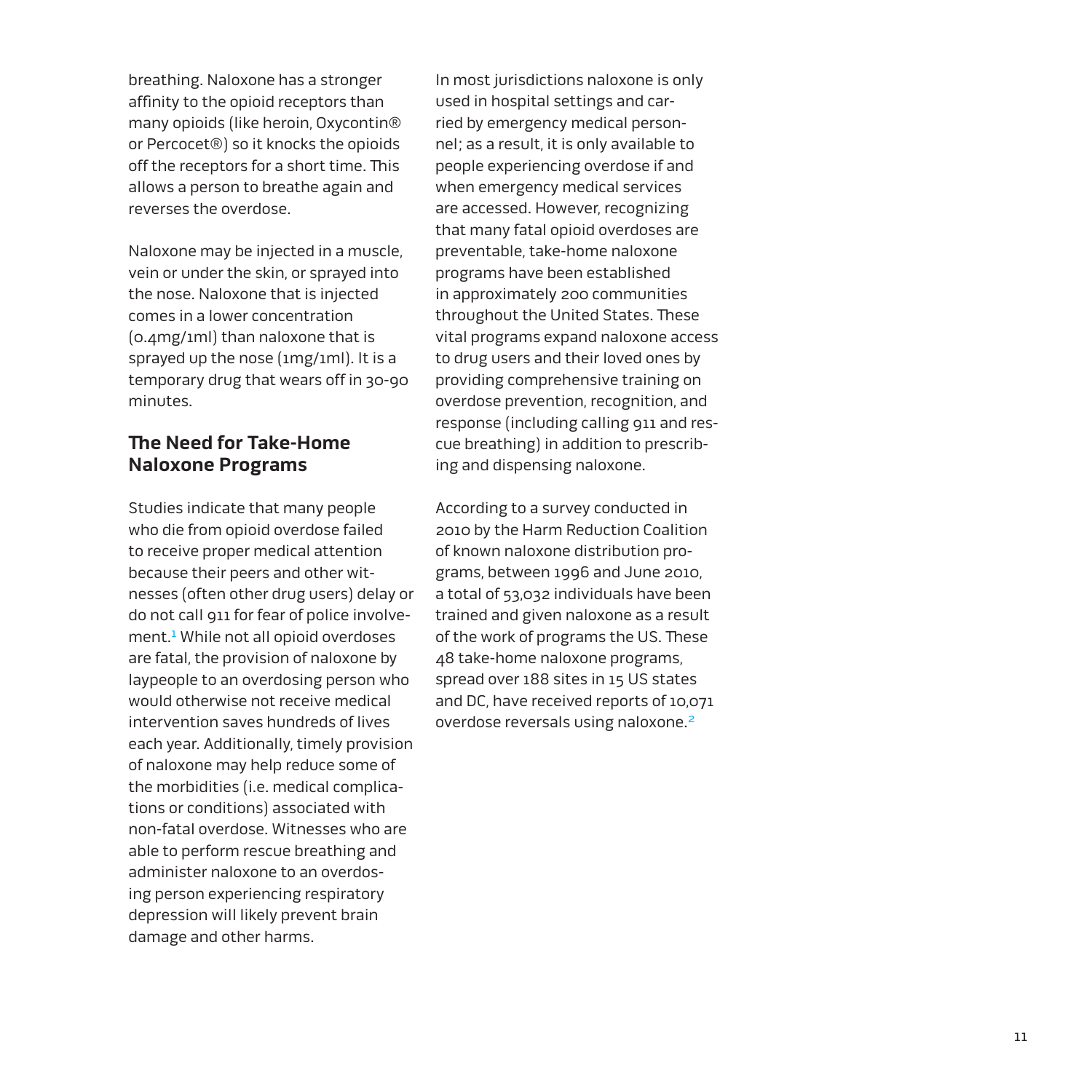breathing. Naloxone has a stronger affinity to the opioid receptors than many opioids (like heroin, Oxycontin® or Percocet®) so it knocks the opioids off the receptors for a short time. This allows a person to breathe again and reverses the overdose.

Naloxone may be injected in a muscle, vein or under the skin, or sprayed into the nose. Naloxone that is injected comes in a lower concentration (0.4mg/1ml) than naloxone that is sprayed up the nose (1mg/1ml). It is a temporary drug that wears off in 30-90 minutes.

## The Need for Take-Home Naloxone Programs

Studies indicate that many people who die from opioid overdose failed to receive proper medical attention because their peers and other witnesses (often other drug users) delay or do not call 911 for fear of police involvement.[1] While not all opioid overdoses are fatal, the provision of naloxone by laypeople to an overdosing person who would otherwise not receive medical intervention saves hundreds of lives each year. Additionally, timely provision of naloxone may help reduce some of the morbidities (i.e. medical complications or conditions) associated with non-fatal overdose. Witnesses who are able to perform rescue breathing and administer naloxone to an overdosing person experiencing respiratory depression will likely prevent brain damage and other harms.

In most jurisdictions naloxone is only used in hospital settings and carried by emergency medical personnel; as a result, it is only available to people experiencing overdose if and when emergency medical services are accessed. However, recognizing that many fatal opioid overdoses are preventable, take-home naloxone programs have been established in approximately 200 communities throughout the United States. These vital programs expand naloxone access to drug users and their loved ones by providing comprehensive training on overdose prevention, recognition, and response (including calling 911 and rescue breathing) in addition to prescribing and dispensing naloxone.

According to a survey conducted in 2010 by the Harm Reduction Coalition of known naloxone distribution programs, between 1996 and June 2010, a total of 53,032 individuals have been trained and given naloxone as a result of the work of programs the US. These 48 take-home naloxone programs, spread over 188 sites in 15 US states and DC, have received reports of 10,071 overdose reversals using naloxone.[2]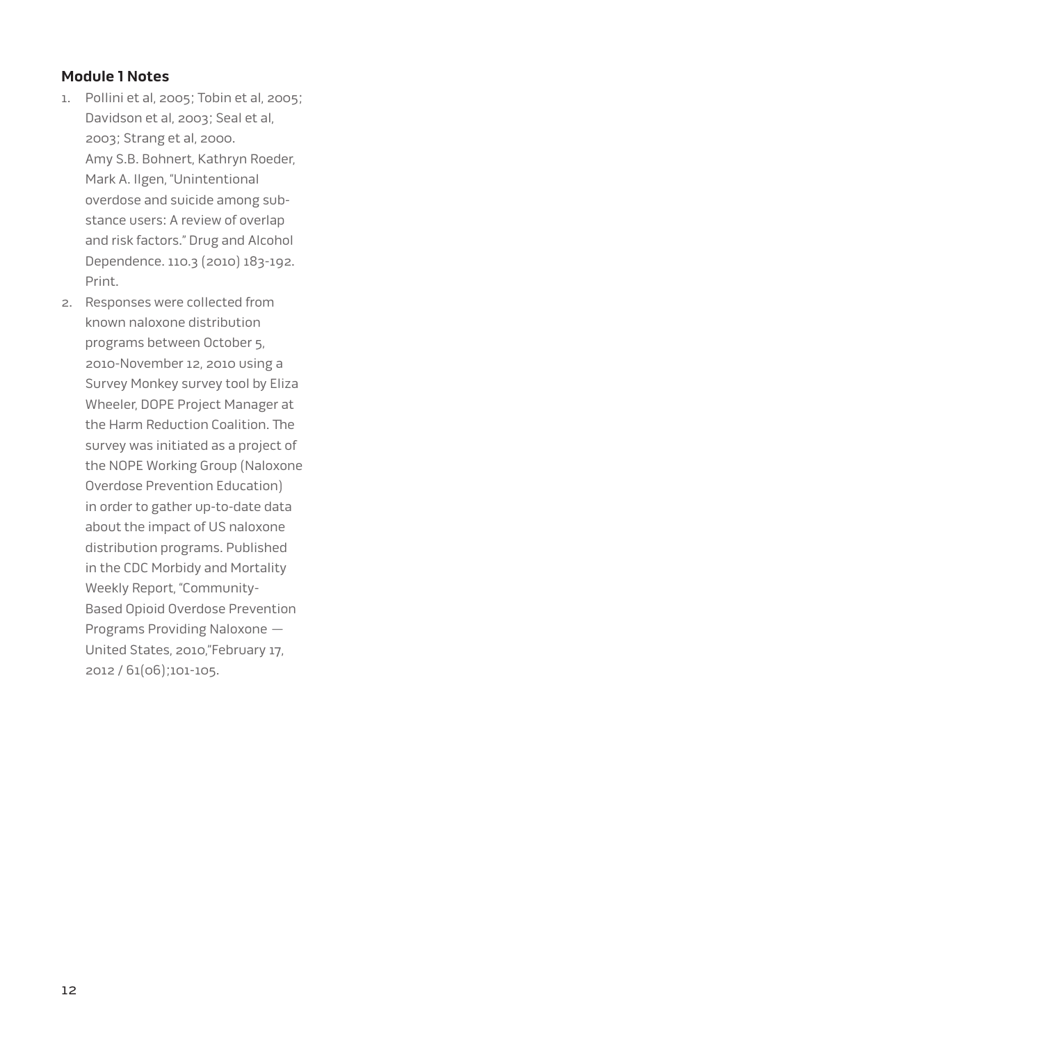## Module 1 Notes

1. Pollini et al, 2005; Tobin et al, 2005; Davidson et al, 2003; Seal et al, 2003; Strang et al, 2000.
   Amy S.B. Bohnert, Kathryn Roeder, Mark A. Ilgen, "Unintentional overdose and suicide among substance users: A review of overlap and risk factors." Drug and Alcohol Dependence. 110.3 (2010) 183-192. Print.
2. Responses were collected from known naloxone distribution programs between October 5, 2010-November 12, 2010 using a Survey Monkey survey tool by Eliza Wheeler, DOPE Project Manager at the Harm Reduction Coalition. The survey was initiated as a project of the NOPE Working Group (Naloxone Overdose Prevention Education) in order to gather up-to-date data about the impact of US naloxone distribution programs. Published in the CDC Morbidy and Mortality Weekly Report, "Community-Based Opioid Overdose Prevention Programs Providing Naloxone — United States, 2010,"February 17, 2012 / 61(06);101-105.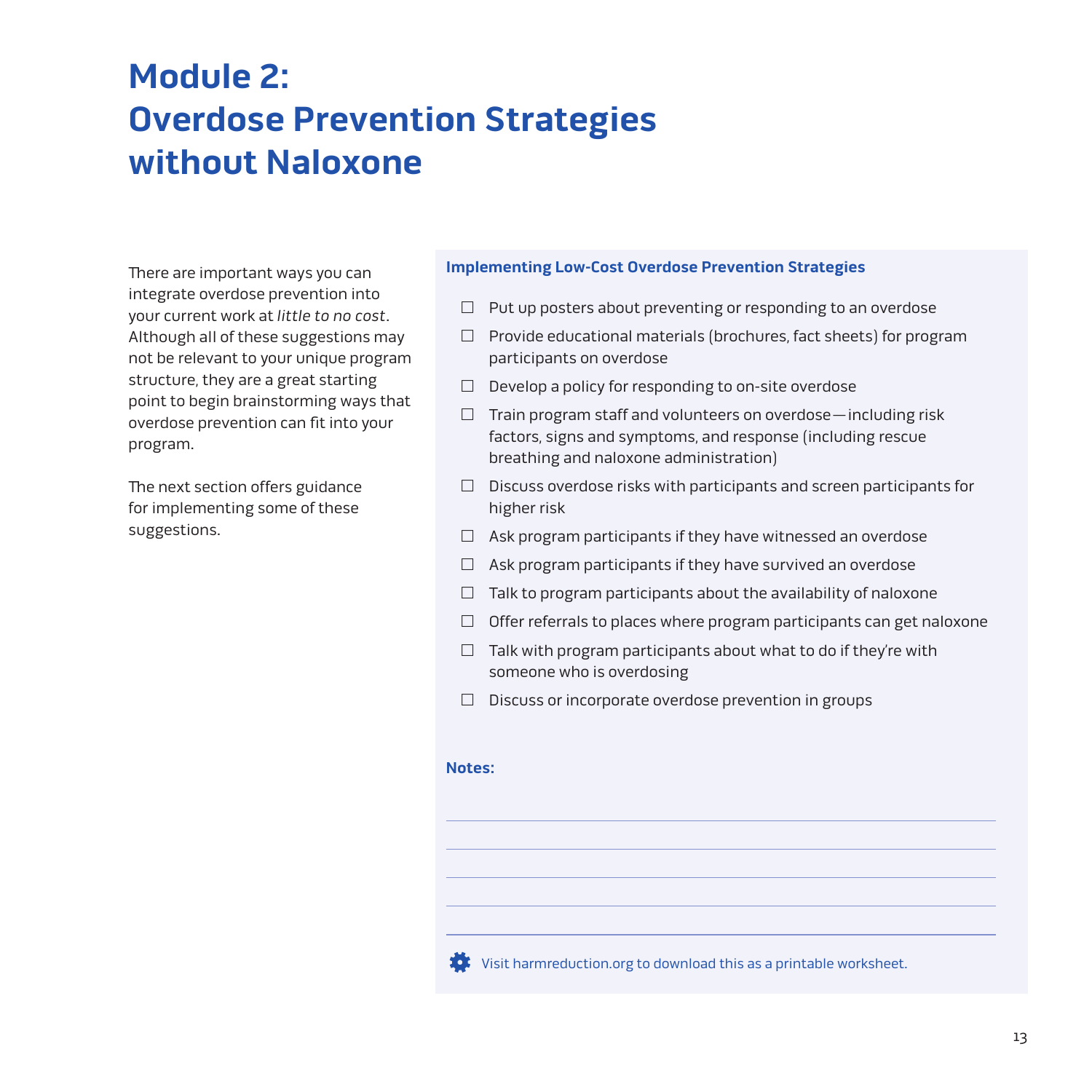# Module 2: Overdose Prevention Strategies without Naloxone

There are important ways you can integrate overdose prevention into your current work at *little to no cost*. Although all of these suggestions may not be relevant to your unique program structure, they are a great starting point to begin brainstorming ways that overdose prevention can fit into your program.

The next section offers guidance for implementing some of these suggestions.

### Implementing Low-Cost Overdose Prevention Strategies

- ☐ Put up posters about preventing or responding to an overdose
- ☐ Provide educational materials (brochures, fact sheets) for program participants on overdose
- ☐ Develop a policy for responding to on-site overdose
- ☐ Train program staff and volunteers on overdose — including risk factors, signs and symptoms, and response (including rescue breathing and naloxone administration)
- ☐ Discuss overdose risks with participants and screen participants for higher risk
- ☐ Ask program participants if they have witnessed an overdose
- ☐ Ask program participants if they have survived an overdose
- ☐ Talk to program participants about the availability of naloxone
- ☐ Offer referrals to places where program participants can get naloxone
- ☐ Talk with program participants about what to do if they're with someone who is overdosing
- ☐ Discuss or incorporate overdose prevention in groups

**Notes:**

_______________________________________________

_______________________________________________

_______________________________________________

_______________________________________________

_______________________________________________

Visit harmreduction.org to download this as a printable worksheet.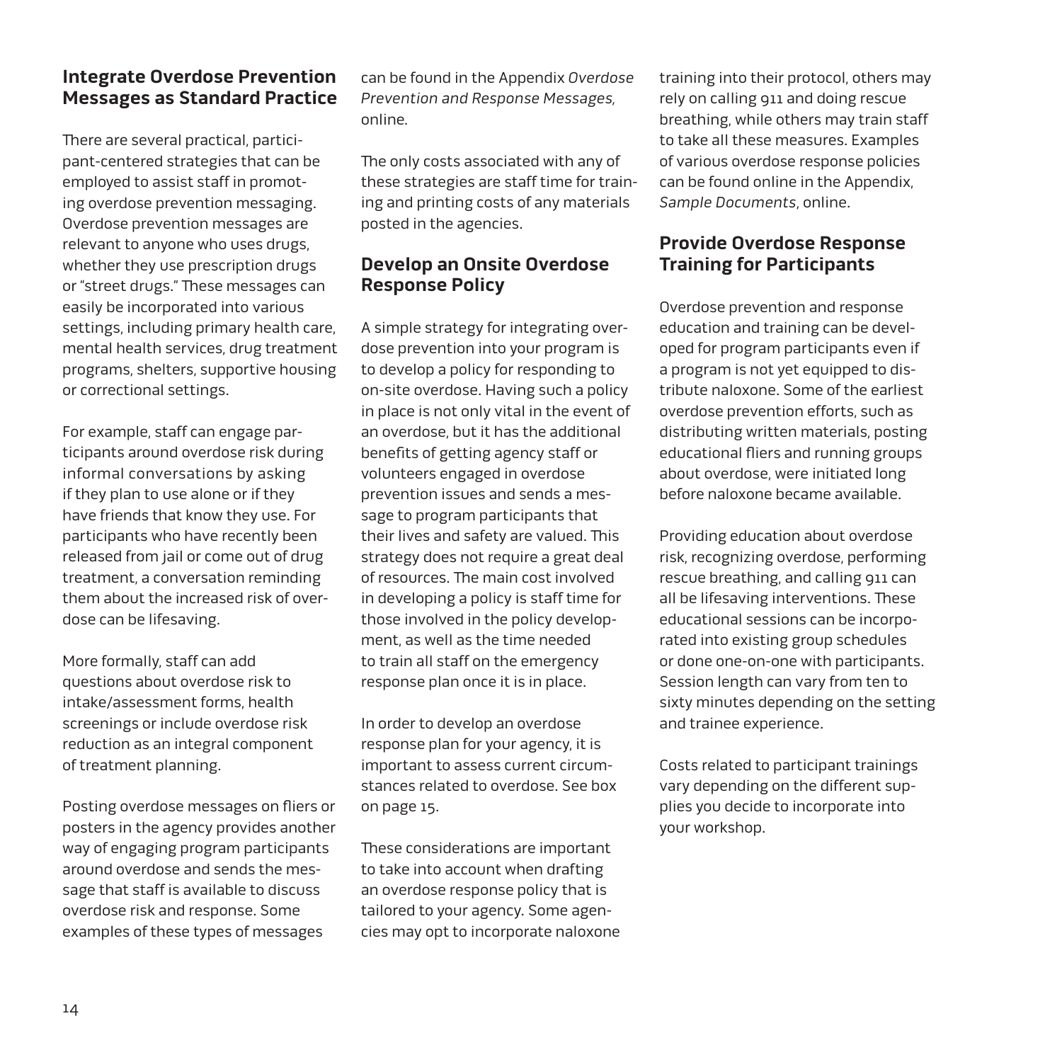## Integrate Overdose Prevention Messages as Standard Practice

There are several practical, participant-centered strategies that can be employed to assist staff in promoting overdose prevention messaging. Overdose prevention messages are relevant to anyone who uses drugs, whether they use prescription drugs or "street drugs." These messages can easily be incorporated into various settings, including primary health care, mental health services, drug treatment programs, shelters, supportive housing or correctional settings.

For example, staff can engage participants around overdose risk during informal conversations by asking if they plan to use alone or if they have friends that know they use. For participants who have recently been released from jail or come out of drug treatment, a conversation reminding them about the increased risk of overdose can be lifesaving.

More formally, staff can add questions about overdose risk to intake/assessment forms, health screenings or include overdose risk reduction as an integral component of treatment planning.

Posting overdose messages on fliers or posters in the agency provides another way of engaging program participants around overdose and sends the message that staff is available to discuss overdose risk and response. Some examples of these types of messages can be found in the Appendix *Overdose Prevention and Response Messages*, online.

The only costs associated with any of these strategies are staff time for training and printing costs of any materials posted in the agencies.

## Develop an Onsite Overdose Response Policy

A simple strategy for integrating overdose prevention into your program is to develop a policy for responding to on-site overdose. Having such a policy in place is not only vital in the event of an overdose, but it has the additional benefits of getting agency staff or volunteers engaged in overdose prevention issues and sends a message to program participants that their lives and safety are valued. This strategy does not require a great deal of resources. The main cost involved in developing a policy is staff time for those involved in the policy development, as well as the time needed to train all staff on the emergency response plan once it is in place.

In order to develop an overdose response plan for your agency, it is important to assess current circumstances related to overdose. See box on page 15.

These considerations are important to take into account when drafting an overdose response policy that is tailored to your agency. Some agencies may opt to incorporate naloxone training into their protocol, others may rely on calling 911 and doing rescue breathing, while others may train staff to take all these measures. Examples of various overdose response policies can be found online in the Appendix, *Sample Documents*, online.

## Provide Overdose Response Training for Participants

Overdose prevention and response education and training can be developed for program participants even if a program is not yet equipped to distribute naloxone. Some of the earliest overdose prevention efforts, such as distributing written materials, posting educational fliers and running groups about overdose, were initiated long before naloxone became available.

Providing education about overdose risk, recognizing overdose, performing rescue breathing, and calling 911 can all be lifesaving interventions. These educational sessions can be incorporated into existing group schedules or done one-on-one with participants. Session length can vary from ten to sixty minutes depending on the setting and trainee experience.

Costs related to participant trainings vary depending on the different supplies you decide to incorporate into your workshop.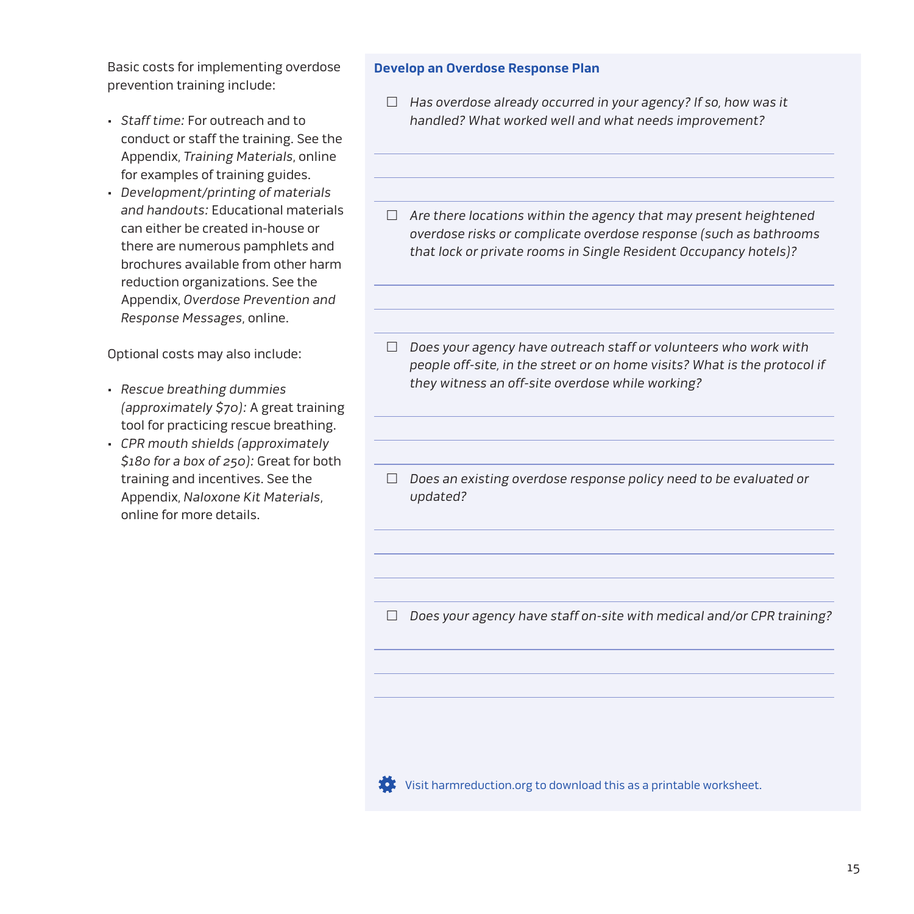Basic costs for implementing overdose prevention training include:

- *Staff time:* For outreach and to conduct or staff the training. See the Appendix, *Training Materials*, online for examples of training guides.
- *Development/printing of materials and handouts:* Educational materials can either be created in-house or there are numerous pamphlets and brochures available from other harm reduction organizations. See the Appendix, *Overdose Prevention and Response Messages*, online.

Optional costs may also include:

- *Rescue breathing dummies (approximately $70):* A great training tool for practicing rescue breathing.
- *CPR mouth shields (approximately $180 for a box of 250):* Great for both training and incentives. See the Appendix, *Naloxone Kit Materials*, online for more details.

### Develop an Overdose Response Plan

- ☐ *Has overdose already occurred in your agency? If so, how was it handled? What worked well and what needs improvement?*

- ☐ *Are there locations within the agency that may present heightened overdose risks or complicate overdose response (such as bathrooms that lock or private rooms in Single Resident Occupancy hotels)?*

- ☐ *Does your agency have outreach staff or volunteers who work with people off-site, in the street or on home visits? What is the protocol if they witness an off-site overdose while working?*

- ☐ *Does an existing overdose response policy need to be evaluated or updated?*

- ☐ *Does your agency have staff on-site with medical and/or CPR training?*

Visit harmreduction.org to download this as a printable worksheet.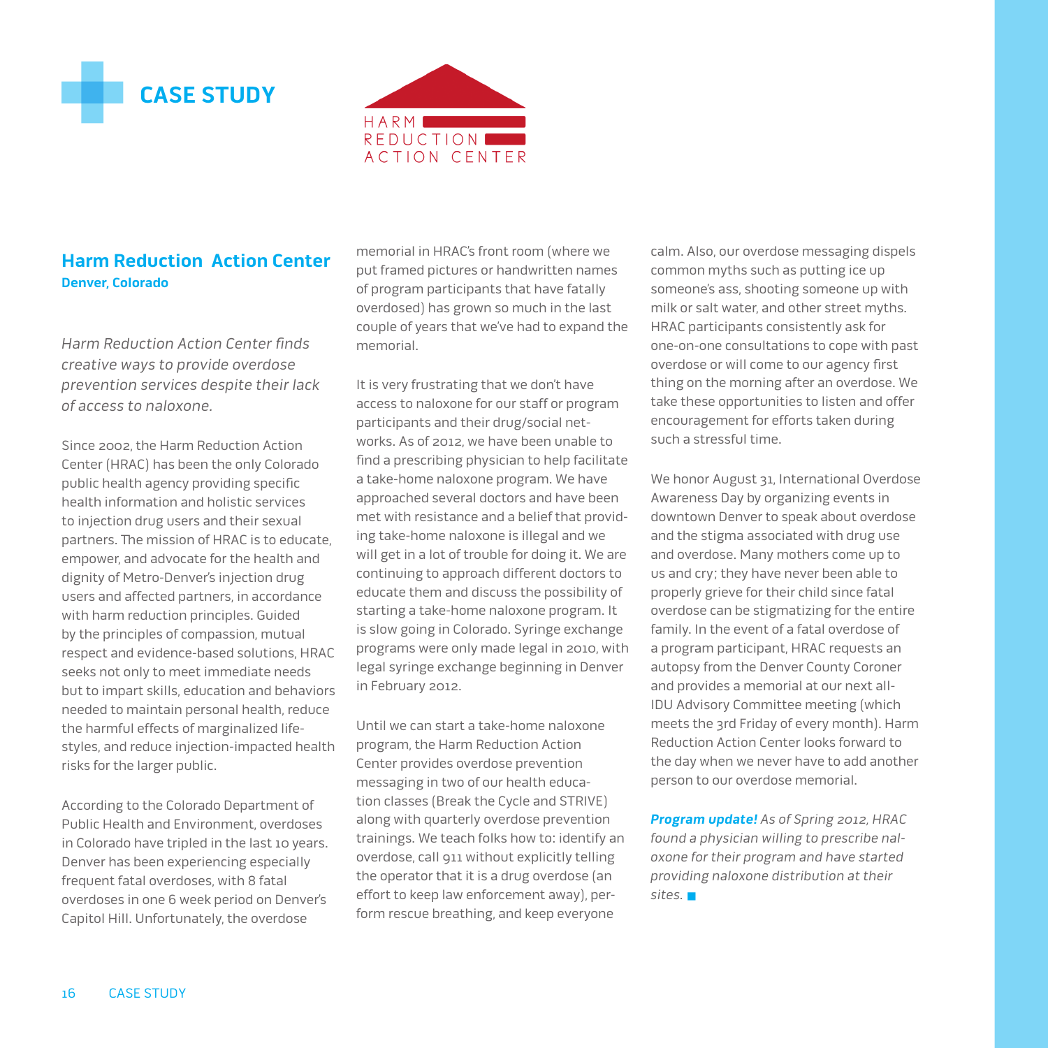# CASE STUDY

HARM REDUCTION ACTION CENTER

## Harm Reduction Action Center

**Denver, Colorado**

*Harm Reduction Action Center finds creative ways to provide overdose prevention services despite their lack of access to naloxone.*

Since 2002, the Harm Reduction Action Center (HRAC) has been the only Colorado public health agency providing specific health information and holistic services to injection drug users and their sexual partners. The mission of HRAC is to educate, empower, and advocate for the health and dignity of Metro-Denver's injection drug users and affected partners, in accordance with harm reduction principles. Guided by the principles of compassion, mutual respect and evidence-based solutions, HRAC seeks not only to meet immediate needs but to impart skills, education and behaviors needed to maintain personal health, reduce the harmful effects of marginalized life-styles, and reduce injection-impacted health risks for the larger public.

According to the Colorado Department of Public Health and Environment, overdoses in Colorado have tripled in the last 10 years. Denver has been experiencing especially frequent fatal overdoses, with 8 fatal overdoses in one 6 week period on Denver's Capitol Hill. Unfortunately, the overdose memorial in HRAC's front room (where we put framed pictures or handwritten names of program participants that have fatally overdosed) has grown so much in the last couple of years that we've had to expand the memorial.

It is very frustrating that we don't have access to naloxone for our staff or program participants and their drug/social net-works. As of 2012, we have been unable to find a prescribing physician to help facilitate a take-home naloxone program. We have approached several doctors and have been met with resistance and a belief that provid-ing take-home naloxone is illegal and we will get in a lot of trouble for doing it. We are continuing to approach different doctors to educate them and discuss the possibility of starting a take-home naloxone program. It is slow going in Colorado. Syringe exchange programs were only made legal in 2010, with legal syringe exchange beginning in Denver in February 2012.

Until we can start a take-home naloxone program, the Harm Reduction Action Center provides overdose prevention messaging in two of our health educa-tion classes (Break the Cycle and STRIVE) along with quarterly overdose prevention trainings. We teach folks how to: identify an overdose, call 911 without explicitly telling the operator that it is a drug overdose (an effort to keep law enforcement away), per-form rescue breathing, and keep everyone calm. Also, our overdose messaging dispels common myths such as putting ice up someone's ass, shooting someone up with milk or salt water, and other street myths. HRAC participants consistently ask for one-on-one consultations to cope with past overdose or will come to our agency first thing on the morning after an overdose. We take these opportunities to listen and offer encouragement for efforts taken during such a stressful time.

We honor August 31, International Overdose Awareness Day by organizing events in downtown Denver to speak about overdose and the stigma associated with drug use and overdose. Many mothers come up to us and cry; they have never been able to properly grieve for their child since fatal overdose can be stigmatizing for the entire family. In the event of a fatal overdose of a program participant, HRAC requests an autopsy from the Denver County Coroner and provides a memorial at our next all-IDU Advisory Committee meeting (which meets the 3rd Friday of every month). Harm Reduction Action Center looks forward to the day when we never have to add another person to our overdose memorial.

***Program update!*** *As of Spring 2012, HRAC found a physician willing to prescribe nal-oxone for their program and have started providing naloxone distribution at their sites.* ■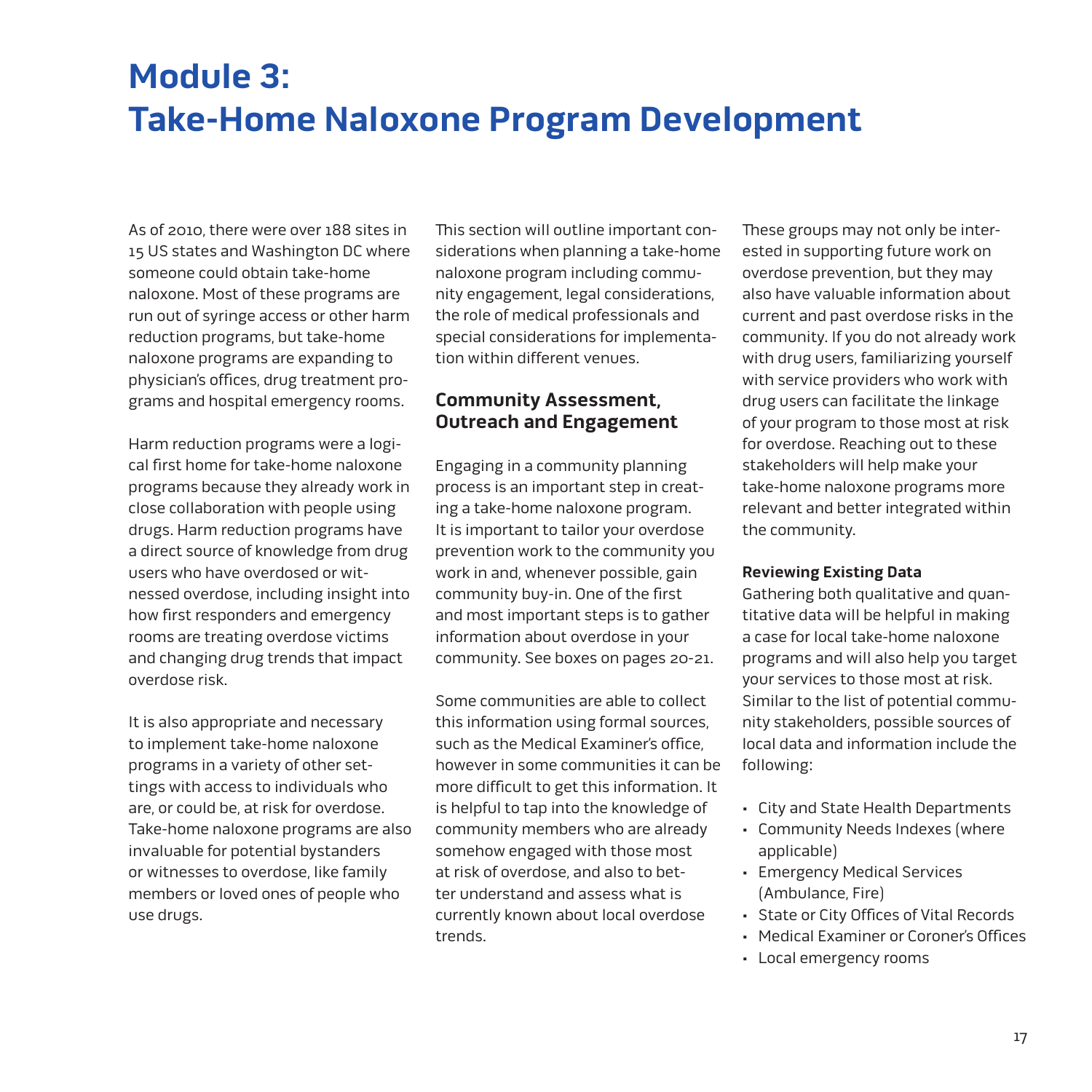# Module 3: Take-Home Naloxone Program Development

As of 2010, there were over 188 sites in 15 US states and Washington DC where someone could obtain take-home naloxone. Most of these programs are run out of syringe access or other harm reduction programs, but take-home naloxone programs are expanding to physician's offices, drug treatment programs and hospital emergency rooms.

Harm reduction programs were a logical first home for take-home naloxone programs because they already work in close collaboration with people using drugs. Harm reduction programs have a direct source of knowledge from drug users who have overdosed or witnessed overdose, including insight into how first responders and emergency rooms are treating overdose victims and changing drug trends that impact overdose risk.

It is also appropriate and necessary to implement take-home naloxone programs in a variety of other settings with access to individuals who are, or could be, at risk for overdose. Take-home naloxone programs are also invaluable for potential bystanders or witnesses to overdose, like family members or loved ones of people who use drugs.

This section will outline important considerations when planning a take-home naloxone program including community engagement, legal considerations, the role of medical professionals and special considerations for implementation within different venues.

## Community Assessment, Outreach and Engagement

Engaging in a community planning process is an important step in creating a take-home naloxone program. It is important to tailor your overdose prevention work to the community you work in and, whenever possible, gain community buy-in. One of the first and most important steps is to gather information about overdose in your community. See boxes on pages 20-21.

Some communities are able to collect this information using formal sources, such as the Medical Examiner's office, however in some communities it can be more difficult to get this information. It is helpful to tap into the knowledge of community members who are already somehow engaged with those most at risk of overdose, and also to better understand and assess what is currently known about local overdose trends.

These groups may not only be interested in supporting future work on overdose prevention, but they may also have valuable information about current and past overdose risks in the community. If you do not already work with drug users, familiarizing yourself with service providers who work with drug users can facilitate the linkage of your program to those most at risk for overdose. Reaching out to these stakeholders will help make your take-home naloxone programs more relevant and better integrated within the community.

**Reviewing Existing Data**

Gathering both qualitative and quantitative data will be helpful in making a case for local take-home naloxone programs and will also help you target your services to those most at risk. Similar to the list of potential community stakeholders, possible sources of local data and information include the following:

- City and State Health Departments
- Community Needs Indexes (where applicable)
- Emergency Medical Services (Ambulance, Fire)
- State or City Offices of Vital Records
- Medical Examiner or Coroner's Offices
- Local emergency rooms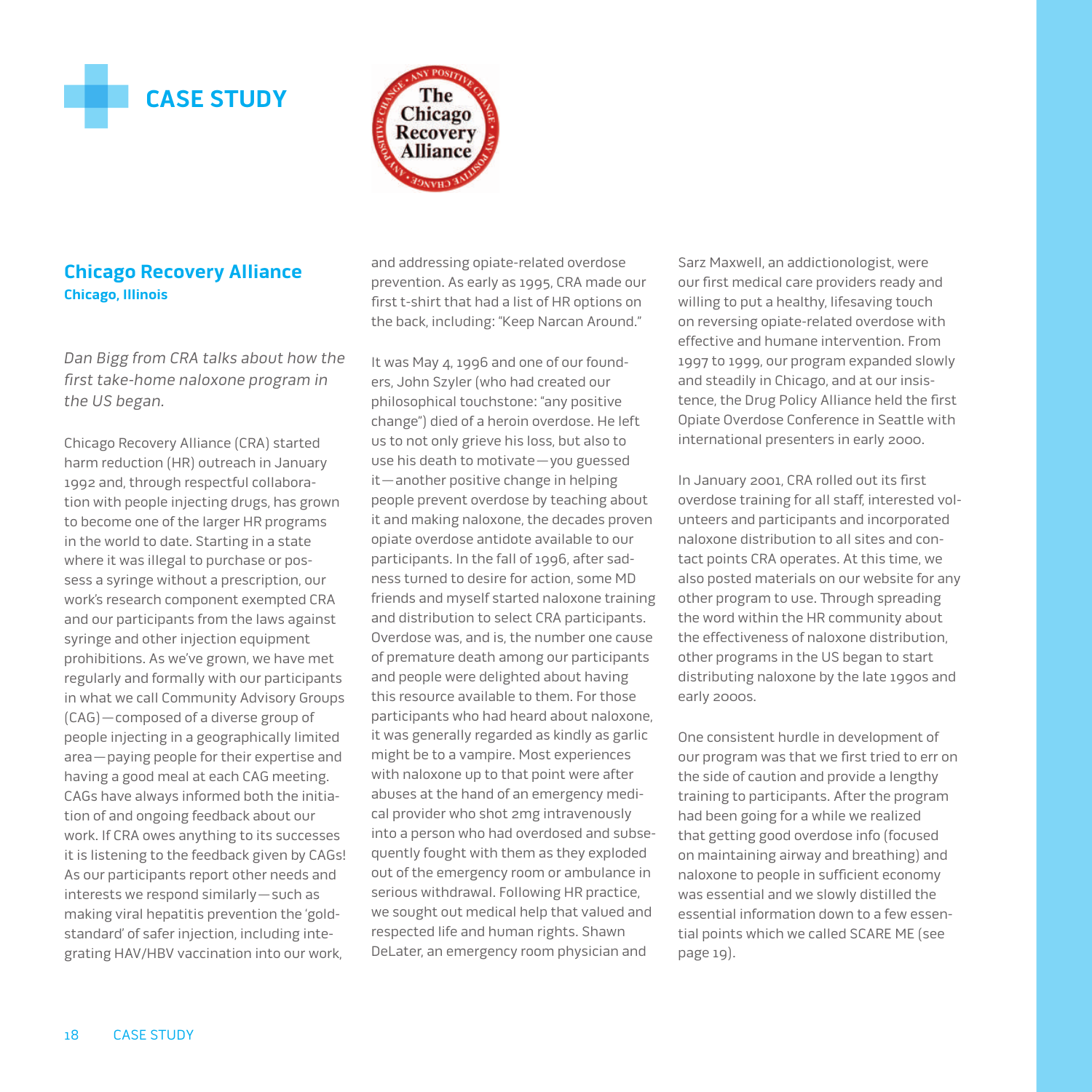# CASE STUDY

## Chicago Recovery Alliance

**Chicago, Illinois**

*Dan Bigg from CRA talks about how the first take-home naloxone program in the US began.*

Chicago Recovery Alliance (CRA) started harm reduction (HR) outreach in January 1992 and, through respectful collaboration with people injecting drugs, has grown to become one of the larger HR programs in the world to date. Starting in a state where it was illegal to purchase or possess a syringe without a prescription, our work's research component exempted CRA and our participants from the laws against syringe and other injection equipment prohibitions. As we've grown, we have met regularly and formally with our participants in what we call Community Advisory Groups (CAG)—composed of a diverse group of people injecting in a geographically limited area—paying people for their expertise and having a good meal at each CAG meeting. CAGs have always informed both the initiation of and ongoing feedback about our work. If CRA owes anything to its successes it is listening to the feedback given by CAGs! As our participants report other needs and interests we respond similarly—such as making viral hepatitis prevention the 'gold-standard' of safer injection, including integrating HAV/HBV vaccination into our work, and addressing opiate-related overdose prevention. As early as 1995, CRA made our first t-shirt that had a list of HR options on the back, including: "Keep Narcan Around."

It was May 4, 1996 and one of our founders, John Szyler (who had created our philosophical touchstone: "any positive change") died of a heroin overdose. He left us to not only grieve his loss, but also to use his death to motivate—you guessed it—another positive change in helping people prevent overdose by teaching about it and making naloxone, the decades proven opiate overdose antidote available to our participants. In the fall of 1996, after sadness turned to desire for action, some MD friends and myself started naloxone training and distribution to select CRA participants. Overdose was, and is, the number one cause of premature death among our participants and people were delighted about having this resource available to them. For those participants who had heard about naloxone, it was generally regarded as kindly as garlic might be to a vampire. Most experiences with naloxone up to that point were after abuses at the hand of an emergency medical provider who shot 2mg intravenously into a person who had overdosed and subsequently fought with them as they exploded out of the emergency room or ambulance in serious withdrawal. Following HR practice, we sought out medical help that valued and respected life and human rights. Shawn DeLater, an emergency room physician and Sarz Maxwell, an addictionologist, were our first medical care providers ready and willing to put a healthy, lifesaving touch on reversing opiate-related overdose with effective and humane intervention. From 1997 to 1999, our program expanded slowly and steadily in Chicago, and at our insistence, the Drug Policy Alliance held the first Opiate Overdose Conference in Seattle with international presenters in early 2000.

In January 2001, CRA rolled out its first overdose training for all staff, interested volunteers and participants and incorporated naloxone distribution to all sites and contact points CRA operates. At this time, we also posted materials on our website for any other program to use. Through spreading the word within the HR community about the effectiveness of naloxone distribution, other programs in the US began to start distributing naloxone by the late 1990s and early 2000s.

One consistent hurdle in development of our program was that we first tried to err on the side of caution and provide a lengthy training to participants. After the program had been going for a while we realized that getting good overdose info (focused on maintaining airway and breathing) and naloxone to people in sufficient economy was essential and we slowly distilled the essential information down to a few essential points which we called SCARE ME (see page 19).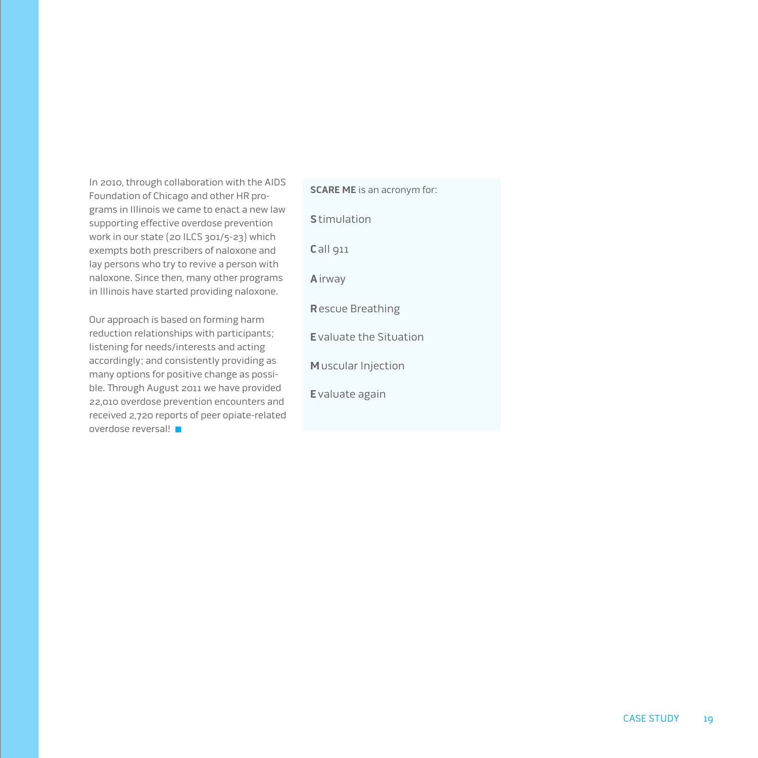In 2010, through collaboration with the AIDS Foundation of Chicago and other HR programs in Illinois we came to enact a new law supporting effective overdose prevention work in our state (20 ILCS 301/5-23) which exempts both prescribers of naloxone and lay persons who try to revive a person with naloxone. Since then, many other programs in Illinois have started providing naloxone.

Our approach is based on forming harm reduction relationships with participants; listening for needs/interests and acting accordingly; and consistently providing as many options for positive change as possible. Through August 2011 we have provided 22,010 overdose prevention encounters and received 2,720 reports of peer opiate-related overdose reversal!

**SCARE ME** is an acronym for:

**S**timulation

**C**all 911

**A**irway

**R**escue Breathing

**E**valuate the Situation

**M**uscular Injection

**E**valuate again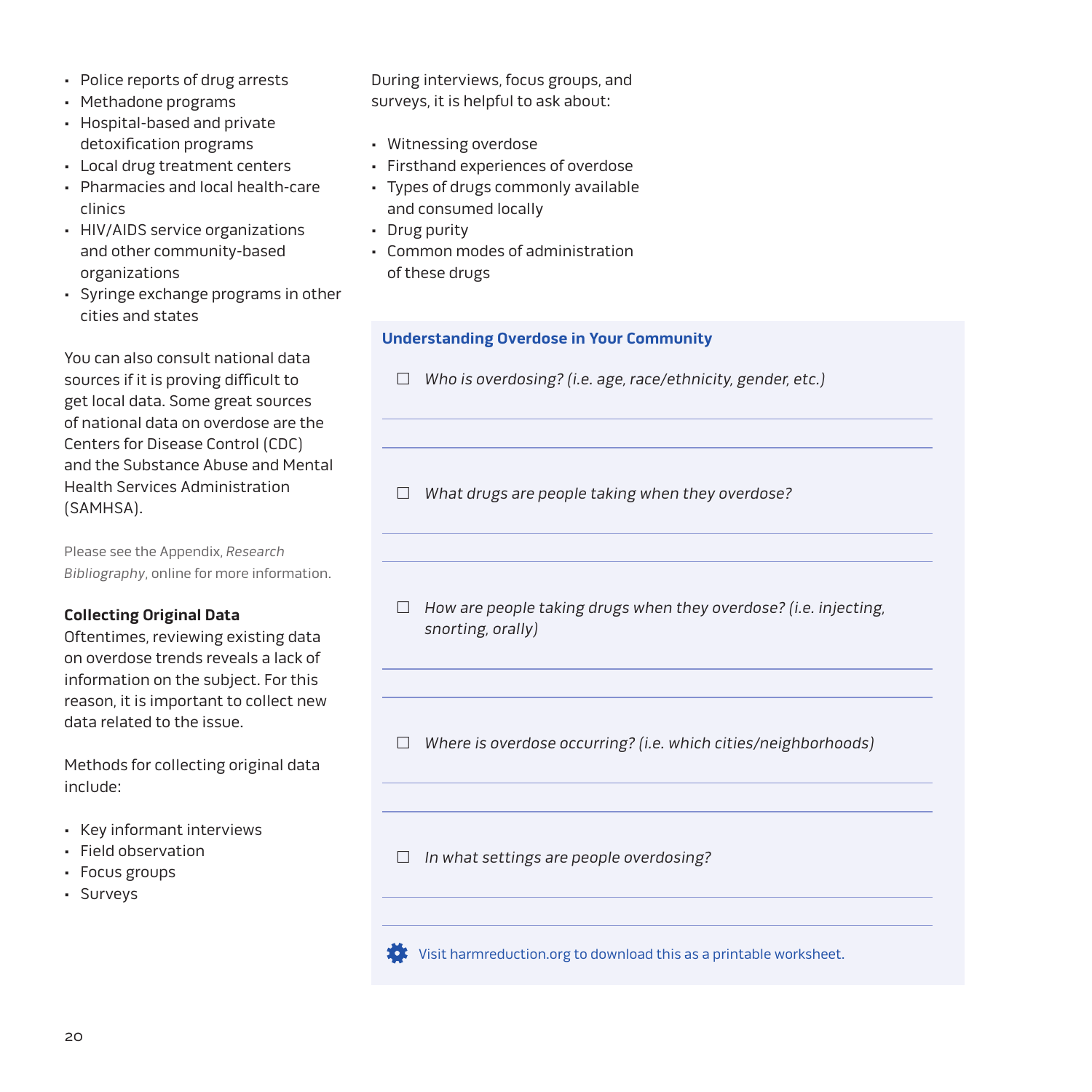- Police reports of drug arrests
- Methadone programs
- Hospital-based and private detoxification programs
- Local drug treatment centers
- Pharmacies and local health-care clinics
- HIV/AIDS service organizations and other community-based organizations
- Syringe exchange programs in other cities and states

You can also consult national data sources if it is proving difficult to get local data. Some great sources of national data on overdose are the Centers for Disease Control (CDC) and the Substance Abuse and Mental Health Services Administration (SAMHSA).

Please see the Appendix, *Research Bibliography*, online for more information.

**Collecting Original Data**

Oftentimes, reviewing existing data on overdose trends reveals a lack of information on the subject. For this reason, it is important to collect new data related to the issue.

Methods for collecting original data include:

- Key informant interviews
- Field observation
- Focus groups
- Surveys

During interviews, focus groups, and surveys, it is helpful to ask about:

- Witnessing overdose
- Firsthand experiences of overdose
- Types of drugs commonly available and consumed locally
- Drug purity
- Common modes of administration of these drugs

### Understanding Overdose in Your Community

- ☐ *Who is overdosing? (i.e. age, race/ethnicity, gender, etc.)*

- ☐ *What drugs are people taking when they overdose?*

- ☐ *How are people taking drugs when they overdose? (i.e. injecting, snorting, orally)*

- ☐ *Where is overdose occurring? (i.e. which cities/neighborhoods)*

- ☐ *In what settings are people overdosing?*

Visit harmreduction.org to download this as a printable worksheet.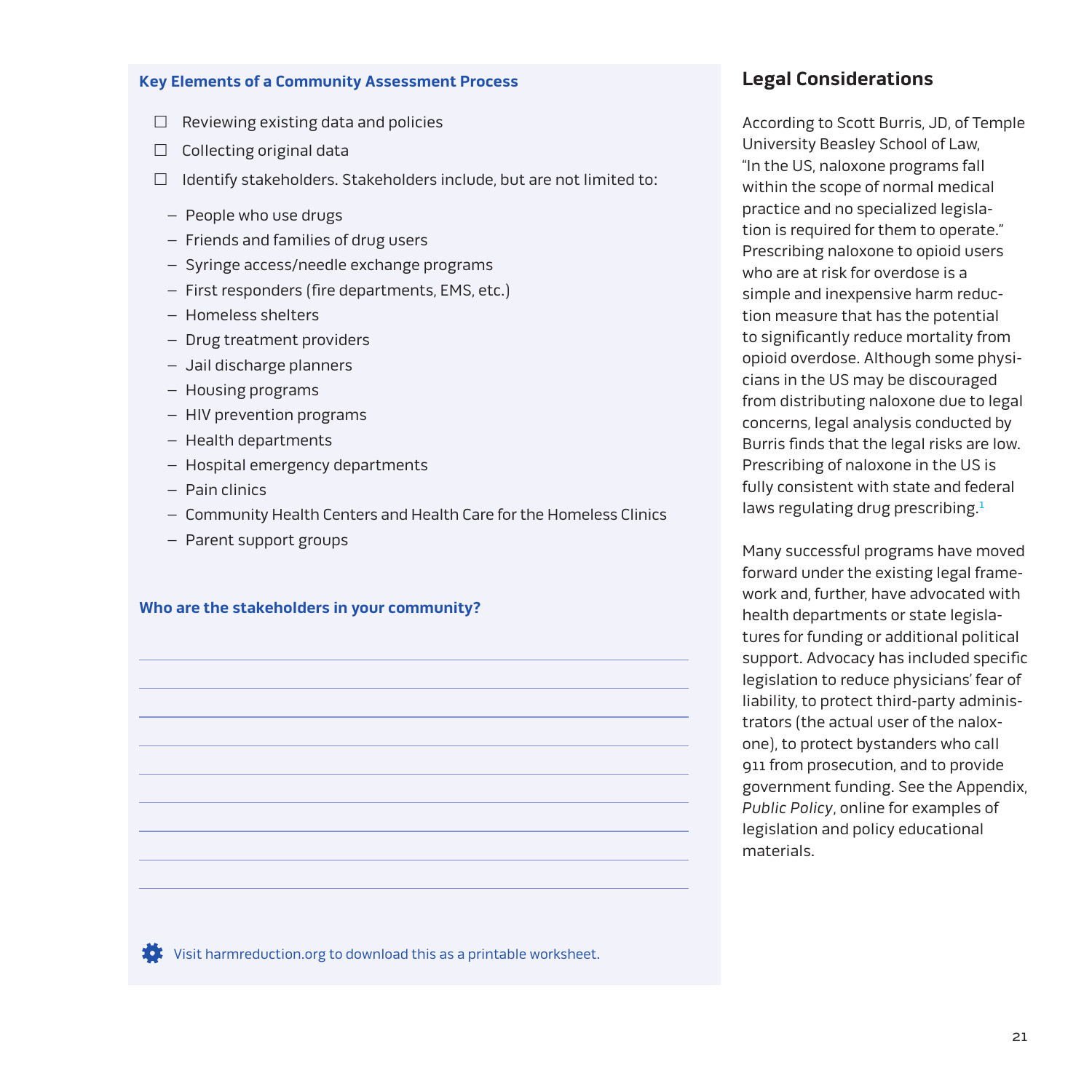### Key Elements of a Community Assessment Process

- ☐ Reviewing existing data and policies
- ☐ Collecting original data
- ☐ Identify stakeholders. Stakeholders include, but are not limited to:
  - People who use drugs
  - Friends and families of drug users
  - Syringe access/needle exchange programs
  - First responders (fire departments, EMS, etc.)
  - Homeless shelters
  - Drug treatment providers
  - Jail discharge planners
  - Housing programs
  - HIV prevention programs
  - Health departments
  - Hospital emergency departments
  - Pain clinics
  - Community Health Centers and Health Care for the Homeless Clinics
  - Parent support groups

**Who are the stakeholders in your community?**

Visit harmreduction.org to download this as a printable worksheet.

## Legal Considerations

According to Scott Burris, JD, of Temple University Beasley School of Law, "In the US, naloxone programs fall within the scope of normal medical practice and no specialized legislation is required for them to operate." Prescribing naloxone to opioid users who are at risk for overdose is a simple and inexpensive harm reduction measure that has the potential to significantly reduce mortality from opioid overdose. Although some physicians in the US may be discouraged from distributing naloxone due to legal concerns, legal analysis conducted by Burris finds that the legal risks are low. Prescribing of naloxone in the US is fully consistent with state and federal laws regulating drug prescribing.[1]

Many successful programs have moved forward under the existing legal framework and, further, have advocated with health departments or state legislatures for funding or additional political support. Advocacy has included specific legislation to reduce physicians' fear of liability, to protect third-party administrators (the actual user of the naloxone), to protect bystanders who call 911 from prosecution, and to provide government funding. See the Appendix, *Public Policy*, online for examples of legislation and policy educational materials.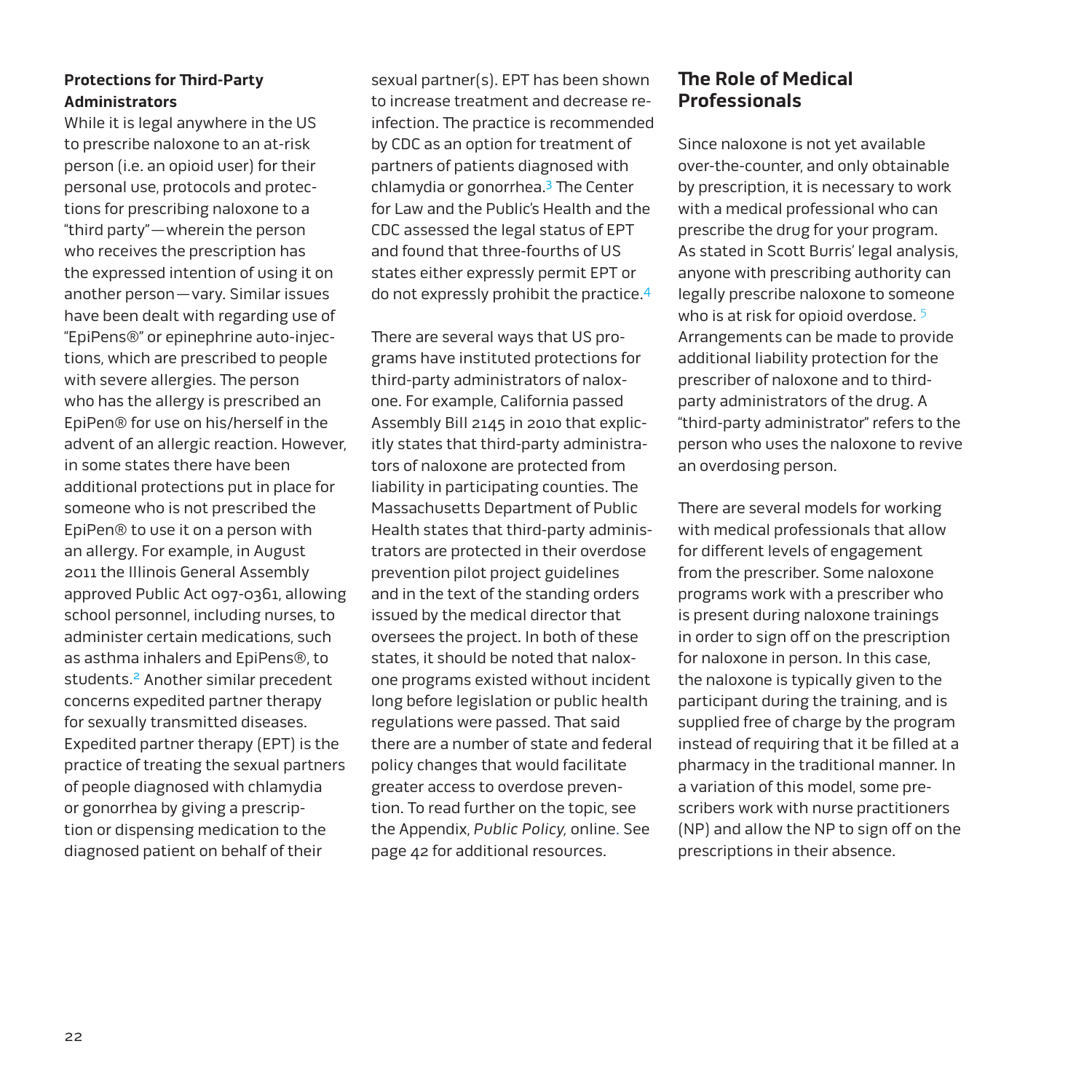**Protections for Third-Party Administrators**

While it is legal anywhere in the US to prescribe naloxone to an at-risk person (i.e. an opioid user) for their personal use, protocols and protections for prescribing naloxone to a "third party"—wherein the person who receives the prescription has the expressed intention of using it on another person—vary. Similar issues have been dealt with regarding use of "EpiPens®" or epinephrine auto-injections, which are prescribed to people with severe allergies. The person who has the allergy is prescribed an EpiPen® for use on his/herself in the advent of an allergic reaction. However, in some states there have been additional protections put in place for someone who is not prescribed the EpiPen® to use it on a person with an allergy. For example, in August 2011 the Illinois General Assembly approved Public Act 097-0361, allowing school personnel, including nurses, to administer certain medications, such as asthma inhalers and EpiPens®, to students.[2] Another similar precedent concerns expedited partner therapy for sexually transmitted diseases. Expedited partner therapy (EPT) is the practice of treating the sexual partners of people diagnosed with chlamydia or gonorrhea by giving a prescription or dispensing medication to the diagnosed patient on behalf of their sexual partner(s). EPT has been shown to increase treatment and decrease re-infection. The practice is recommended by CDC as an option for treatment of partners of patients diagnosed with chlamydia or gonorrhea.[3] The Center for Law and the Public's Health and the CDC assessed the legal status of EPT and found that three-fourths of US states either expressly permit EPT or do not expressly prohibit the practice.[4]

There are several ways that US programs have instituted protections for third-party administrators of naloxone. For example, California passed Assembly Bill 2145 in 2010 that explicitly states that third-party administrators of naloxone are protected from liability in participating counties. The Massachusetts Department of Public Health states that third-party administrators are protected in their overdose prevention pilot project guidelines and in the text of the standing orders issued by the medical director that oversees the project. In both of these states, it should be noted that naloxone programs existed without incident long before legislation or public health regulations were passed. That said there are a number of state and federal policy changes that would facilitate greater access to overdose prevention. To read further on the topic, see the Appendix, *Public Policy*, online. See page 42 for additional resources.

## The Role of Medical Professionals

Since naloxone is not yet available over-the-counter, and only obtainable by prescription, it is necessary to work with a medical professional who can prescribe the drug for your program. As stated in Scott Burris' legal analysis, anyone with prescribing authority can legally prescribe naloxone to someone who is at risk for opioid overdose.[5] Arrangements can be made to provide additional liability protection for the prescriber of naloxone and to third-party administrators of the drug. A "third-party administrator" refers to the person who uses the naloxone to revive an overdosing person.

There are several models for working with medical professionals that allow for different levels of engagement from the prescriber. Some naloxone programs work with a prescriber who is present during naloxone trainings in order to sign off on the prescription for naloxone in person. In this case, the naloxone is typically given to the participant during the training, and is supplied free of charge by the program instead of requiring that it be filled at a pharmacy in the traditional manner. In a variation of this model, some prescribers work with nurse practitioners (NP) and allow the NP to sign off on the prescriptions in their absence.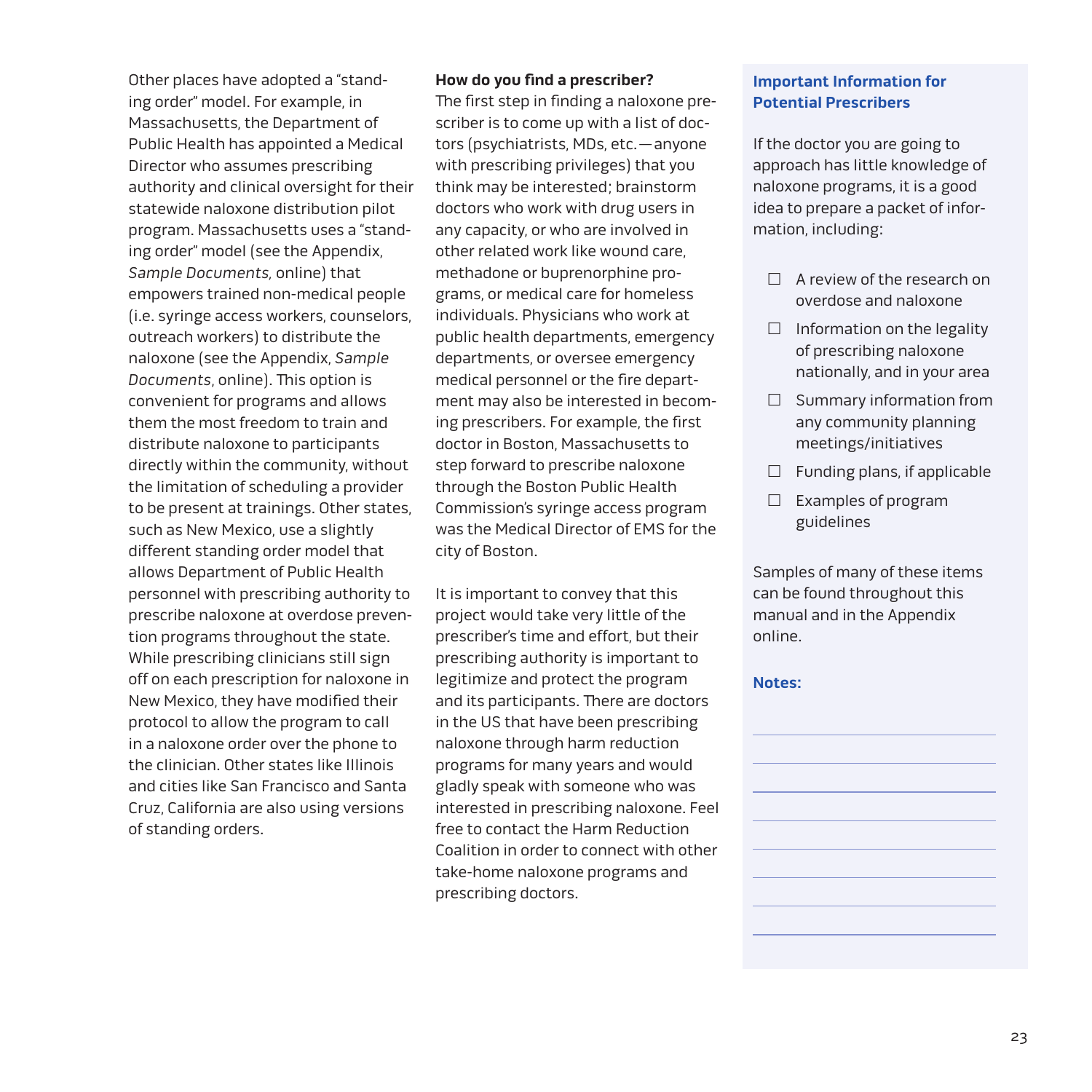Other places have adopted a "standing order" model. For example, in Massachusetts, the Department of Public Health has appointed a Medical Director who assumes prescribing authority and clinical oversight for their statewide naloxone distribution pilot program. Massachusetts uses a "standing order" model (see the Appendix, *Sample Documents,* online) that empowers trained non-medical people (i.e. syringe access workers, counselors, outreach workers) to distribute the naloxone (see the Appendix, *Sample Documents*, online). This option is convenient for programs and allows them the most freedom to train and distribute naloxone to participants directly within the community, without the limitation of scheduling a provider to be present at trainings. Other states, such as New Mexico, use a slightly different standing order model that allows Department of Public Health personnel with prescribing authority to prescribe naloxone at overdose prevention programs throughout the state. While prescribing clinicians still sign off on each prescription for naloxone in New Mexico, they have modified their protocol to allow the program to call in a naloxone order over the phone to the clinician. Other states like Illinois and cities like San Francisco and Santa Cruz, California are also using versions of standing orders.

**How do you find a prescriber?**

The first step in finding a naloxone prescriber is to come up with a list of doctors (psychiatrists, MDs, etc.—anyone with prescribing privileges) that you think may be interested; brainstorm doctors who work with drug users in any capacity, or who are involved in other related work like wound care, methadone or buprenorphine programs, or medical care for homeless individuals. Physicians who work at public health departments, emergency departments, or oversee emergency medical personnel or the fire department may also be interested in becoming prescribers. For example, the first doctor in Boston, Massachusetts to step forward to prescribe naloxone through the Boston Public Health Commission's syringe access program was the Medical Director of EMS for the city of Boston.

It is important to convey that this project would take very little of the prescriber's time and effort, but their prescribing authority is important to legitimize and protect the program and its participants. There are doctors in the US that have been prescribing naloxone through harm reduction programs for many years and would gladly speak with someone who was interested in prescribing naloxone. Feel free to contact the Harm Reduction Coalition in order to connect with other take-home naloxone programs and prescribing doctors.

### Important Information for Potential Prescribers

If the doctor you are going to approach has little knowledge of naloxone programs, it is a good idea to prepare a packet of information, including:

- ☐ A review of the research on overdose and naloxone
- ☐ Information on the legality of prescribing naloxone nationally, and in your area
- ☐ Summary information from any community planning meetings/initiatives
- ☐ Funding plans, if applicable
- ☐ Examples of program guidelines

Samples of many of these items can be found throughout this manual and in the Appendix online.

**Notes:**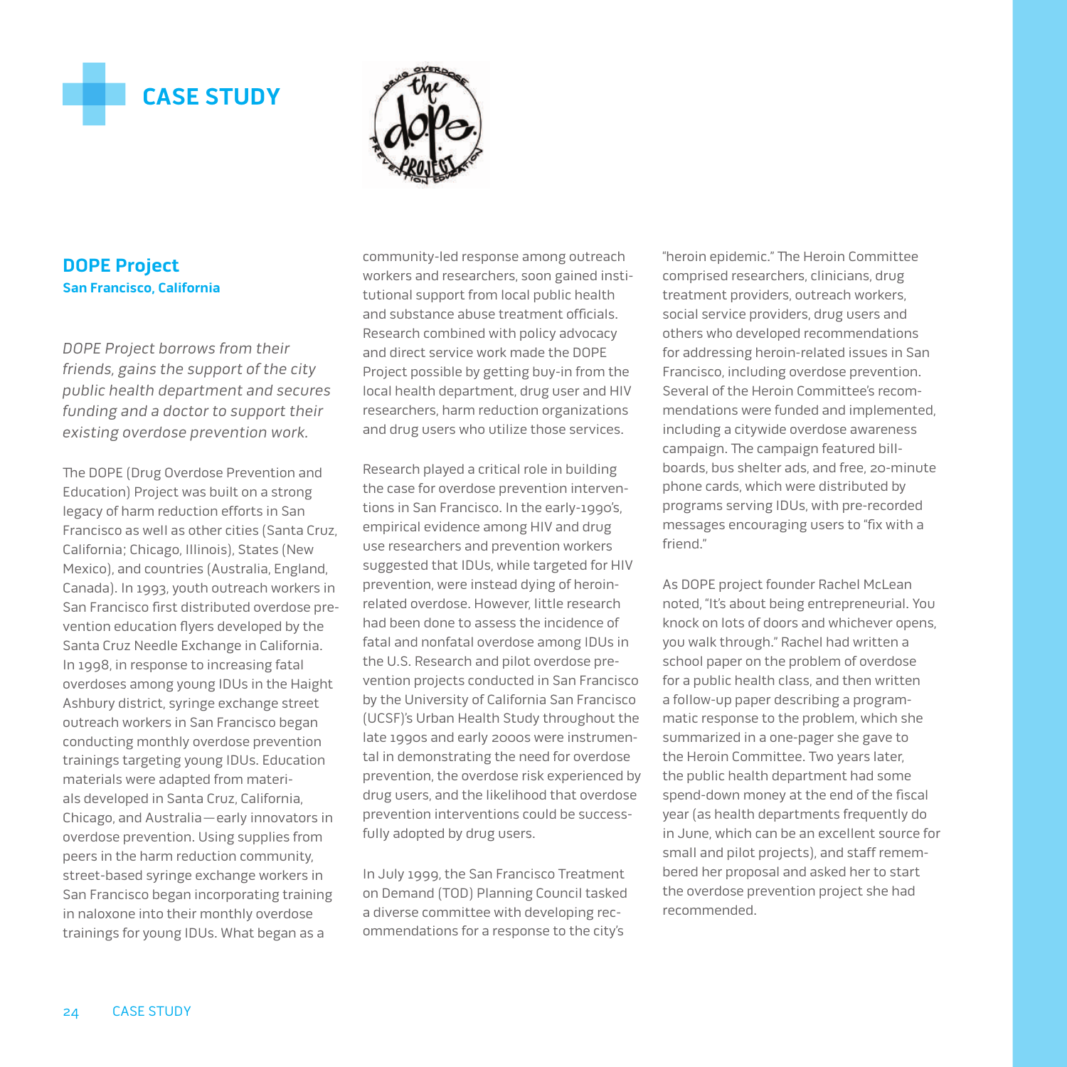# CASE STUDY

## DOPE Project

**San Francisco, California**

*DOPE Project borrows from their friends, gains the support of the city public health department and secures funding and a doctor to support their existing overdose prevention work.*

The DOPE (Drug Overdose Prevention and Education) Project was built on a strong legacy of harm reduction efforts in San Francisco as well as other cities (Santa Cruz, California; Chicago, Illinois), States (New Mexico), and countries (Australia, England, Canada). In 1993, youth outreach workers in San Francisco first distributed overdose prevention education flyers developed by the Santa Cruz Needle Exchange in California. In 1998, in response to increasing fatal overdoses among young IDUs in the Haight Ashbury district, syringe exchange street outreach workers in San Francisco began conducting monthly overdose prevention trainings targeting young IDUs. Education materials were adapted from materials developed in Santa Cruz, California, Chicago, and Australia—early innovators in overdose prevention. Using supplies from peers in the harm reduction community, street-based syringe exchange workers in San Francisco began incorporating training in naloxone into their monthly overdose trainings for young IDUs. What began as a community-led response among outreach workers and researchers, soon gained institutional support from local public health and substance abuse treatment officials. Research combined with policy advocacy and direct service work made the DOPE Project possible by getting buy-in from the local health department, drug user and HIV researchers, harm reduction organizations and drug users who utilize those services.

Research played a critical role in building the case for overdose prevention interventions in San Francisco. In the early-1990's, empirical evidence among HIV and drug use researchers and prevention workers suggested that IDUs, while targeted for HIV prevention, were instead dying of heroin-related overdose. However, little research had been done to assess the incidence of fatal and nonfatal overdose among IDUs in the U.S. Research and pilot overdose prevention projects conducted in San Francisco by the University of California San Francisco (UCSF)'s Urban Health Study throughout the late 1990s and early 2000s were instrumental in demonstrating the need for overdose prevention, the overdose risk experienced by drug users, and the likelihood that overdose prevention interventions could be successfully adopted by drug users.

In July 1999, the San Francisco Treatment on Demand (TOD) Planning Council tasked a diverse committee with developing recommendations for a response to the city's "heroin epidemic." The Heroin Committee comprised researchers, clinicians, drug treatment providers, outreach workers, social service providers, drug users and others who developed recommendations for addressing heroin-related issues in San Francisco, including overdose prevention. Several of the Heroin Committee's recommendations were funded and implemented, including a citywide overdose awareness campaign. The campaign featured billboards, bus shelter ads, and free, 20-minute phone cards, which were distributed by programs serving IDUs, with pre-recorded messages encouraging users to "fix with a friend."

As DOPE project founder Rachel McLean noted, "It's about being entrepreneurial. You knock on lots of doors and whichever opens, you walk through." Rachel had written a school paper on the problem of overdose for a public health class, and then written a follow-up paper describing a programmatic response to the problem, which she summarized in a one-pager she gave to the Heroin Committee. Two years later, the public health department had some spend-down money at the end of the fiscal year (as health departments frequently do in June, which can be an excellent source for small and pilot projects), and staff remembered her proposal and asked her to start the overdose prevention project she had recommended.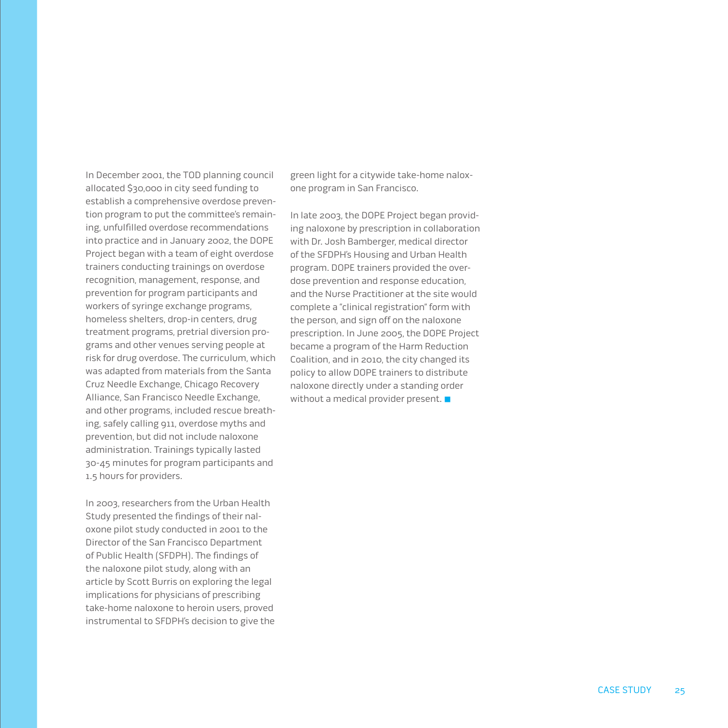In December 2001, the TOD planning council allocated $30,000 in city seed funding to establish a comprehensive overdose prevention program to put the committee's remaining, unfulfilled overdose recommendations into practice and in January 2002, the DOPE Project began with a team of eight overdose trainers conducting trainings on overdose recognition, management, response, and prevention for program participants and workers of syringe exchange programs, homeless shelters, drop-in centers, drug treatment programs, pretrial diversion programs and other venues serving people at risk for drug overdose. The curriculum, which was adapted from materials from the Santa Cruz Needle Exchange, Chicago Recovery Alliance, San Francisco Needle Exchange, and other programs, included rescue breathing, safely calling 911, overdose myths and prevention, but did not include naloxone administration. Trainings typically lasted 30-45 minutes for program participants and 1.5 hours for providers.

In 2003, researchers from the Urban Health Study presented the findings of their naloxone pilot study conducted in 2001 to the Director of the San Francisco Department of Public Health (SFDPH). The findings of the naloxone pilot study, along with an article by Scott Burris on exploring the legal implications for physicians of prescribing take-home naloxone to heroin users, proved instrumental to SFDPH's decision to give the green light for a citywide take-home naloxone program in San Francisco.

In late 2003, the DOPE Project began providing naloxone by prescription in collaboration with Dr. Josh Bamberger, medical director of the SFDPH's Housing and Urban Health program. DOPE trainers provided the overdose prevention and response education, and the Nurse Practitioner at the site would complete a "clinical registration" form with the person, and sign off on the naloxone prescription. In June 2005, the DOPE Project became a program of the Harm Reduction Coalition, and in 2010, the city changed its policy to allow DOPE trainers to distribute naloxone directly under a standing order without a medical provider present. ■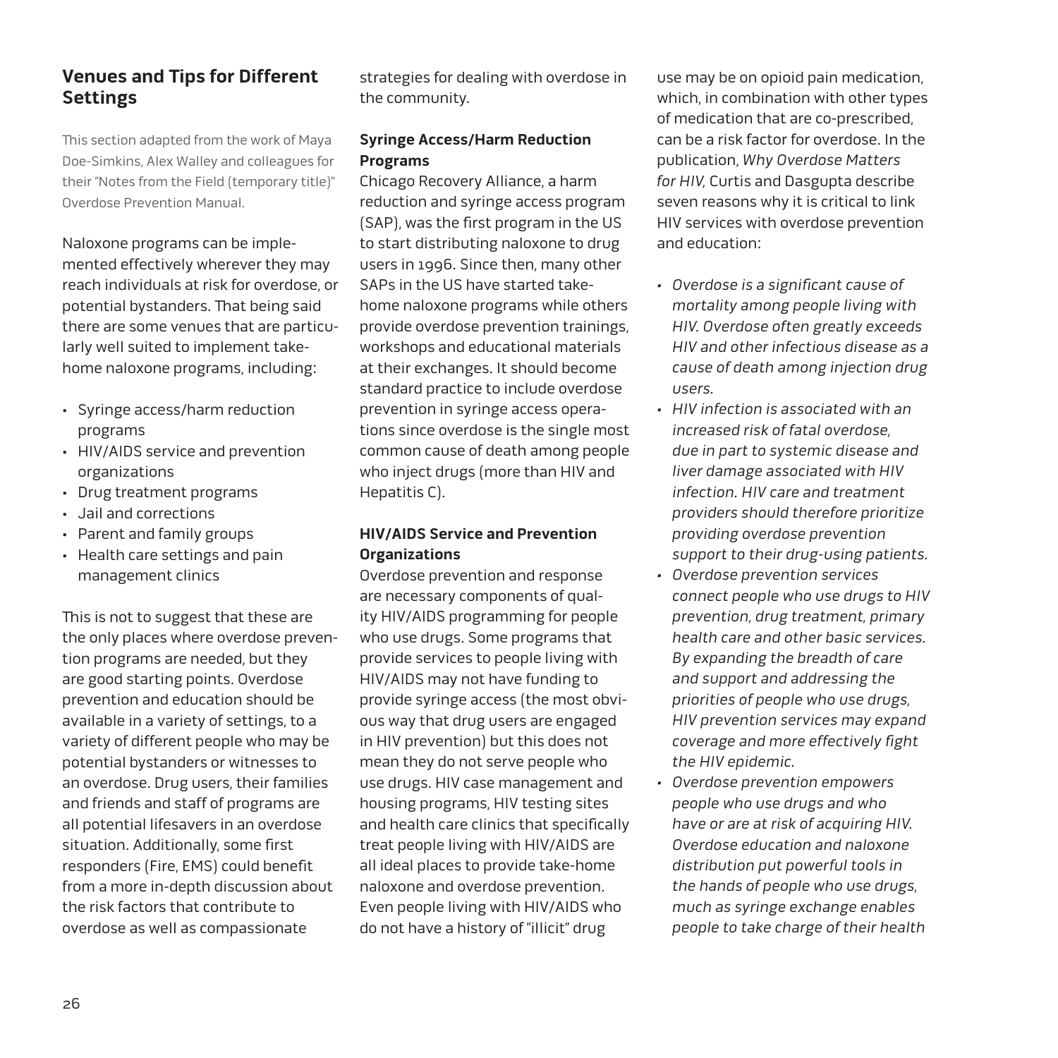## Venues and Tips for Different Settings

This section adapted from the work of Maya Doe-Simkins, Alex Walley and colleagues for their "Notes from the Field (temporary title)" Overdose Prevention Manual.

Naloxone programs can be implemented effectively wherever they may reach individuals at risk for overdose, or potential bystanders. That being said there are some venues that are particularly well suited to implement take-home naloxone programs, including:

- Syringe access/harm reduction programs
- HIV/AIDS service and prevention organizations
- Drug treatment programs
- Jail and corrections
- Parent and family groups
- Health care settings and pain management clinics

This is not to suggest that these are the only places where overdose prevention programs are needed, but they are good starting points. Overdose prevention and education should be available in a variety of settings, to a variety of different people who may be potential bystanders or witnesses to an overdose. Drug users, their families and friends and staff of programs are all potential lifesavers in an overdose situation. Additionally, some first responders (Fire, EMS) could benefit from a more in-depth discussion about the risk factors that contribute to overdose as well as compassionate strategies for dealing with overdose in the community.

### Syringe Access/Harm Reduction Programs

Chicago Recovery Alliance, a harm reduction and syringe access program (SAP), was the first program in the US to start distributing naloxone to drug users in 1996. Since then, many other SAPs in the US have started take-home naloxone programs while others provide overdose prevention trainings, workshops and educational materials at their exchanges. It should become standard practice to include overdose prevention in syringe access operations since overdose is the single most common cause of death among people who inject drugs (more than HIV and Hepatitis C).

### HIV/AIDS Service and Prevention Organizations

Overdose prevention and response are necessary components of quality HIV/AIDS programming for people who use drugs. Some programs that provide services to people living with HIV/AIDS may not have funding to provide syringe access (the most obvious way that drug users are engaged in HIV prevention) but this does not mean they do not serve people who use drugs. HIV case management and housing programs, HIV testing sites and health care clinics that specifically treat people living with HIV/AIDS are all ideal places to provide take-home naloxone and overdose prevention. Even people living with HIV/AIDS who do not have a history of "illicit" drug use may be on opioid pain medication, which, in combination with other types of medication that are co-prescribed, can be a risk factor for overdose. In the publication, *Why Overdose Matters for HIV,* Curtis and Dasgupta describe seven reasons why it is critical to link HIV services with overdose prevention and education:

- *Overdose is a significant cause of mortality among people living with HIV. Overdose often greatly exceeds HIV and other infectious disease as a cause of death among injection drug users.*
- *HIV infection is associated with an increased risk of fatal overdose, due in part to systemic disease and liver damage associated with HIV infection. HIV care and treatment providers should therefore prioritize providing overdose prevention support to their drug-using patients.*
- *Overdose prevention services connect people who use drugs to HIV prevention, drug treatment, primary health care and other basic services. By expanding the breadth of care and support and addressing the priorities of people who use drugs, HIV prevention services may expand coverage and more effectively fight the HIV epidemic.*
- *Overdose prevention empowers people who use drugs and who have or are at risk of acquiring HIV. Overdose education and naloxone distribution put powerful tools in the hands of people who use drugs, much as syringe exchange enables people to take charge of their health*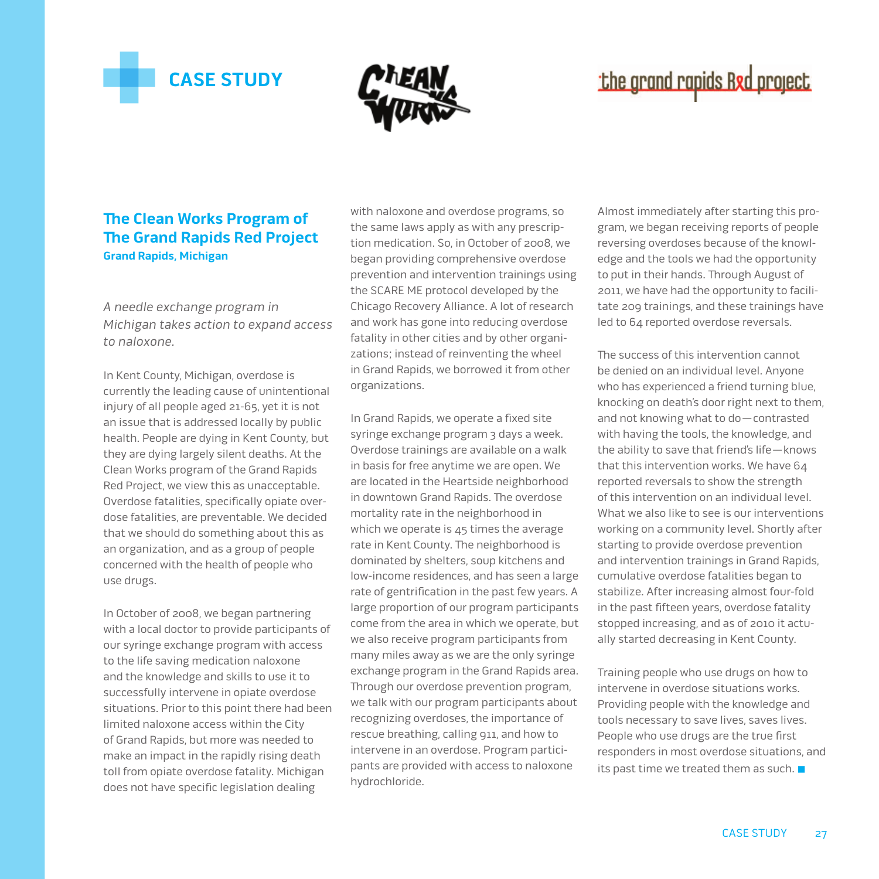# CASE STUDY

## The Clean Works Program of The Grand Rapids Red Project

**Grand Rapids, Michigan**

*A needle exchange program in Michigan takes action to expand access to naloxone.*

In Kent County, Michigan, overdose is currently the leading cause of unintentional injury of all people aged 21-65, yet it is not an issue that is addressed locally by public health. People are dying in Kent County, but they are dying largely silent deaths. At the Clean Works program of the Grand Rapids Red Project, we view this as unacceptable. Overdose fatalities, specifically opiate overdose fatalities, are preventable. We decided that we should do something about this as an organization, and as a group of people concerned with the health of people who use drugs.

In October of 2008, we began partnering with a local doctor to provide participants of our syringe exchange program with access to the life saving medication naloxone and the knowledge and skills to use it to successfully intervene in opiate overdose situations. Prior to this point there had been limited naloxone access within the City of Grand Rapids, but more was needed to make an impact in the rapidly rising death toll from opiate overdose fatality. Michigan does not have specific legislation dealing with naloxone and overdose programs, so the same laws apply as with any prescription medication. So, in October of 2008, we began providing comprehensive overdose prevention and intervention trainings using the SCARE ME protocol developed by the Chicago Recovery Alliance. A lot of research and work has gone into reducing overdose fatality in other cities and by other organizations; instead of reinventing the wheel in Grand Rapids, we borrowed it from other organizations.

In Grand Rapids, we operate a fixed site syringe exchange program 3 days a week. Overdose trainings are available on a walk in basis for free anytime we are open. We are located in the Heartside neighborhood in downtown Grand Rapids. The overdose mortality rate in the neighborhood in which we operate is 45 times the average rate in Kent County. The neighborhood is dominated by shelters, soup kitchens and low-income residences, and has seen a large rate of gentrification in the past few years. A large proportion of our program participants come from the area in which we operate, but we also receive program participants from many miles away as we are the only syringe exchange program in the Grand Rapids area. Through our overdose prevention program, we talk with our program participants about recognizing overdoses, the importance of rescue breathing, calling 911, and how to intervene in an overdose. Program participants are provided with access to naloxone hydrochloride.

Almost immediately after starting this program, we began receiving reports of people reversing overdoses because of the knowledge and the tools we had the opportunity to put in their hands. Through August of 2011, we have had the opportunity to facilitate 209 trainings, and these trainings have led to 64 reported overdose reversals.

The success of this intervention cannot be denied on an individual level. Anyone who has experienced a friend turning blue, knocking on death's door right next to them, and not knowing what to do—contrasted with having the tools, the knowledge, and the ability to save that friend's life—knows that this intervention works. We have 64 reported reversals to show the strength of this intervention on an individual level. What we also like to see is our interventions working on a community level. Shortly after starting to provide overdose prevention and intervention trainings in Grand Rapids, cumulative overdose fatalities began to stabilize. After increasing almost four-fold in the past fifteen years, overdose fatality stopped increasing, and as of 2010 it actually started decreasing in Kent County.

Training people who use drugs on how to intervene in overdose situations works. Providing people with the knowledge and tools necessary to save lives, saves lives. People who use drugs are the true first responders in most overdose situations, and its past time we treated them as such. ■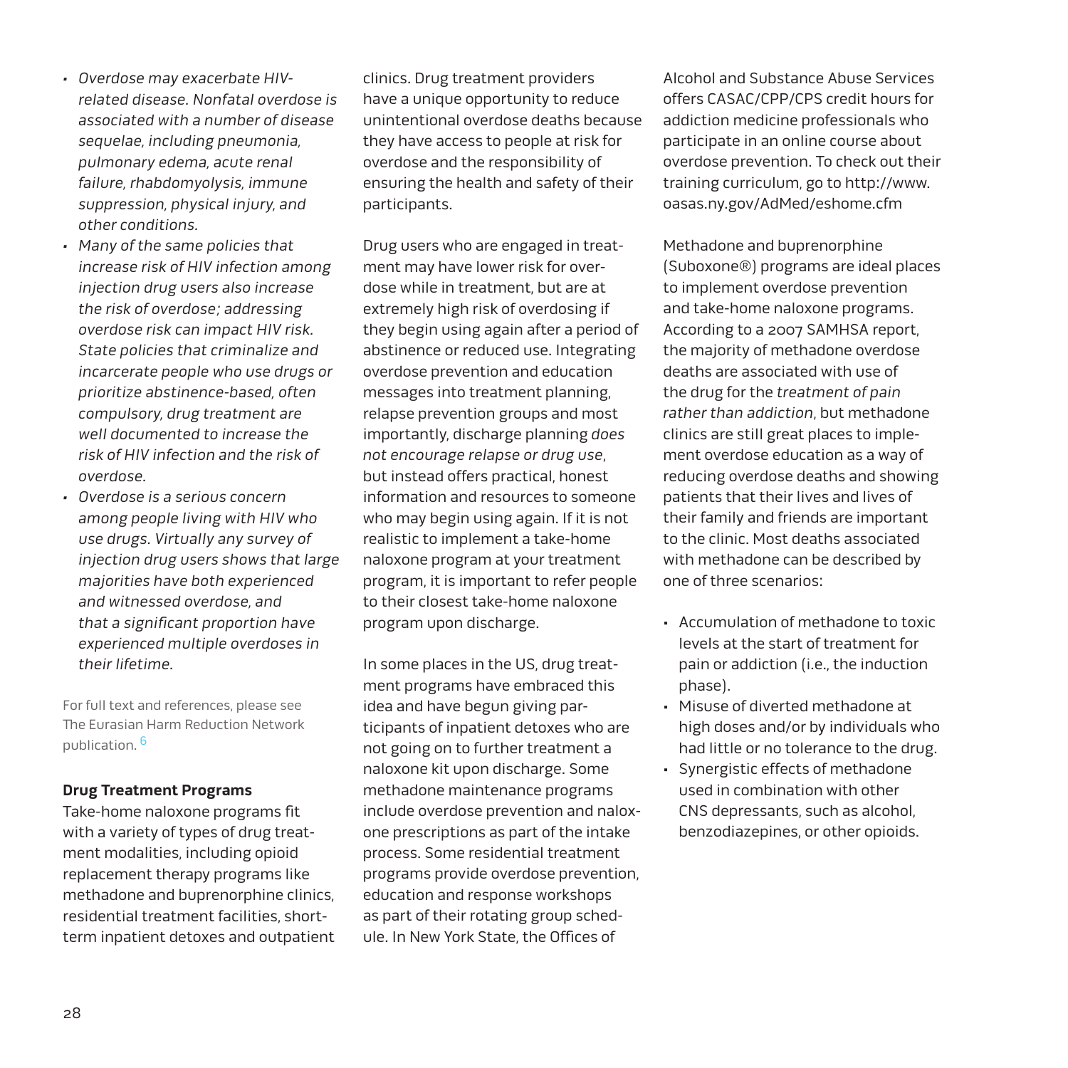- *Overdose may exacerbate HIV-related disease. Nonfatal overdose is associated with a number of disease sequelae, including pneumonia, pulmonary edema, acute renal failure, rhabdomyolysis, immune suppression, physical injury, and other conditions.*
- *Many of the same policies that increase risk of HIV infection among injection drug users also increase the risk of overdose; addressing overdose risk can impact HIV risk. State policies that criminalize and incarcerate people who use drugs or prioritize abstinence-based, often compulsory, drug treatment are well documented to increase the risk of HIV infection and the risk of overdose.*
- *Overdose is a serious concern among people living with HIV who use drugs. Virtually any survey of injection drug users shows that large majorities have both experienced and witnessed overdose, and that a significant proportion have experienced multiple overdoses in their lifetime.*

For full text and references, please see The Eurasian Harm Reduction Network publication. [6]

**Drug Treatment Programs**

Take-home naloxone programs fit with a variety of types of drug treatment modalities, including opioid replacement therapy programs like methadone and buprenorphine clinics, residential treatment facilities, short-term inpatient detoxes and outpatient clinics. Drug treatment providers have a unique opportunity to reduce unintentional overdose deaths because they have access to people at risk for overdose and the responsibility of ensuring the health and safety of their participants.

Drug users who are engaged in treatment may have lower risk for overdose while in treatment, but are at extremely high risk of overdosing if they begin using again after a period of abstinence or reduced use. Integrating overdose prevention and education messages into treatment planning, relapse prevention groups and most importantly, discharge planning *does not encourage relapse or drug use*, but instead offers practical, honest information and resources to someone who may begin using again. If it is not realistic to implement a take-home naloxone program at your treatment program, it is important to refer people to their closest take-home naloxone program upon discharge.

In some places in the US, drug treatment programs have embraced this idea and have begun giving participants of inpatient detoxes who are not going on to further treatment a naloxone kit upon discharge. Some methadone maintenance programs include overdose prevention and naloxone prescriptions as part of the intake process. Some residential treatment programs provide overdose prevention, education and response workshops as part of their rotating group schedule. In New York State, the Offices of Alcohol and Substance Abuse Services offers CASAC/CPP/CPS credit hours for addiction medicine professionals who participate in an online course about overdose prevention. To check out their training curriculum, go to http://www.oasas.ny.gov/AdMed/eshome.cfm

Methadone and buprenorphine (Suboxone®) programs are ideal places to implement overdose prevention and take-home naloxone programs. According to a 2007 SAMHSA report, the majority of methadone overdose deaths are associated with use of the drug for the *treatment of pain rather than addiction*, but methadone clinics are still great places to implement overdose education as a way of reducing overdose deaths and showing patients that their lives and lives of their family and friends are important to the clinic. Most deaths associated with methadone can be described by one of three scenarios:

- Accumulation of methadone to toxic levels at the start of treatment for pain or addiction (i.e., the induction phase).
- Misuse of diverted methadone at high doses and/or by individuals who had little or no tolerance to the drug.
- Synergistic effects of methadone used in combination with other CNS depressants, such as alcohol, benzodiazepines, or other opioids.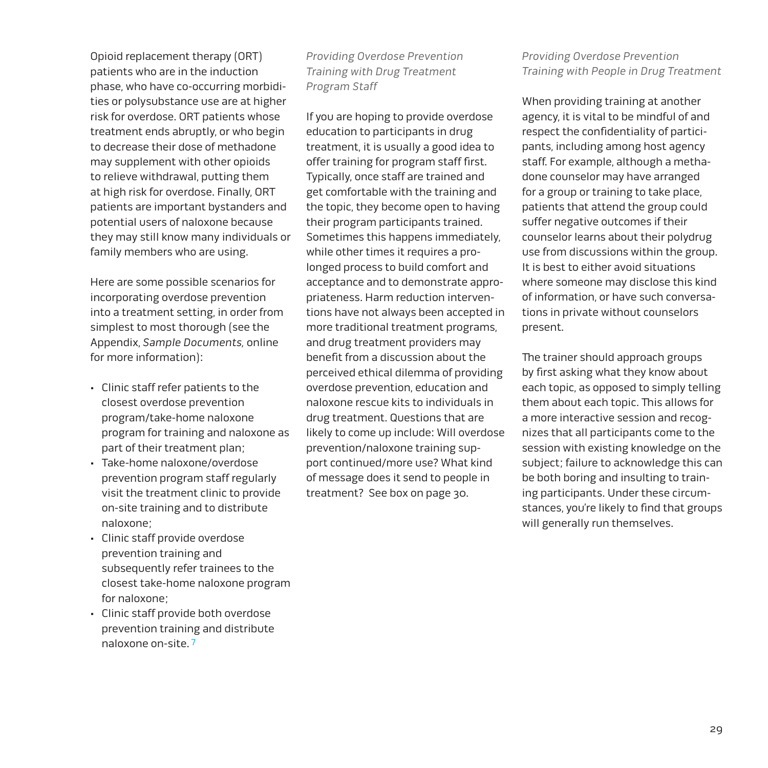Opioid replacement therapy (ORT) patients who are in the induction phase, who have co-occurring morbidities or polysubstance use are at higher risk for overdose. ORT patients whose treatment ends abruptly, or who begin to decrease their dose of methadone may supplement with other opioids to relieve withdrawal, putting them at high risk for overdose. Finally, ORT patients are important bystanders and potential users of naloxone because they may still know many individuals or family members who are using.

Here are some possible scenarios for incorporating overdose prevention into a treatment setting, in order from simplest to most thorough (see the Appendix, *Sample Documents,* online for more information):

- Clinic staff refer patients to the closest overdose prevention program/take-home naloxone program for training and naloxone as part of their treatment plan;
- Take-home naloxone/overdose prevention program staff regularly visit the treatment clinic to provide on-site training and to distribute naloxone;
- Clinic staff provide overdose prevention training and subsequently refer trainees to the closest take-home naloxone program for naloxone;
- Clinic staff provide both overdose prevention training and distribute naloxone on-site. [7]

### *Providing Overdose Prevention Training with Drug Treatment Program Staff*

If you are hoping to provide overdose education to participants in drug treatment, it is usually a good idea to offer training for program staff first. Typically, once staff are trained and get comfortable with the training and the topic, they become open to having their program participants trained. Sometimes this happens immediately, while other times it requires a prolonged process to build comfort and acceptance and to demonstrate appropriateness. Harm reduction interventions have not always been accepted in more traditional treatment programs, and drug treatment providers may benefit from a discussion about the perceived ethical dilemma of providing overdose prevention, education and naloxone rescue kits to individuals in drug treatment. Questions that are likely to come up include: Will overdose prevention/naloxone training support continued/more use? What kind of message does it send to people in treatment? See box on page 30.

### *Providing Overdose Prevention Training with People in Drug Treatment*

When providing training at another agency, it is vital to be mindful of and respect the confidentiality of participants, including among host agency staff. For example, although a methadone counselor may have arranged for a group or training to take place, patients that attend the group could suffer negative outcomes if their counselor learns about their polydrug use from discussions within the group. It is best to either avoid situations where someone may disclose this kind of information, or have such conversations in private without counselors present.

The trainer should approach groups by first asking what they know about each topic, as opposed to simply telling them about each topic. This allows for a more interactive session and recognizes that all participants come to the session with existing knowledge on the subject; failure to acknowledge this can be both boring and insulting to training participants. Under these circumstances, you're likely to find that groups will generally run themselves.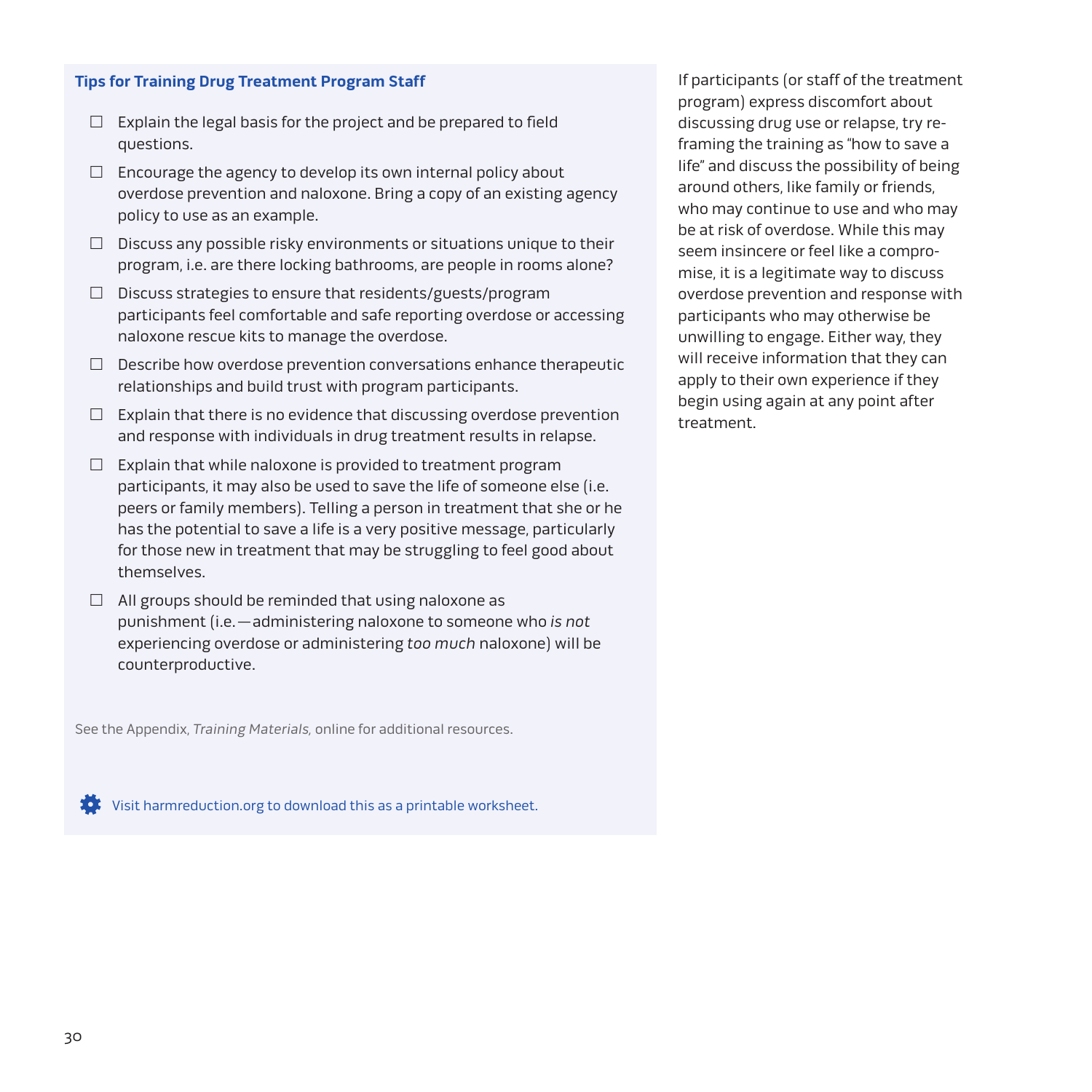### Tips for Training Drug Treatment Program Staff

- ☐ Explain the legal basis for the project and be prepared to field questions.
- ☐ Encourage the agency to develop its own internal policy about overdose prevention and naloxone. Bring a copy of an existing agency policy to use as an example.
- ☐ Discuss any possible risky environments or situations unique to their program, i.e. are there locking bathrooms, are people in rooms alone?
- ☐ Discuss strategies to ensure that residents/guests/program participants feel comfortable and safe reporting overdose or accessing naloxone rescue kits to manage the overdose.
- ☐ Describe how overdose prevention conversations enhance therapeutic relationships and build trust with program participants.
- ☐ Explain that there is no evidence that discussing overdose prevention and response with individuals in drug treatment results in relapse.
- ☐ Explain that while naloxone is provided to treatment program participants, it may also be used to save the life of someone else (i.e. peers or family members). Telling a person in treatment that she or he has the potential to save a life is a very positive message, particularly for those new in treatment that may be struggling to feel good about themselves.
- ☐ All groups should be reminded that using naloxone as punishment (i.e.—administering naloxone to someone who *is not* experiencing overdose or administering *too much* naloxone) will be counterproductive.

See the Appendix, *Training Materials,* online for additional resources.

Visit harmreduction.org to download this as a printable worksheet.

If participants (or staff of the treatment program) express discomfort about discussing drug use or relapse, try re-framing the training as "how to save a life" and discuss the possibility of being around others, like family or friends, who may continue to use and who may be at risk of overdose. While this may seem insincere or feel like a compromise, it is a legitimate way to discuss overdose prevention and response with participants who may otherwise be unwilling to engage. Either way, they will receive information that they can apply to their own experience if they begin using again at any point after treatment.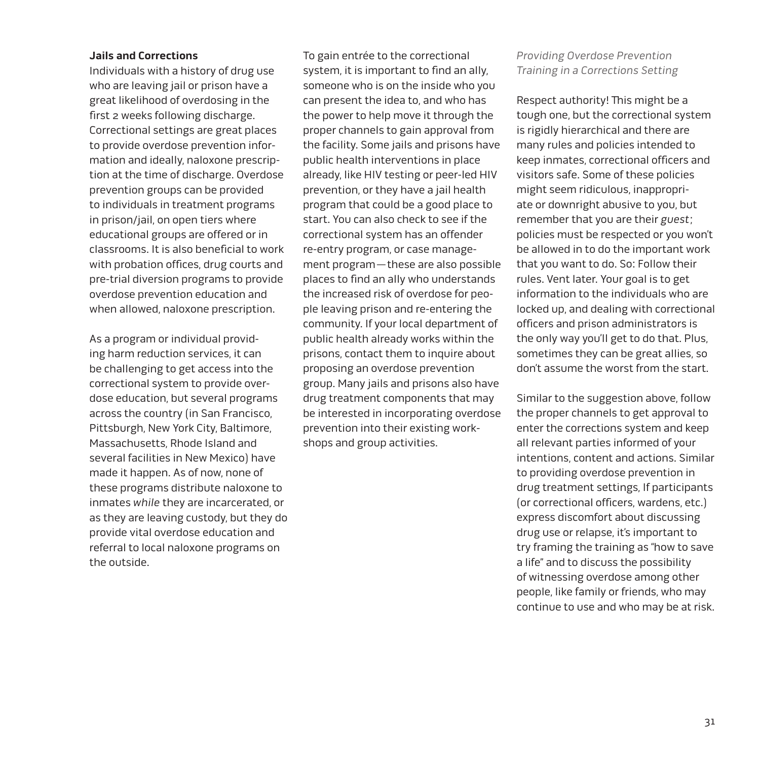### Jails and Corrections

Individuals with a history of drug use who are leaving jail or prison have a great likelihood of overdosing in the first 2 weeks following discharge. Correctional settings are great places to provide overdose prevention information and ideally, naloxone prescription at the time of discharge. Overdose prevention groups can be provided to individuals in treatment programs in prison/jail, on open tiers where educational groups are offered or in classrooms. It is also beneficial to work with probation offices, drug courts and pre-trial diversion programs to provide overdose prevention education and when allowed, naloxone prescription.

As a program or individual providing harm reduction services, it can be challenging to get access into the correctional system to provide overdose education, but several programs across the country (in San Francisco, Pittsburgh, New York City, Baltimore, Massachusetts, Rhode Island and several facilities in New Mexico) have made it happen. As of now, none of these programs distribute naloxone to inmates *while* they are incarcerated, or as they are leaving custody, but they do provide vital overdose education and referral to local naloxone programs on the outside.

To gain entrée to the correctional system, it is important to find an ally, someone who is on the inside who you can present the idea to, and who has the power to help move it through the proper channels to gain approval from the facility. Some jails and prisons have public health interventions in place already, like HIV testing or peer-led HIV prevention, or they have a jail health program that could be a good place to start. You can also check to see if the correctional system has an offender re-entry program, or case management program—these are also possible places to find an ally who understands the increased risk of overdose for people leaving prison and re-entering the community. If your local department of public health already works within the prisons, contact them to inquire about proposing an overdose prevention group. Many jails and prisons also have drug treatment components that may be interested in incorporating overdose prevention into their existing workshops and group activities.

#### *Providing Overdose Prevention Training in a Corrections Setting*

Respect authority! This might be a tough one, but the correctional system is rigidly hierarchical and there are many rules and policies intended to keep inmates, correctional officers and visitors safe. Some of these policies might seem ridiculous, inappropriate or downright abusive to you, but remember that you are their *guest*; policies must be respected or you won't be allowed in to do the important work that you want to do. So: Follow their rules. Vent later. Your goal is to get information to the individuals who are locked up, and dealing with correctional officers and prison administrators is the only way you'll get to do that. Plus, sometimes they can be great allies, so don't assume the worst from the start.

Similar to the suggestion above, follow the proper channels to get approval to enter the corrections system and keep all relevant parties informed of your intentions, content and actions. Similar to providing overdose prevention in drug treatment settings, If participants (or correctional officers, wardens, etc.) express discomfort about discussing drug use or relapse, it's important to try framing the training as "how to save a life" and to discuss the possibility of witnessing overdose among other people, like family or friends, who may continue to use and who may be at risk.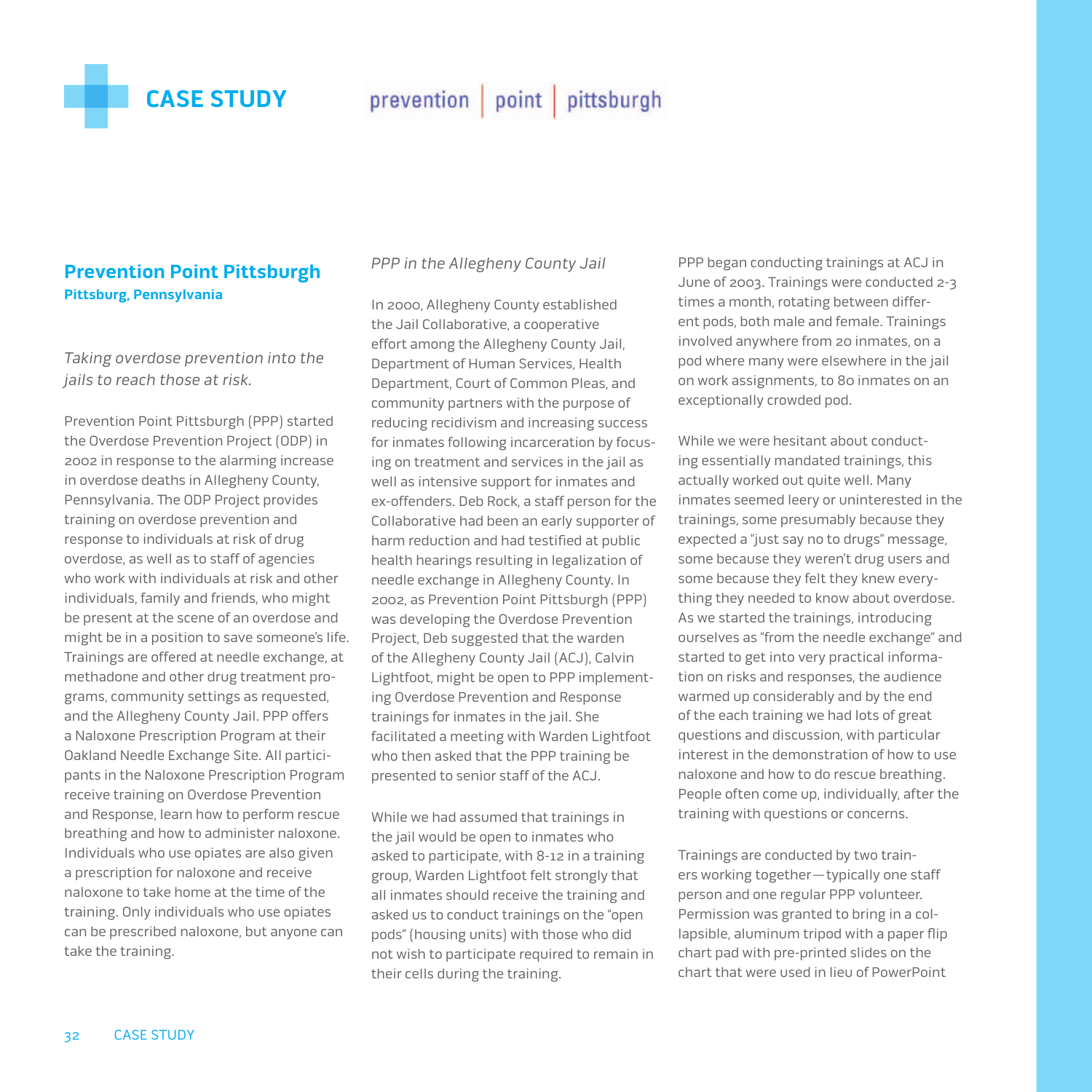# CASE STUDY

prevention | point | pittsburgh

## Prevention Point Pittsburgh

**Pittsburg, Pennsylvania**

*Taking overdose prevention into the jails to reach those at risk.*

Prevention Point Pittsburgh (PPP) started the Overdose Prevention Project (ODP) in 2002 in response to the alarming increase in overdose deaths in Allegheny County, Pennsylvania. The ODP Project provides training on overdose prevention and response to individuals at risk of drug overdose, as well as to staff of agencies who work with individuals at risk and other individuals, family and friends, who might be present at the scene of an overdose and might be in a position to save someone's life. Trainings are offered at needle exchange, at methadone and other drug treatment programs, community settings as requested, and the Allegheny County Jail. PPP offers a Naloxone Prescription Program at their Oakland Needle Exchange Site. All participants in the Naloxone Prescription Program receive training on Overdose Prevention and Response, learn how to perform rescue breathing and how to administer naloxone. Individuals who use opiates are also given a prescription for naloxone and receive naloxone to take home at the time of the training. Only individuals who use opiates can be prescribed naloxone, but anyone can take the training.

*PPP in the Allegheny County Jail*

In 2000, Allegheny County established the Jail Collaborative, a cooperative effort among the Allegheny County Jail, Department of Human Services, Health Department, Court of Common Pleas, and community partners with the purpose of reducing recidivism and increasing success for inmates following incarceration by focusing on treatment and services in the jail as well as intensive support for inmates and ex-offenders. Deb Rock, a staff person for the Collaborative had been an early supporter of harm reduction and had testified at public health hearings resulting in legalization of needle exchange in Allegheny County. In 2002, as Prevention Point Pittsburgh (PPP) was developing the Overdose Prevention Project, Deb suggested that the warden of the Allegheny County Jail (ACJ), Calvin Lightfoot, might be open to PPP implementing Overdose Prevention and Response trainings for inmates in the jail. She facilitated a meeting with Warden Lightfoot who then asked that the PPP training be presented to senior staff of the ACJ.

While we had assumed that trainings in the jail would be open to inmates who asked to participate, with 8-12 in a training group, Warden Lightfoot felt strongly that all inmates should receive the training and asked us to conduct trainings on the "open pods" (housing units) with those who did not wish to participate required to remain in their cells during the training.

PPP began conducting trainings at ACJ in June of 2003. Trainings were conducted 2-3 times a month, rotating between different pods, both male and female. Trainings involved anywhere from 20 inmates, on a pod where many were elsewhere in the jail on work assignments, to 80 inmates on an exceptionally crowded pod.

While we were hesitant about conducting essentially mandated trainings, this actually worked out quite well. Many inmates seemed leery or uninterested in the trainings, some presumably because they expected a "just say no to drugs" message, some because they weren't drug users and some because they felt they knew everything they needed to know about overdose. As we started the trainings, introducing ourselves as "from the needle exchange" and started to get into very practical information on risks and responses, the audience warmed up considerably and by the end of the each training we had lots of great questions and discussion, with particular interest in the demonstration of how to use naloxone and how to do rescue breathing. People often come up, individually, after the training with questions or concerns.

Trainings are conducted by two trainers working together—typically one staff person and one regular PPP volunteer. Permission was granted to bring in a collapsible, aluminum tripod with a paper flip chart pad with pre-printed slides on the chart that were used in lieu of PowerPoint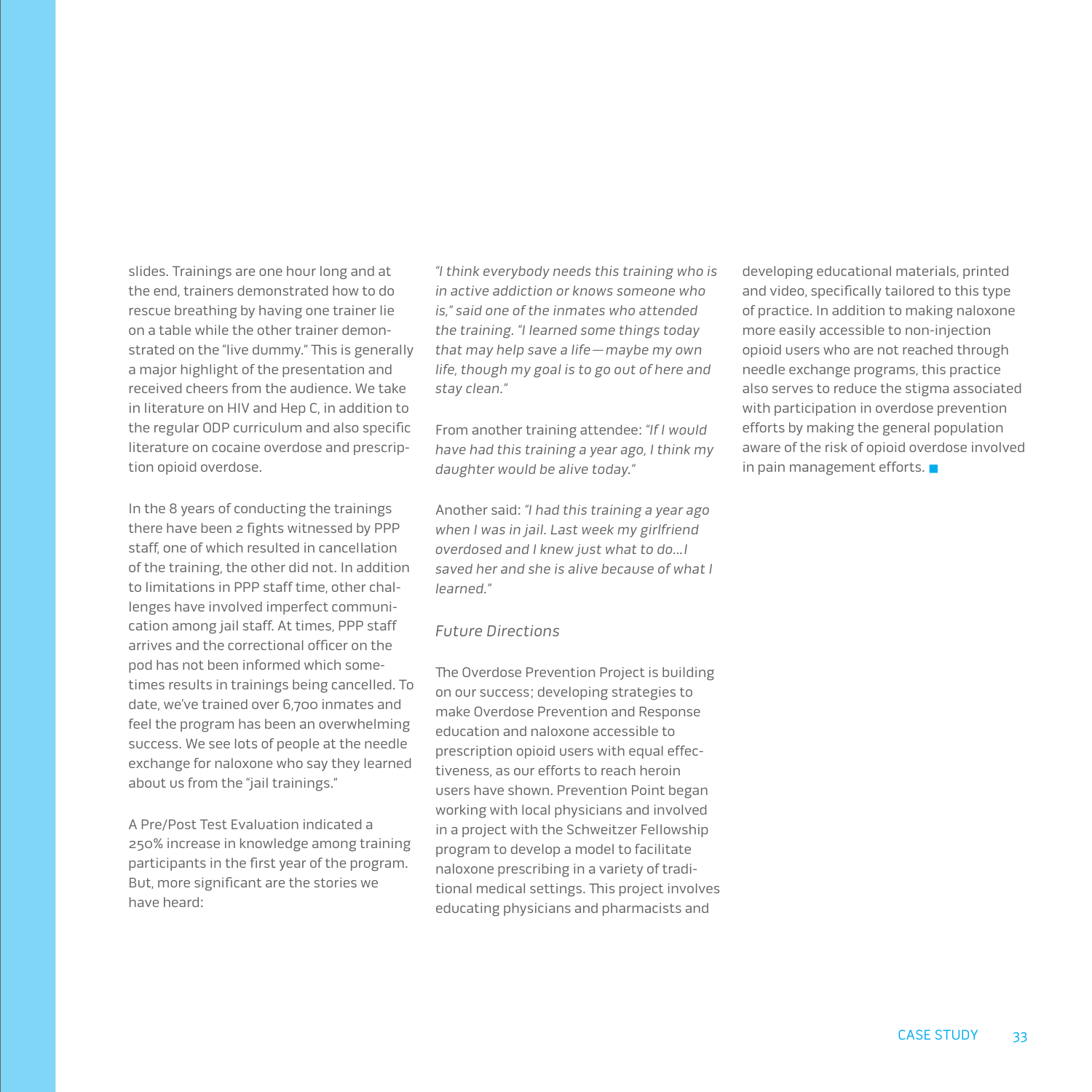slides. Trainings are one hour long and at the end, trainers demonstrated how to do rescue breathing by having one trainer lie on a table while the other trainer demonstrated on the "live dummy." This is generally a major highlight of the presentation and received cheers from the audience. We take in literature on HIV and Hep C, in addition to the regular ODP curriculum and also specific literature on cocaine overdose and prescription opioid overdose.

In the 8 years of conducting the trainings there have been 2 fights witnessed by PPP staff, one of which resulted in cancellation of the training, the other did not. In addition to limitations in PPP staff time, other challenges have involved imperfect communication among jail staff. At times, PPP staff arrives and the correctional officer on the pod has not been informed which sometimes results in trainings being cancelled. To date, we've trained over 6,700 inmates and feel the program has been an overwhelming success. We see lots of people at the needle exchange for naloxone who say they learned about us from the "jail trainings."

A Pre/Post Test Evaluation indicated a 250% increase in knowledge among training participants in the first year of the program. But, more significant are the stories we have heard:

*"I think everybody needs this training who is in active addiction or knows someone who is," said one of the inmates who attended the training. "I learned some things today that may help save a life—maybe my own life, though my goal is to go out of here and stay clean."*

From another training attendee: *"If I would have had this training a year ago, I think my daughter would be alive today."*

Another said: *"I had this training a year ago when I was in jail. Last week my girlfriend overdosed and I knew just what to do...I saved her and she is alive because of what I learned."*

### *Future Directions*

The Overdose Prevention Project is building on our success; developing strategies to make Overdose Prevention and Response education and naloxone accessible to prescription opioid users with equal effectiveness, as our efforts to reach heroin users have shown. Prevention Point began working with local physicians and involved in a project with the Schweitzer Fellowship program to develop a model to facilitate naloxone prescribing in a variety of traditional medical settings. This project involves educating physicians and pharmacists and developing educational materials, printed and video, specifically tailored to this type of practice. In addition to making naloxone more easily accessible to non-injection opioid users who are not reached through needle exchange programs, this practice also serves to reduce the stigma associated with participation in overdose prevention efforts by making the general population aware of the risk of opioid overdose involved in pain management efforts. ■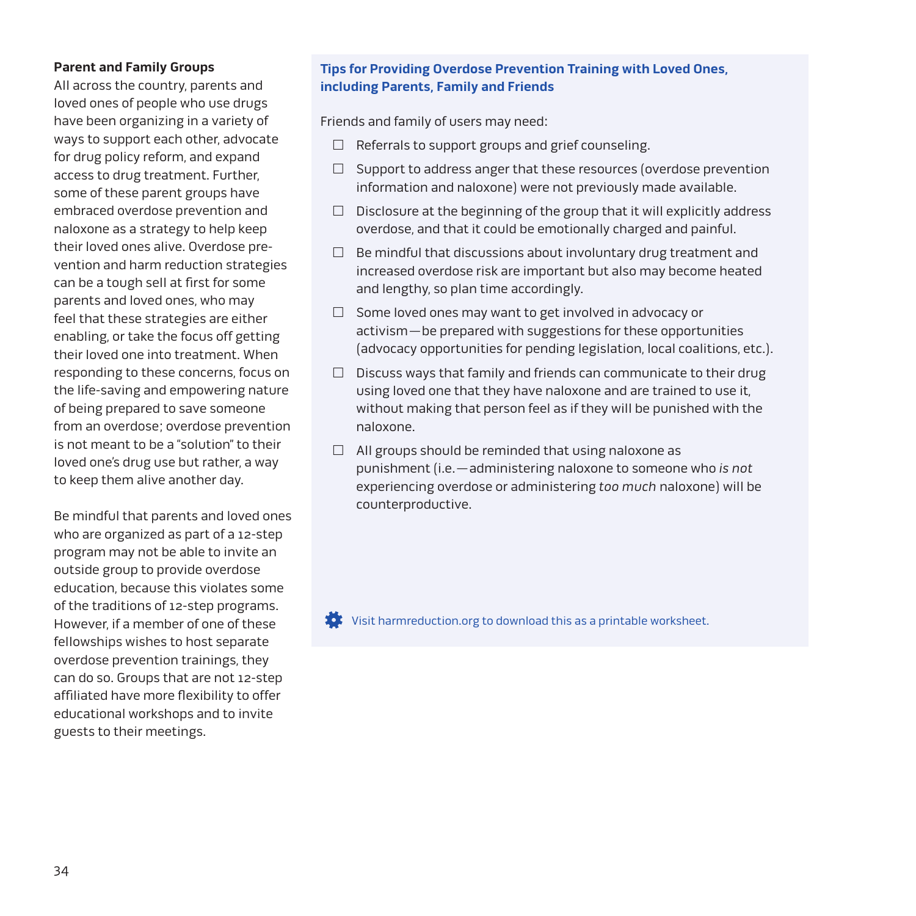### Parent and Family Groups

All across the country, parents and loved ones of people who use drugs have been organizing in a variety of ways to support each other, advocate for drug policy reform, and expand access to drug treatment. Further, some of these parent groups have embraced overdose prevention and naloxone as a strategy to help keep their loved ones alive. Overdose prevention and harm reduction strategies can be a tough sell at first for some parents and loved ones, who may feel that these strategies are either enabling, or take the focus off getting their loved one into treatment. When responding to these concerns, focus on the life-saving and empowering nature of being prepared to save someone from an overdose; overdose prevention is not meant to be a "solution" to their loved one's drug use but rather, a way to keep them alive another day.

Be mindful that parents and loved ones who are organized as part of a 12-step program may not be able to invite an outside group to provide overdose education, because this violates some of the traditions of 12-step programs. However, if a member of one of these fellowships wishes to host separate overdose prevention trainings, they can do so. Groups that are not 12-step affiliated have more flexibility to offer educational workshops and to invite guests to their meetings.

### Tips for Providing Overdose Prevention Training with Loved Ones, including Parents, Family and Friends

Friends and family of users may need:

- ☐ Referrals to support groups and grief counseling.
- ☐ Support to address anger that these resources (overdose prevention information and naloxone) were not previously made available.
- ☐ Disclosure at the beginning of the group that it will explicitly address overdose, and that it could be emotionally charged and painful.
- ☐ Be mindful that discussions about involuntary drug treatment and increased overdose risk are important but also may become heated and lengthy, so plan time accordingly.
- ☐ Some loved ones may want to get involved in advocacy or activism—be prepared with suggestions for these opportunities (advocacy opportunities for pending legislation, local coalitions, etc.).
- ☐ Discuss ways that family and friends can communicate to their drug using loved one that they have naloxone and are trained to use it, without making that person feel as if they will be punished with the naloxone.
- ☐ All groups should be reminded that using naloxone as punishment (i.e.—administering naloxone to someone who *is not* experiencing overdose or administering *too much* naloxone) will be counterproductive.

Visit harmreduction.org to download this as a printable worksheet.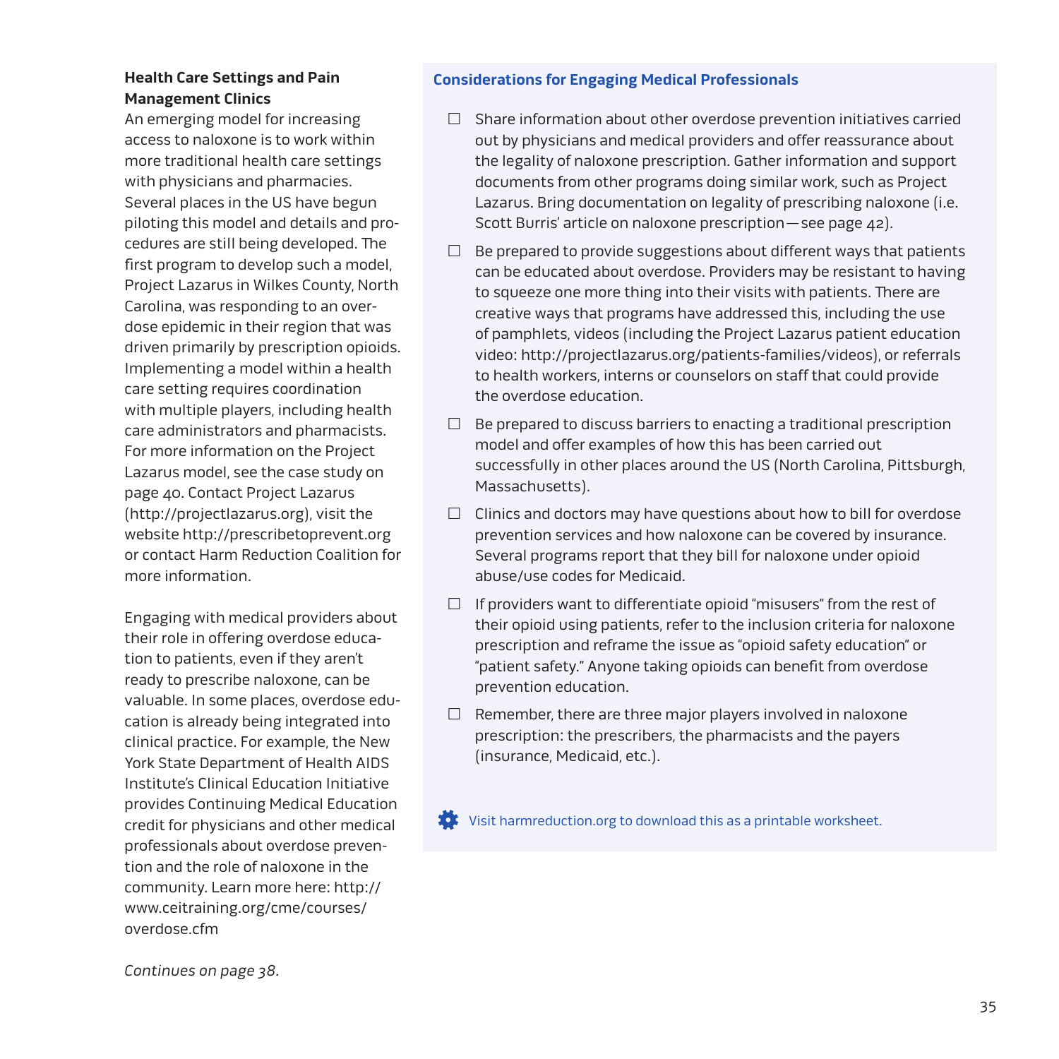### Health Care Settings and Pain Management Clinics

An emerging model for increasing access to naloxone is to work within more traditional health care settings with physicians and pharmacies. Several places in the US have begun piloting this model and details and procedures are still being developed. The first program to develop such a model, Project Lazarus in Wilkes County, North Carolina, was responding to an overdose epidemic in their region that was driven primarily by prescription opioids. Implementing a model within a health care setting requires coordination with multiple players, including health care administrators and pharmacists. For more information on the Project Lazarus model, see the case study on page 40. Contact Project Lazarus (http://projectlazarus.org), visit the website http://prescribetoprevent.org or contact Harm Reduction Coalition for more information.

Engaging with medical providers about their role in offering overdose education to patients, even if they aren't ready to prescribe naloxone, can be valuable. In some places, overdose education is already being integrated into clinical practice. For example, the New York State Department of Health AIDS Institute's Clinical Education Initiative provides Continuing Medical Education credit for physicians and other medical professionals about overdose prevention and the role of naloxone in the community. Learn more here: http://www.ceitraining.org/cme/courses/overdose.cfm

*Continues on page 38.*

### Considerations for Engaging Medical Professionals

- ☐ Share information about other overdose prevention initiatives carried out by physicians and medical providers and offer reassurance about the legality of naloxone prescription. Gather information and support documents from other programs doing similar work, such as Project Lazarus. Bring documentation on legality of prescribing naloxone (i.e. Scott Burris' article on naloxone prescription—see page 42).
- ☐ Be prepared to provide suggestions about different ways that patients can be educated about overdose. Providers may be resistant to having to squeeze one more thing into their visits with patients. There are creative ways that programs have addressed this, including the use of pamphlets, videos (including the Project Lazarus patient education video: http://projectlazarus.org/patients-families/videos), or referrals to health workers, interns or counselors on staff that could provide the overdose education.
- ☐ Be prepared to discuss barriers to enacting a traditional prescription model and offer examples of how this has been carried out successfully in other places around the US (North Carolina, Pittsburgh, Massachusetts).
- ☐ Clinics and doctors may have questions about how to bill for overdose prevention services and how naloxone can be covered by insurance. Several programs report that they bill for naloxone under opioid abuse/use codes for Medicaid.
- ☐ If providers want to differentiate opioid "misusers" from the rest of their opioid using patients, refer to the inclusion criteria for naloxone prescription and reframe the issue as "opioid safety education" or "patient safety." Anyone taking opioids can benefit from overdose prevention education.
- ☐ Remember, there are three major players involved in naloxone prescription: the prescribers, the pharmacists and the payers (insurance, Medicaid, etc.).

Visit harmreduction.org to download this as a printable worksheet.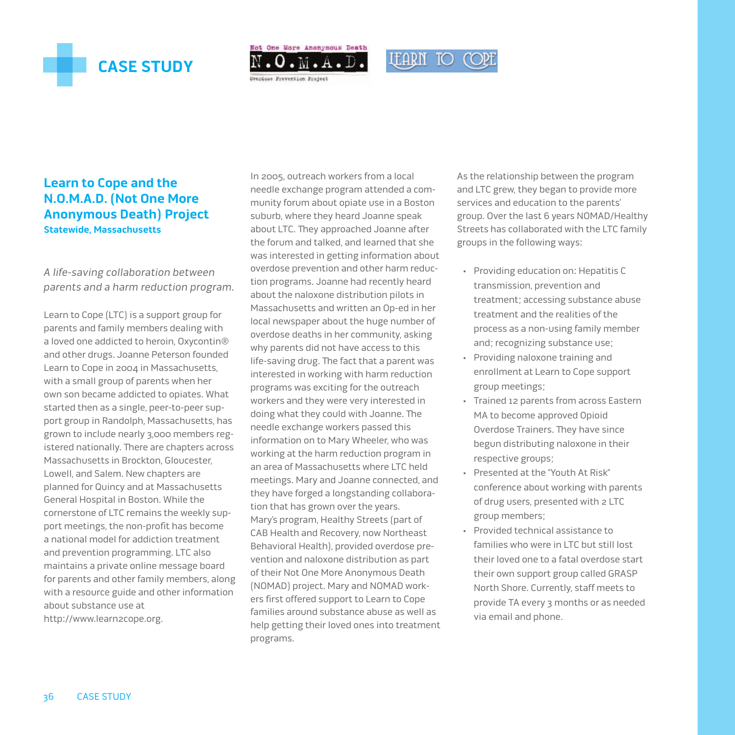# CASE STUDY

Not One More Anonymous Death
N.O.M.A.D.
Overdose Prevention Project

LEARN TO COPE

## Learn to Cope and the N.O.M.A.D. (Not One More Anonymous Death) Project

**Statewide, Massachusetts**

*A life-saving collaboration between parents and a harm reduction program.*

Learn to Cope (LTC) is a support group for parents and family members dealing with a loved one addicted to heroin, Oxycontin® and other drugs. Joanne Peterson founded Learn to Cope in 2004 in Massachusetts, with a small group of parents when her own son became addicted to opiates. What started then as a single, peer-to-peer support group in Randolph, Massachusetts, has grown to include nearly 3,000 members registered nationally. There are chapters across Massachusetts in Brockton, Gloucester, Lowell, and Salem. New chapters are planned for Quincy and at Massachusetts General Hospital in Boston. While the cornerstone of LTC remains the weekly support meetings, the non-profit has become a national model for addiction treatment and prevention programming. LTC also maintains a private online message board for parents and other family members, along with a resource guide and other information about substance use at http://www.learn2cope.org.

In 2005, outreach workers from a local needle exchange program attended a community forum about opiate use in a Boston suburb, where they heard Joanne speak about LTC. They approached Joanne after the forum and talked, and learned that she was interested in getting information about overdose prevention and other harm reduction programs. Joanne had recently heard about the naloxone distribution pilots in Massachusetts and written an Op-ed in her local newspaper about the huge number of overdose deaths in her community, asking why parents did not have access to this life-saving drug. The fact that a parent was interested in working with harm reduction programs was exciting for the outreach workers and they were very interested in doing what they could with Joanne. The needle exchange workers passed this information on to Mary Wheeler, who was working at the harm reduction program in an area of Massachusetts where LTC held meetings. Mary and Joanne connected, and they have forged a longstanding collaboration that has grown over the years. Mary's program, Healthy Streets (part of CAB Health and Recovery, now Northeast Behavioral Health), provided overdose prevention and naloxone distribution as part of their Not One More Anonymous Death (NOMAD) project. Mary and NOMAD workers first offered support to Learn to Cope families around substance abuse as well as help getting their loved ones into treatment programs.

As the relationship between the program and LTC grew, they began to provide more services and education to the parents' group. Over the last 6 years NOMAD/Healthy Streets has collaborated with the LTC family groups in the following ways:

- Providing education on: Hepatitis C transmission, prevention and treatment; accessing substance abuse treatment and the realities of the process as a non-using family member and; recognizing substance use;
- Providing naloxone training and enrollment at Learn to Cope support group meetings;
- Trained 12 parents from across Eastern MA to become approved Opioid Overdose Trainers. They have since begun distributing naloxone in their respective groups;
- Presented at the "Youth At Risk" conference about working with parents of drug users, presented with 2 LTC group members;
- Provided technical assistance to families who were in LTC but still lost their loved one to a fatal overdose start their own support group called GRASP North Shore. Currently, staff meets to provide TA every 3 months or as needed via email and phone.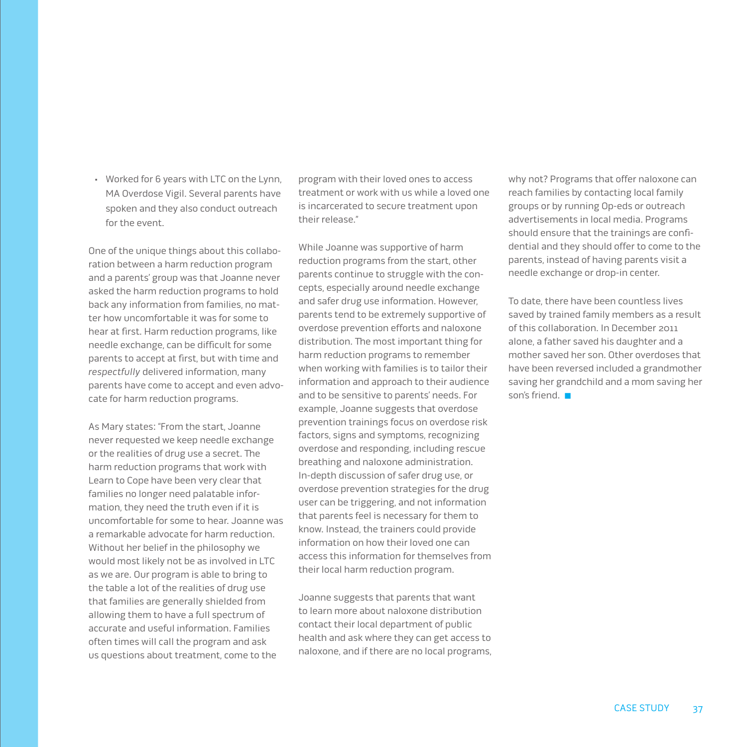- Worked for 6 years with LTC on the Lynn, MA Overdose Vigil. Several parents have spoken and they also conduct outreach for the event.

One of the unique things about this collaboration between a harm reduction program and a parents' group was that Joanne never asked the harm reduction programs to hold back any information from families, no matter how uncomfortable it was for some to hear at first. Harm reduction programs, like needle exchange, can be difficult for some parents to accept at first, but with time and *respectfully* delivered information, many parents have come to accept and even advocate for harm reduction programs.

As Mary states: "From the start, Joanne never requested we keep needle exchange or the realities of drug use a secret. The harm reduction programs that work with Learn to Cope have been very clear that families no longer need palatable information, they need the truth even if it is uncomfortable for some to hear. Joanne was a remarkable advocate for harm reduction. Without her belief in the philosophy we would most likely not be as involved in LTC as we are. Our program is able to bring to the table a lot of the realities of drug use that families are generally shielded from allowing them to have a full spectrum of accurate and useful information. Families often times will call the program and ask us questions about treatment, come to the program with their loved ones to access treatment or work with us while a loved one is incarcerated to secure treatment upon their release."

While Joanne was supportive of harm reduction programs from the start, other parents continue to struggle with the concepts, especially around needle exchange and safer drug use information. However, parents tend to be extremely supportive of overdose prevention efforts and naloxone distribution. The most important thing for harm reduction programs to remember when working with families is to tailor their information and approach to their audience and to be sensitive to parents' needs. For example, Joanne suggests that overdose prevention trainings focus on overdose risk factors, signs and symptoms, recognizing overdose and responding, including rescue breathing and naloxone administration. In-depth discussion of safer drug use, or overdose prevention strategies for the drug user can be triggering, and not information that parents feel is necessary for them to know. Instead, the trainers could provide information on how their loved one can access this information for themselves from their local harm reduction program.

Joanne suggests that parents that want to learn more about naloxone distribution contact their local department of public health and ask where they can get access to naloxone, and if there are no local programs, why not? Programs that offer naloxone can reach families by contacting local family groups or by running Op-eds or outreach advertisements in local media. Programs should ensure that the trainings are confidential and they should offer to come to the parents, instead of having parents visit a needle exchange or drop-in center.

To date, there have been countless lives saved by trained family members as a result of this collaboration. In December 2011 alone, a father saved his daughter and a mother saved her son. Other overdoses that have been reversed included a grandmother saving her grandchild and a mom saving her son's friend. ■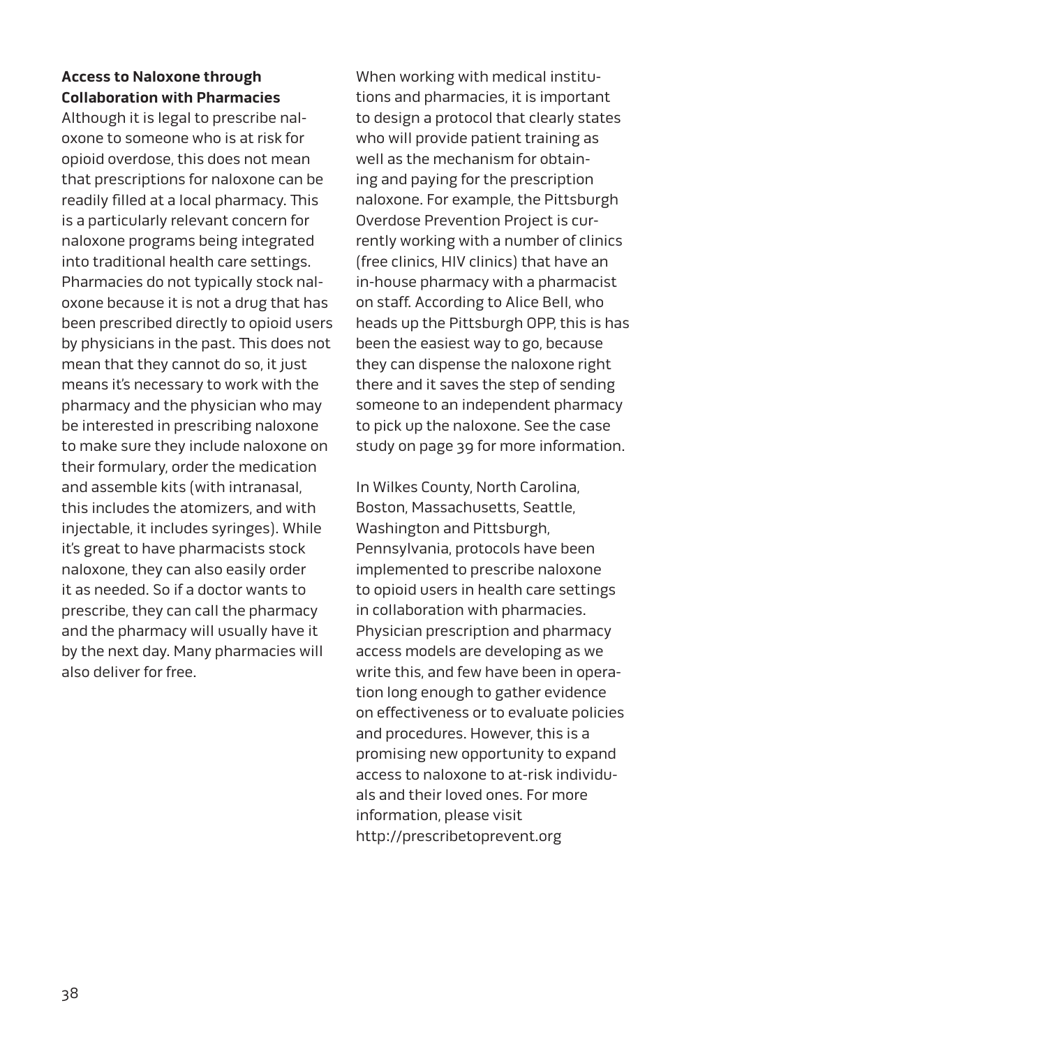**Access to Naloxone through Collaboration with Pharmacies**

Although it is legal to prescribe naloxone to someone who is at risk for opioid overdose, this does not mean that prescriptions for naloxone can be readily filled at a local pharmacy. This is a particularly relevant concern for naloxone programs being integrated into traditional health care settings. Pharmacies do not typically stock naloxone because it is not a drug that has been prescribed directly to opioid users by physicians in the past. This does not mean that they cannot do so, it just means it's necessary to work with the pharmacy and the physician who may be interested in prescribing naloxone to make sure they include naloxone on their formulary, order the medication and assemble kits (with intranasal, this includes the atomizers, and with injectable, it includes syringes). While it's great to have pharmacists stock naloxone, they can also easily order it as needed. So if a doctor wants to prescribe, they can call the pharmacy and the pharmacy will usually have it by the next day. Many pharmacies will also deliver for free.

When working with medical institutions and pharmacies, it is important to design a protocol that clearly states who will provide patient training as well as the mechanism for obtaining and paying for the prescription naloxone. For example, the Pittsburgh Overdose Prevention Project is currently working with a number of clinics (free clinics, HIV clinics) that have an in-house pharmacy with a pharmacist on staff. According to Alice Bell, who heads up the Pittsburgh OPP, this is has been the easiest way to go, because they can dispense the naloxone right there and it saves the step of sending someone to an independent pharmacy to pick up the naloxone. See the case study on page 39 for more information.

In Wilkes County, North Carolina, Boston, Massachusetts, Seattle, Washington and Pittsburgh, Pennsylvania, protocols have been implemented to prescribe naloxone to opioid users in health care settings in collaboration with pharmacies. Physician prescription and pharmacy access models are developing as we write this, and few have been in operation long enough to gather evidence on effectiveness or to evaluate policies and procedures. However, this is a promising new opportunity to expand access to naloxone to at-risk individuals and their loved ones. For more information, please visit http://prescribetoprevent.org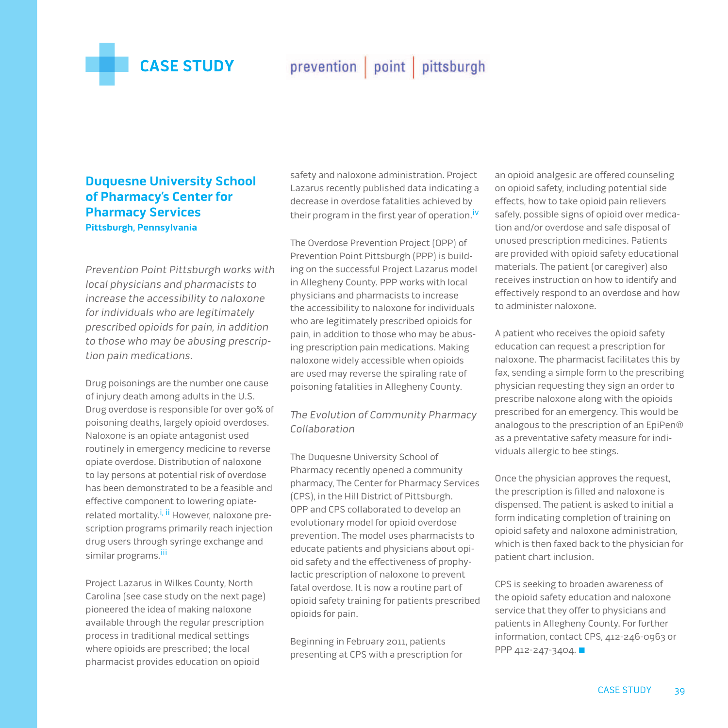# CASE STUDY

prevention | point | pittsburgh

## Duquesne University School of Pharmacy's Center for Pharmacy Services

**Pittsburgh, Pennsylvania**

*Prevention Point Pittsburgh works with local physicians and pharmacists to increase the accessibility to naloxone for individuals who are legitimately prescribed opioids for pain, in addition to those who may be abusing prescription pain medications.*

Drug poisonings are the number one cause of injury death among adults in the U.S. Drug overdose is responsible for over 90% of poisoning deaths, largely opioid overdoses. Naloxone is an opiate antagonist used routinely in emergency medicine to reverse opiate overdose. Distribution of naloxone to lay persons at potential risk of overdose has been demonstrated to be a feasible and effective component to lowering opiate-related mortality.[i, ii] However, naloxone prescription programs primarily reach injection drug users through syringe exchange and similar programs.[iii]

Project Lazarus in Wilkes County, North Carolina (see case study on the next page) pioneered the idea of making naloxone available through the regular prescription process in traditional medical settings where opioids are prescribed; the local pharmacist provides education on opioid safety and naloxone administration. Project Lazarus recently published data indicating a decrease in overdose fatalities achieved by their program in the first year of operation.[iv]

The Overdose Prevention Project (OPP) of Prevention Point Pittsburgh (PPP) is building on the successful Project Lazarus model in Allegheny County. PPP works with local physicians and pharmacists to increase the accessibility to naloxone for individuals who are legitimately prescribed opioids for pain, in addition to those who may be abusing prescription pain medications. Making naloxone widely accessible when opioids are used may reverse the spiraling rate of poisoning fatalities in Allegheny County.

### *The Evolution of Community Pharmacy Collaboration*

The Duquesne University School of Pharmacy recently opened a community pharmacy, The Center for Pharmacy Services (CPS), in the Hill District of Pittsburgh. OPP and CPS collaborated to develop an evolutionary model for opioid overdose prevention. The model uses pharmacists to educate patients and physicians about opioid safety and the effectiveness of prophylactic prescription of naloxone to prevent fatal overdose. It is now a routine part of opioid safety training for patients prescribed opioids for pain.

Beginning in February 2011, patients presenting at CPS with a prescription for an opioid analgesic are offered counseling on opioid safety, including potential side effects, how to take opioid pain relievers safely, possible signs of opioid over medication and/or overdose and safe disposal of unused prescription medicines. Patients are provided with opioid safety educational materials. The patient (or caregiver) also receives instruction on how to identify and effectively respond to an overdose and how to administer naloxone.

A patient who receives the opioid safety education can request a prescription for naloxone. The pharmacist facilitates this by fax, sending a simple form to the prescribing physician requesting they sign an order to prescribe naloxone along with the opioids prescribed for an emergency. This would be analogous to the prescription of an EpiPen® as a preventative safety measure for individuals allergic to bee stings.

Once the physician approves the request, the prescription is filled and naloxone is dispensed. The patient is asked to initial a form indicating completion of training on opioid safety and naloxone administration, which is then faxed back to the physician for patient chart inclusion.

CPS is seeking to broaden awareness of the opioid safety education and naloxone service that they offer to physicians and patients in Allegheny County. For further information, contact CPS, 412-246-0963 or PPP 412-247-3404. ■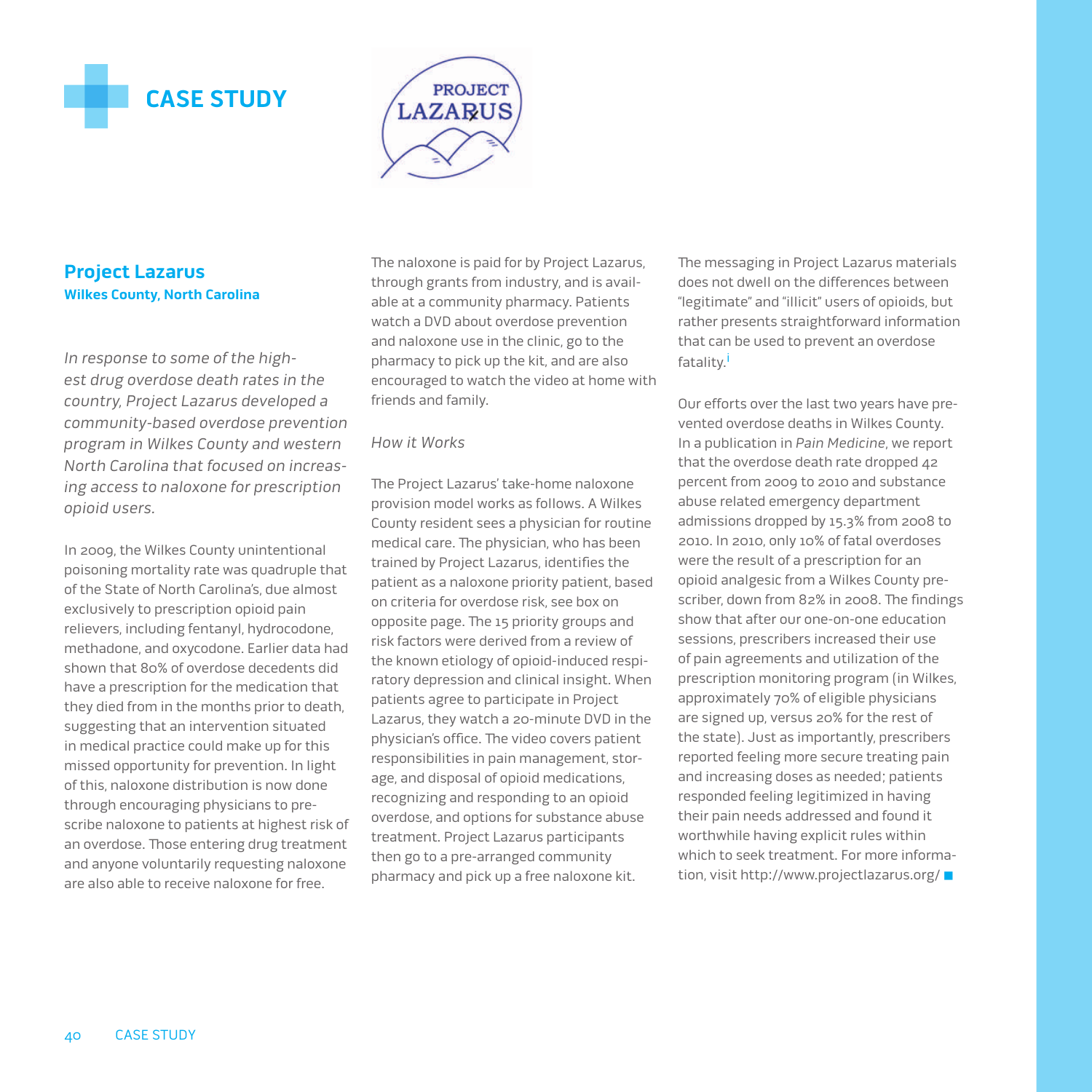# CASE STUDY

## Project Lazarus

**Wilkes County, North Carolina**

*In response to some of the highest drug overdose death rates in the country, Project Lazarus developed a community-based overdose prevention program in Wilkes County and western North Carolina that focused on increasing access to naloxone for prescription opioid users.*

In 2009, the Wilkes County unintentional poisoning mortality rate was quadruple that of the State of North Carolina's, due almost exclusively to prescription opioid pain relievers, including fentanyl, hydrocodone, methadone, and oxycodone. Earlier data had shown that 80% of overdose decedents did have a prescription for the medication that they died from in the months prior to death, suggesting that an intervention situated in medical practice could make up for this missed opportunity for prevention. In light of this, naloxone distribution is now done through encouraging physicians to prescribe naloxone to patients at highest risk of an overdose. Those entering drug treatment and anyone voluntarily requesting naloxone are also able to receive naloxone for free.

The naloxone is paid for by Project Lazarus, through grants from industry, and is available at a community pharmacy. Patients watch a DVD about overdose prevention and naloxone use in the clinic, go to the pharmacy to pick up the kit, and are also encouraged to watch the video at home with friends and family.

*How it Works*

The Project Lazarus' take-home naloxone provision model works as follows. A Wilkes County resident sees a physician for routine medical care. The physician, who has been trained by Project Lazarus, identifies the patient as a naloxone priority patient, based on criteria for overdose risk, see box on opposite page. The 15 priority groups and risk factors were derived from a review of the known etiology of opioid-induced respiratory depression and clinical insight. When patients agree to participate in Project Lazarus, they watch a 20-minute DVD in the physician's office. The video covers patient responsibilities in pain management, storage, and disposal of opioid medications, recognizing and responding to an opioid overdose, and options for substance abuse treatment. Project Lazarus participants then go to a pre-arranged community pharmacy and pick up a free naloxone kit.

The messaging in Project Lazarus materials does not dwell on the differences between "legitimate" and "illicit" users of opioids, but rather presents straightforward information that can be used to prevent an overdose fatality.[i]

Our efforts over the last two years have prevented overdose deaths in Wilkes County. In a publication in *Pain Medicine*, we report that the overdose death rate dropped 42 percent from 2009 to 2010 and substance abuse related emergency department admissions dropped by 15.3% from 2008 to 2010. In 2010, only 10% of fatal overdoses were the result of a prescription for an opioid analgesic from a Wilkes County prescriber, down from 82% in 2008. The findings show that after our one-on-one education sessions, prescribers increased their use of pain agreements and utilization of the prescription monitoring program (in Wilkes, approximately 70% of eligible physicians are signed up, versus 20% for the rest of the state). Just as importantly, prescribers reported feeling more secure treating pain and increasing doses as needed; patients responded feeling legitimized in having their pain needs addressed and found it worthwhile having explicit rules within which to seek treatment. For more information, visit http://www.projectlazarus.org/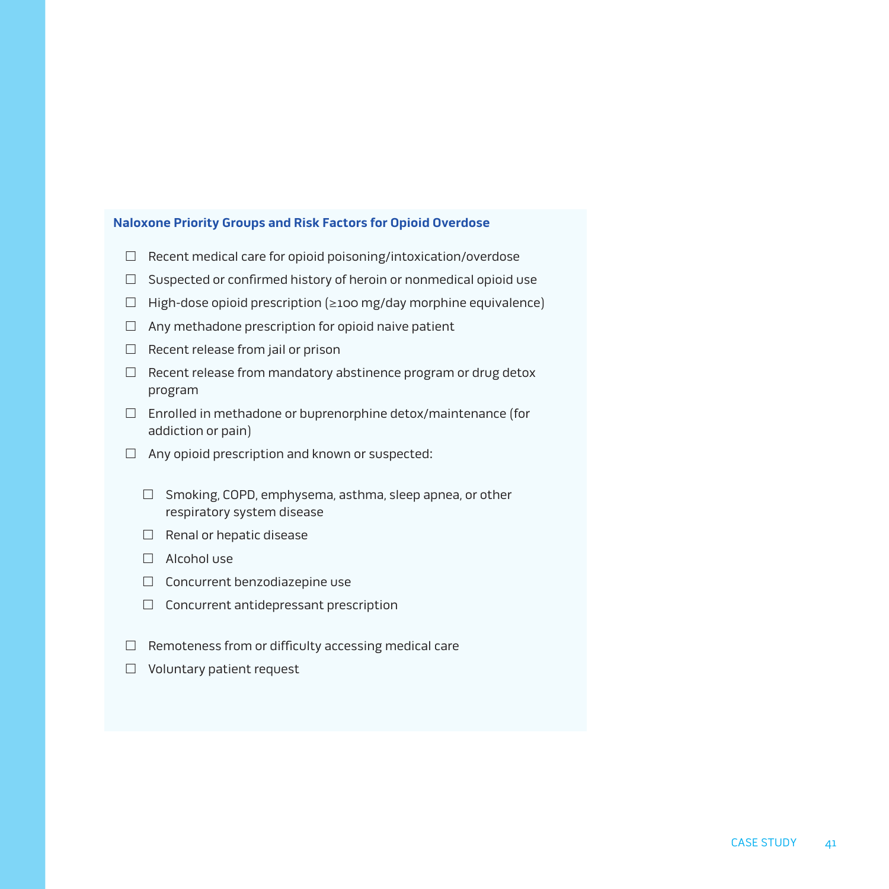**Naloxone Priority Groups and Risk Factors for Opioid Overdose**

- ☐ Recent medical care for opioid poisoning/intoxication/overdose
- ☐ Suspected or confirmed history of heroin or nonmedical opioid use
- ☐ High-dose opioid prescription (≥100 mg/day morphine equivalence)
- ☐ Any methadone prescription for opioid naive patient
- ☐ Recent release from jail or prison
- ☐ Recent release from mandatory abstinence program or drug detox program
- ☐ Enrolled in methadone or buprenorphine detox/maintenance (for addiction or pain)
- ☐ Any opioid prescription and known or suspected:
    - ☐ Smoking, COPD, emphysema, asthma, sleep apnea, or other respiratory system disease
    - ☐ Renal or hepatic disease
    - ☐ Alcohol use
    - ☐ Concurrent benzodiazepine use
    - ☐ Concurrent antidepressant prescription
- ☐ Remoteness from or difficulty accessing medical care
- ☐ Voluntary patient request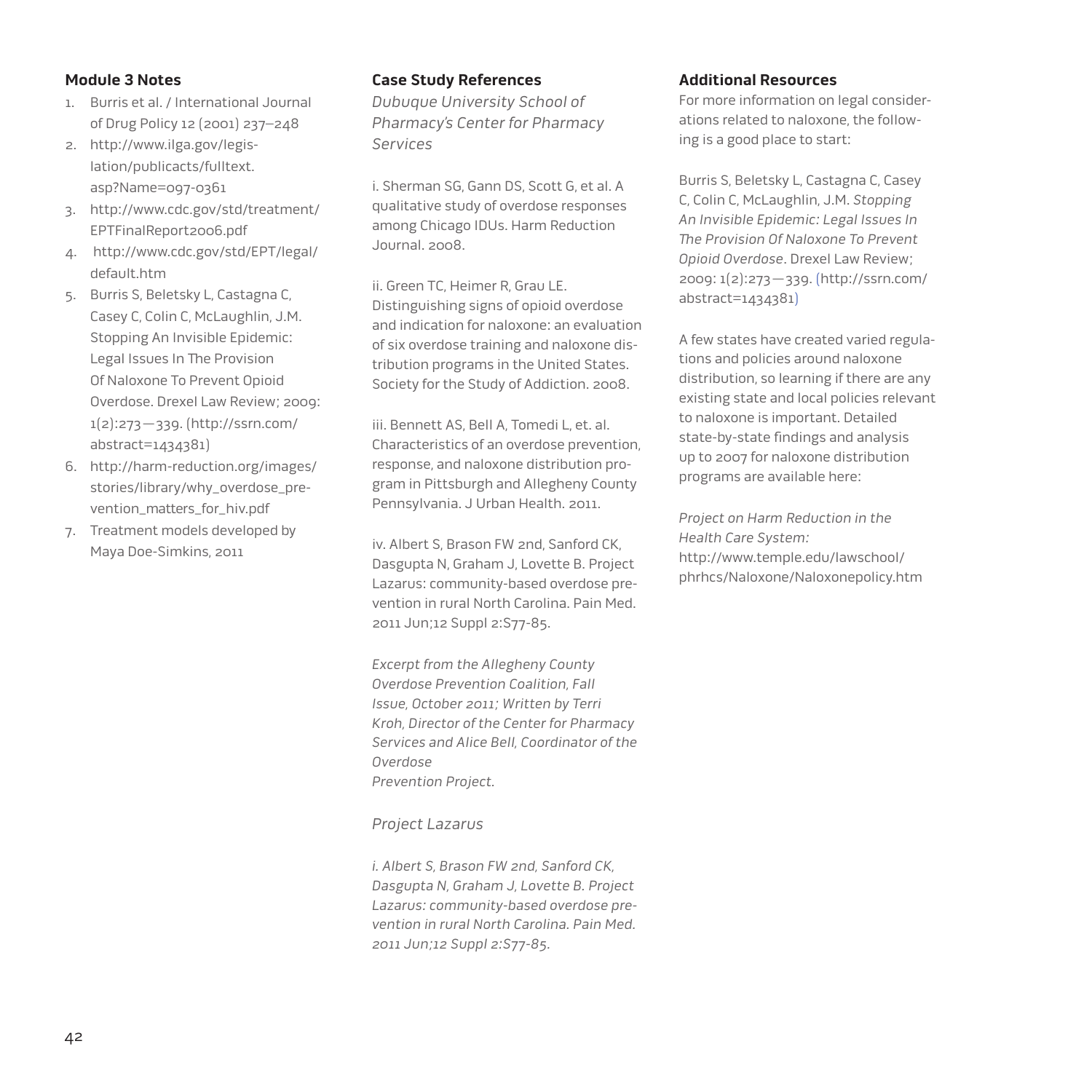### Module 3 Notes

1. Burris et al. / International Journal of Drug Policy 12 (2001) 237–248
2. http://www.ilga.gov/legislation/publicacts/fulltext.asp?Name=097-0361
3. http://www.cdc.gov/std/treatment/EPTFinalReport2006.pdf
4. http://www.cdc.gov/std/EPT/legal/default.htm
5. Burris S, Beletsky L, Castagna C, Casey C, Colin C, McLaughlin, J.M. Stopping An Invisible Epidemic: Legal Issues In The Provision Of Naloxone To Prevent Opioid Overdose. Drexel Law Review; 2009: 1(2):273—339. (http://ssrn.com/abstract=1434381)
6. http://harm-reduction.org/images/stories/library/why_overdose_prevention_matters_for_hiv.pdf
7. Treatment models developed by Maya Doe-Simkins, 2011

### Case Study References

*Dubuque University School of Pharmacy's Center for Pharmacy Services*

i. Sherman SG, Gann DS, Scott G, et al. A qualitative study of overdose responses among Chicago IDUs. Harm Reduction Journal. 2008.

ii. Green TC, Heimer R, Grau LE. Distinguishing signs of opioid overdose and indication for naloxone: an evaluation of six overdose training and naloxone distribution programs in the United States. Society for the Study of Addiction. 2008.

iii. Bennett AS, Bell A, Tomedi L, et. al. Characteristics of an overdose prevention, response, and naloxone distribution program in Pittsburgh and Allegheny County Pennsylvania. J Urban Health. 2011.

iv. Albert S, Brason FW 2nd, Sanford CK, Dasgupta N, Graham J, Lovette B. Project Lazarus: community-based overdose prevention in rural North Carolina. Pain Med. 2011 Jun;12 Suppl 2:S77-85.

*Excerpt from the Allegheny County Overdose Prevention Coalition, Fall Issue, October 2011; Written by Terri Kroh, Director of the Center for Pharmacy Services and Alice Bell, Coordinator of the Overdose Prevention Project.*

*Project Lazarus*

*i. Albert S, Brason FW 2nd, Sanford CK, Dasgupta N, Graham J, Lovette B. Project Lazarus: community-based overdose prevention in rural North Carolina. Pain Med. 2011 Jun;12 Suppl 2:S77-85.*

### Additional Resources

For more information on legal considerations related to naloxone, the following is a good place to start:

Burris S, Beletsky L, Castagna C, Casey C, Colin C, McLaughlin, J.M. *Stopping An Invisible Epidemic: Legal Issues In The Provision Of Naloxone To Prevent Opioid Overdose*. Drexel Law Review; 2009: 1(2):273—339. (http://ssrn.com/abstract=1434381)

A few states have created varied regulations and policies around naloxone distribution, so learning if there are any existing state and local policies relevant to naloxone is important. Detailed state-by-state findings and analysis up to 2007 for naloxone distribution programs are available here:

*Project on Harm Reduction in the Health Care System:*
http://www.temple.edu/lawschool/phrhcs/Naloxone/Naloxonepolicy.htm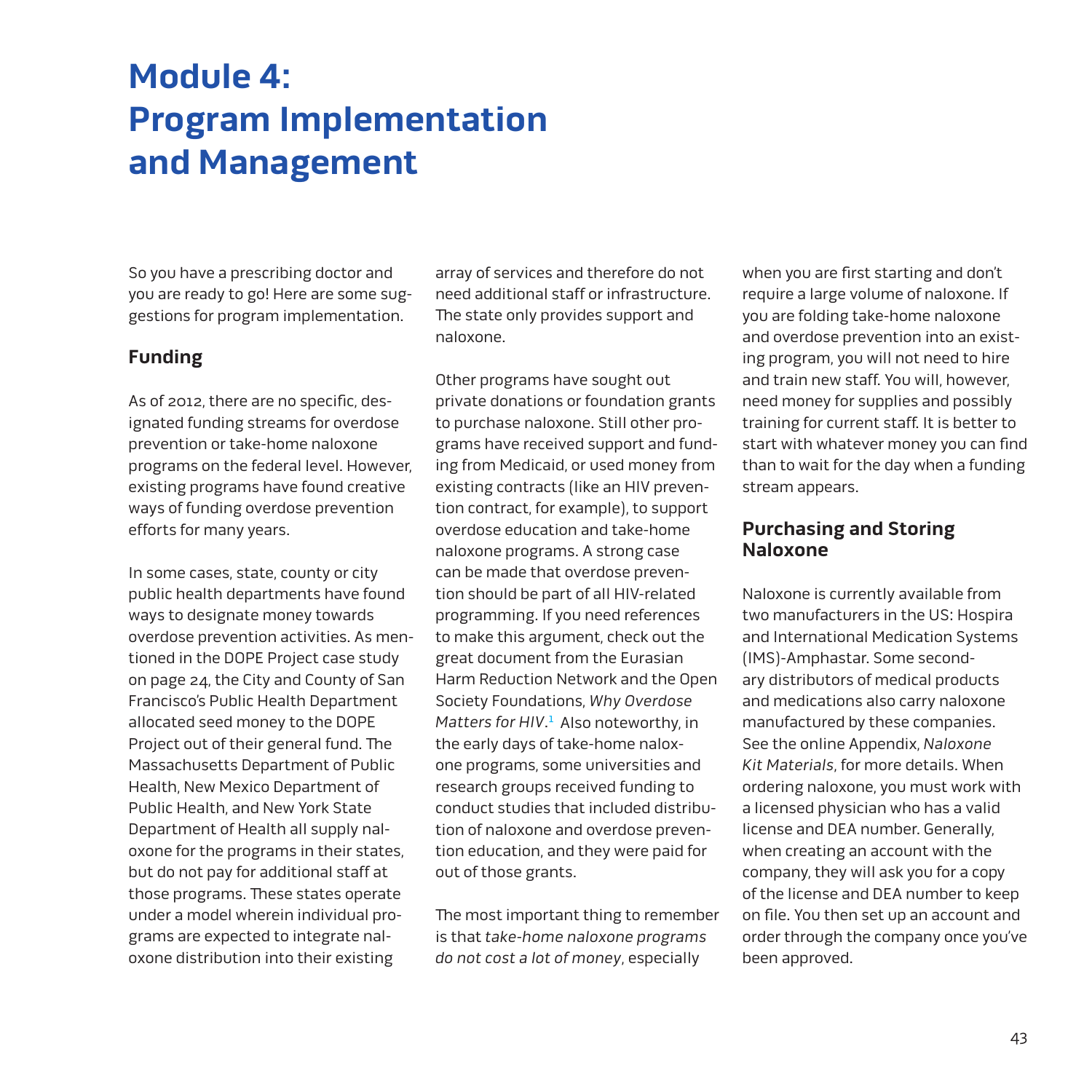# Module 4: Program Implementation and Management

So you have a prescribing doctor and you are ready to go! Here are some suggestions for program implementation.

## Funding

As of 2012, there are no specific, designated funding streams for overdose prevention or take-home naloxone programs on the federal level. However, existing programs have found creative ways of funding overdose prevention efforts for many years.

In some cases, state, county or city public health departments have found ways to designate money towards overdose prevention activities. As mentioned in the DOPE Project case study on page 24, the City and County of San Francisco's Public Health Department allocated seed money to the DOPE Project out of their general fund. The Massachusetts Department of Public Health, New Mexico Department of Public Health, and New York State Department of Health all supply naloxone for the programs in their states, but do not pay for additional staff at those programs. These states operate under a model wherein individual programs are expected to integrate naloxone distribution into their existing array of services and therefore do not need additional staff or infrastructure. The state only provides support and naloxone.

Other programs have sought out private donations or foundation grants to purchase naloxone. Still other programs have received support and funding from Medicaid, or used money from existing contracts (like an HIV prevention contract, for example), to support overdose education and take-home naloxone programs. A strong case can be made that overdose prevention should be part of all HIV-related programming. If you need references to make this argument, check out the great document from the Eurasian Harm Reduction Network and the Open Society Foundations, *Why Overdose Matters for HIV*.[1] Also noteworthy, in the early days of take-home naloxone programs, some universities and research groups received funding to conduct studies that included distribution of naloxone and overdose prevention education, and they were paid for out of those grants.

The most important thing to remember is that *take-home naloxone programs do not cost a lot of money*, especially when you are first starting and don't require a large volume of naloxone. If you are folding take-home naloxone and overdose prevention into an existing program, you will not need to hire and train new staff. You will, however, need money for supplies and possibly training for current staff. It is better to start with whatever money you can find than to wait for the day when a funding stream appears.

## Purchasing and Storing Naloxone

Naloxone is currently available from two manufacturers in the US: Hospira and International Medication Systems (IMS)-Amphastar. Some secondary distributors of medical products and medications also carry naloxone manufactured by these companies. See the online Appendix, *Naloxone Kit Materials*, for more details. When ordering naloxone, you must work with a licensed physician who has a valid license and DEA number. Generally, when creating an account with the company, they will ask you for a copy of the license and DEA number to keep on file. You then set up an account and order through the company once you've been approved.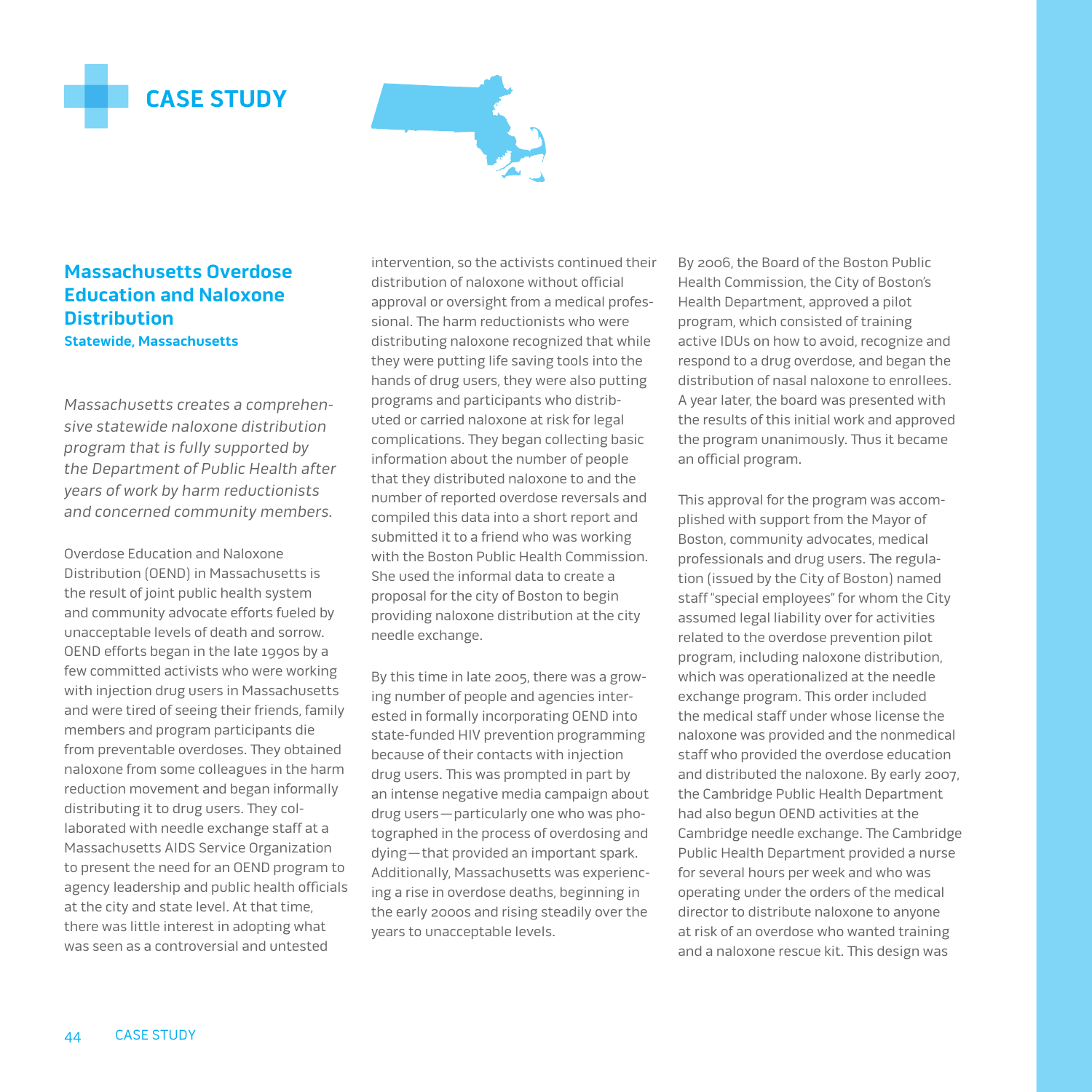# CASE STUDY

## Massachusetts Overdose Education and Naloxone Distribution

**Statewide, Massachusetts**

*Massachusetts creates a comprehensive statewide naloxone distribution program that is fully supported by the Department of Public Health after years of work by harm reductionists and concerned community members.*

Overdose Education and Naloxone Distribution (OEND) in Massachusetts is the result of joint public health system and community advocate efforts fueled by unacceptable levels of death and sorrow. OEND efforts began in the late 1990s by a few committed activists who were working with injection drug users in Massachusetts and were tired of seeing their friends, family members and program participants die from preventable overdoses. They obtained naloxone from some colleagues in the harm reduction movement and began informally distributing it to drug users. They collaborated with needle exchange staff at a Massachusetts AIDS Service Organization to present the need for an OEND program to agency leadership and public health officials at the city and state level. At that time, there was little interest in adopting what was seen as a controversial and untested intervention, so the activists continued their distribution of naloxone without official approval or oversight from a medical professional. The harm reductionists who were distributing naloxone recognized that while they were putting life saving tools into the hands of drug users, they were also putting programs and participants who distributed or carried naloxone at risk for legal complications. They began collecting basic information about the number of people that they distributed naloxone to and the number of reported overdose reversals and compiled this data into a short report and submitted it to a friend who was working with the Boston Public Health Commission. She used the informal data to create a proposal for the city of Boston to begin providing naloxone distribution at the city needle exchange.

By this time in late 2005, there was a growing number of people and agencies interested in formally incorporating OEND into state-funded HIV prevention programming because of their contacts with injection drug users. This was prompted in part by an intense negative media campaign about drug users—particularly one who was photographed in the process of overdosing and dying—that provided an important spark. Additionally, Massachusetts was experiencing a rise in overdose deaths, beginning in the early 2000s and rising steadily over the years to unacceptable levels.

By 2006, the Board of the Boston Public Health Commission, the City of Boston's Health Department, approved a pilot program, which consisted of training active IDUs on how to avoid, recognize and respond to a drug overdose, and began the distribution of nasal naloxone to enrollees. A year later, the board was presented with the results of this initial work and approved the program unanimously. Thus it became an official program.

This approval for the program was accomplished with support from the Mayor of Boston, community advocates, medical professionals and drug users. The regulation (issued by the City of Boston) named staff "special employees" for whom the City assumed legal liability over for activities related to the overdose prevention pilot program, including naloxone distribution, which was operationalized at the needle exchange program. This order included the medical staff under whose license the naloxone was provided and the nonmedical staff who provided the overdose education and distributed the naloxone. By early 2007, the Cambridge Public Health Department had also begun OEND activities at the Cambridge needle exchange. The Cambridge Public Health Department provided a nurse for several hours per week and who was operating under the orders of the medical director to distribute naloxone to anyone at risk of an overdose who wanted training and a naloxone rescue kit. This design was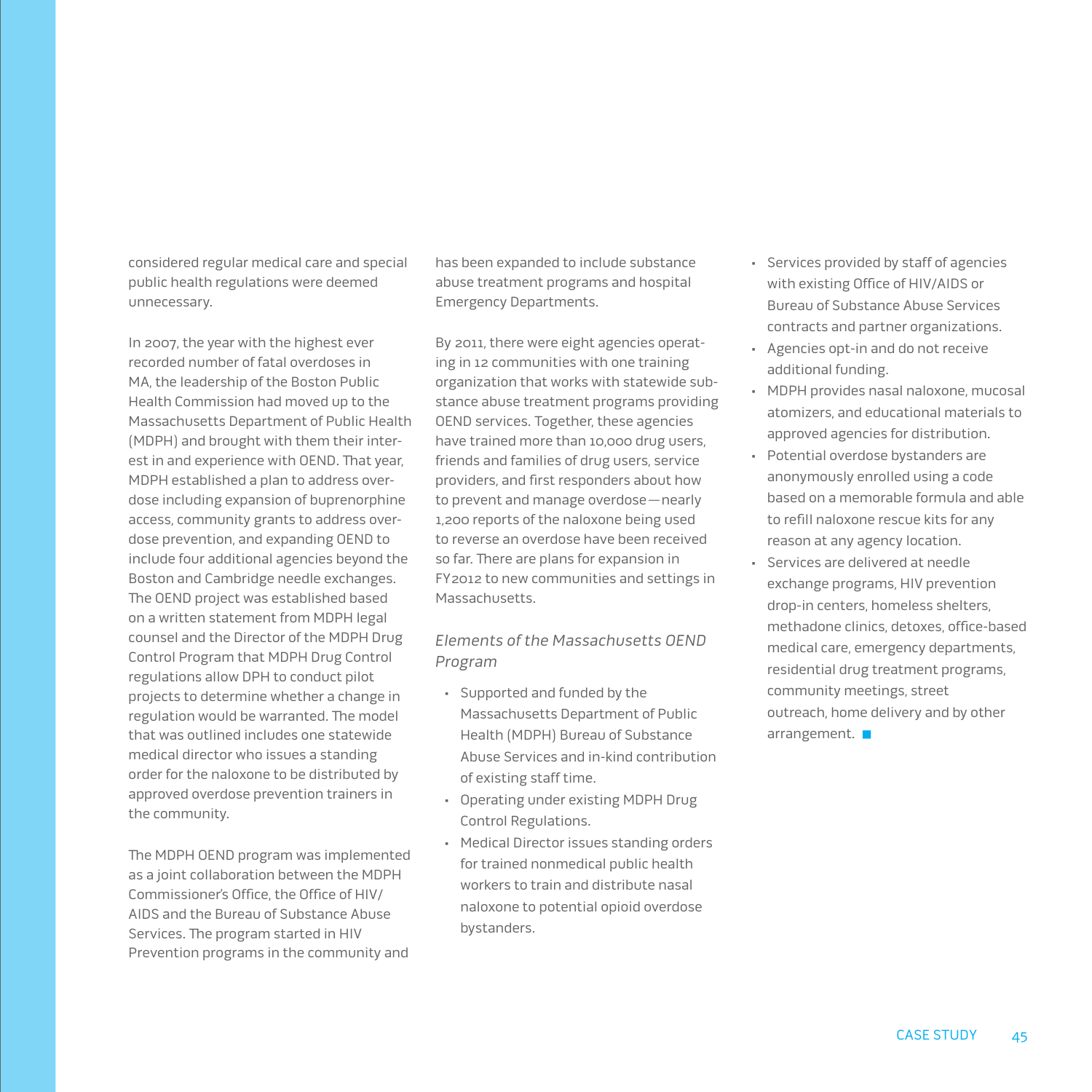considered regular medical care and special public health regulations were deemed unnecessary.

In 2007, the year with the highest ever recorded number of fatal overdoses in MA, the leadership of the Boston Public Health Commission had moved up to the Massachusetts Department of Public Health (MDPH) and brought with them their interest in and experience with OEND. That year, MDPH established a plan to address overdose including expansion of buprenorphine access, community grants to address overdose prevention, and expanding OEND to include four additional agencies beyond the Boston and Cambridge needle exchanges. The OEND project was established based on a written statement from MDPH legal counsel and the Director of the MDPH Drug Control Program that MDPH Drug Control regulations allow DPH to conduct pilot projects to determine whether a change in regulation would be warranted. The model that was outlined includes one statewide medical director who issues a standing order for the naloxone to be distributed by approved overdose prevention trainers in the community.

The MDPH OEND program was implemented as a joint collaboration between the MDPH Commissioner's Office, the Office of HIV/AIDS and the Bureau of Substance Abuse Services. The program started in HIV Prevention programs in the community and has been expanded to include substance abuse treatment programs and hospital Emergency Departments.

By 2011, there were eight agencies operating in 12 communities with one training organization that works with statewide substance abuse treatment programs providing OEND services. Together, these agencies have trained more than 10,000 drug users, friends and families of drug users, service providers, and first responders about how to prevent and manage overdose—nearly 1,200 reports of the naloxone being used to reverse an overdose have been received so far. There are plans for expansion in FY2012 to new communities and settings in Massachusetts.

*Elements of the Massachusetts OEND Program*

- Supported and funded by the Massachusetts Department of Public Health (MDPH) Bureau of Substance Abuse Services and in-kind contribution of existing staff time.
- Operating under existing MDPH Drug Control Regulations.
- Medical Director issues standing orders for trained nonmedical public health workers to train and distribute nasal naloxone to potential opioid overdose bystanders.
- Services provided by staff of agencies with existing Office of HIV/AIDS or Bureau of Substance Abuse Services contracts and partner organizations.
- Agencies opt-in and do not receive additional funding.
- MDPH provides nasal naloxone, mucosal atomizers, and educational materials to approved agencies for distribution.
- Potential overdose bystanders are anonymously enrolled using a code based on a memorable formula and able to refill naloxone rescue kits for any reason at any agency location.
- Services are delivered at needle exchange programs, HIV prevention drop-in centers, homeless shelters, methadone clinics, detoxes, office-based medical care, emergency departments, residential drug treatment programs, community meetings, street outreach, home delivery and by other arrangement. ■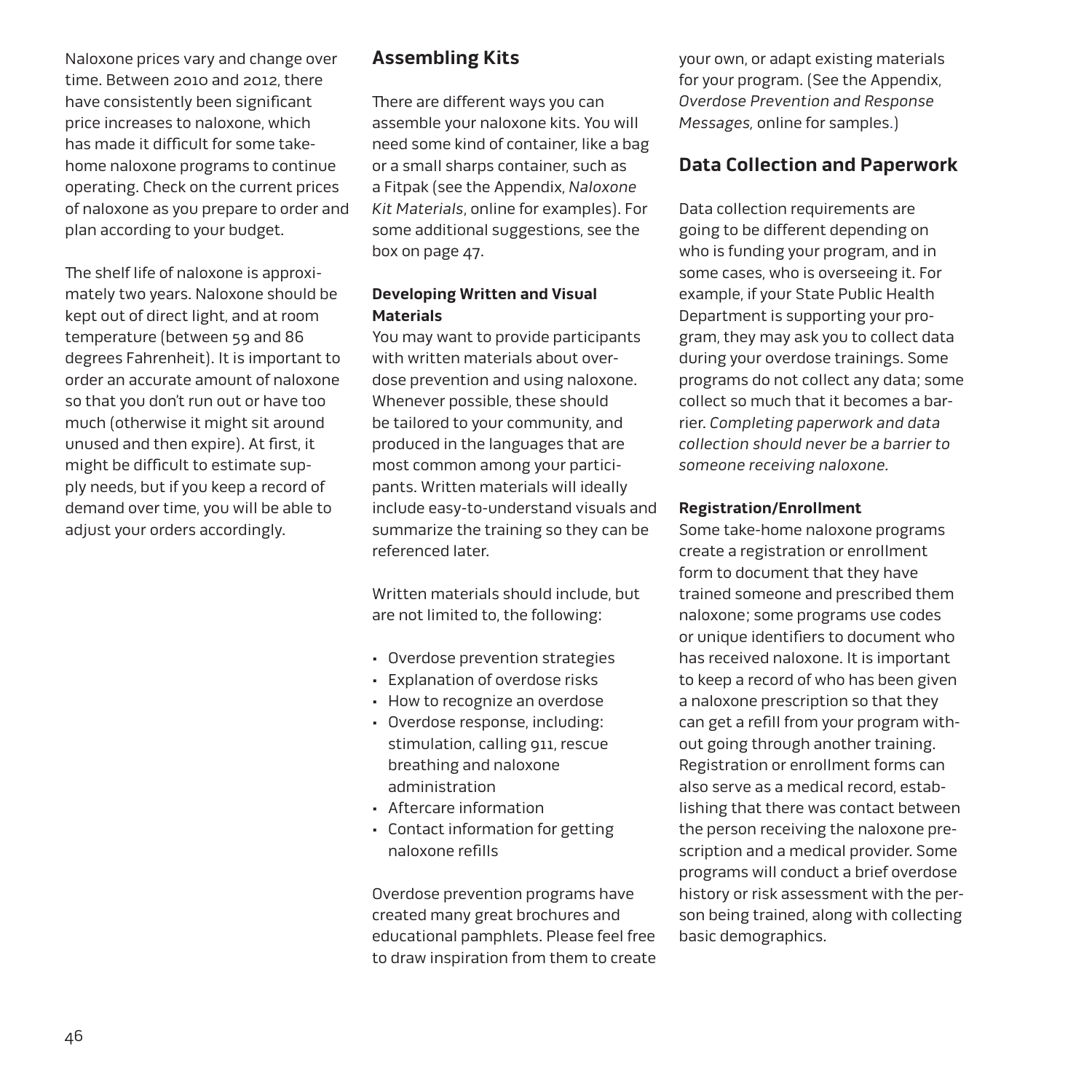Naloxone prices vary and change over time. Between 2010 and 2012, there have consistently been significant price increases to naloxone, which has made it difficult for some take-home naloxone programs to continue operating. Check on the current prices of naloxone as you prepare to order and plan according to your budget.

The shelf life of naloxone is approximately two years. Naloxone should be kept out of direct light, and at room temperature (between 59 and 86 degrees Fahrenheit). It is important to order an accurate amount of naloxone so that you don't run out or have too much (otherwise it might sit around unused and then expire). At first, it might be difficult to estimate supply needs, but if you keep a record of demand over time, you will be able to adjust your orders accordingly.

## Assembling Kits

There are different ways you can assemble your naloxone kits. You will need some kind of container, like a bag or a small sharps container, such as a Fitpak (see the Appendix, *Naloxone Kit Materials*, online for examples). For some additional suggestions, see the box on page 47.

### Developing Written and Visual Materials

You may want to provide participants with written materials about overdose prevention and using naloxone. Whenever possible, these should be tailored to your community, and produced in the languages that are most common among your participants. Written materials will ideally include easy-to-understand visuals and summarize the training so they can be referenced later.

Written materials should include, but are not limited to, the following:

- Overdose prevention strategies
- Explanation of overdose risks
- How to recognize an overdose
- Overdose response, including: stimulation, calling 911, rescue breathing and naloxone administration
- Aftercare information
- Contact information for getting naloxone refills

Overdose prevention programs have created many great brochures and educational pamphlets. Please feel free to draw inspiration from them to create your own, or adapt existing materials for your program. (See the Appendix, *Overdose Prevention and Response Messages,* online for samples.)

## Data Collection and Paperwork

Data collection requirements are going to be different depending on who is funding your program, and in some cases, who is overseeing it. For example, if your State Public Health Department is supporting your program, they may ask you to collect data during your overdose trainings. Some programs do not collect any data; some collect so much that it becomes a barrier. *Completing paperwork and data collection should never be a barrier to someone receiving naloxone.*

### Registration/Enrollment

Some take-home naloxone programs create a registration or enrollment form to document that they have trained someone and prescribed them naloxone; some programs use codes or unique identifiers to document who has received naloxone. It is important to keep a record of who has been given a naloxone prescription so that they can get a refill from your program without going through another training. Registration or enrollment forms can also serve as a medical record, establishing that there was contact between the person receiving the naloxone prescription and a medical provider. Some programs will conduct a brief overdose history or risk assessment with the person being trained, along with collecting basic demographics.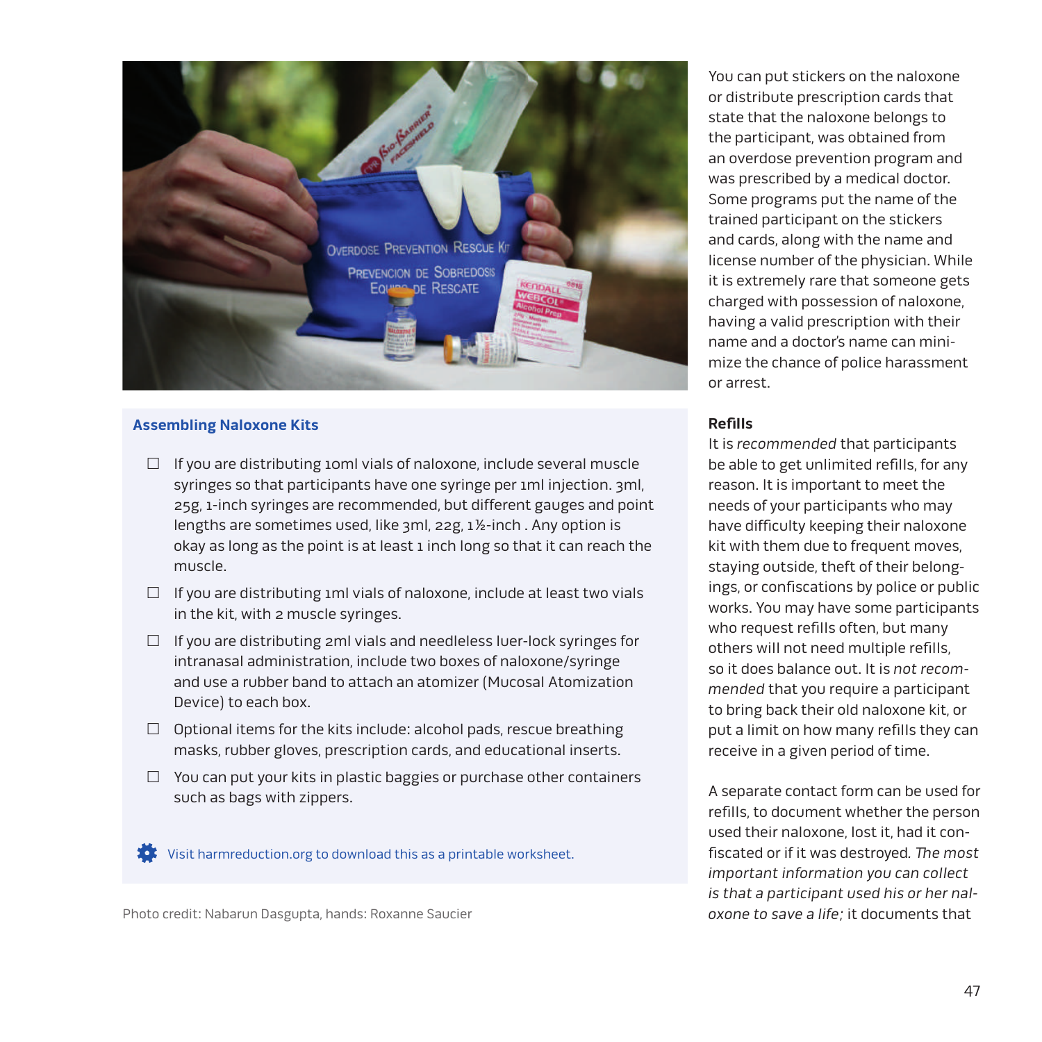### Assembling Naloxone Kits

- ☐ If you are distributing 10ml vials of naloxone, include several muscle syringes so that participants have one syringe per 1ml injection. 3ml, 25g, 1-inch syringes are recommended, but different gauges and point lengths are sometimes used, like 3ml, 22g, 1½-inch . Any option is okay as long as the point is at least 1 inch long so that it can reach the muscle.
- ☐ If you are distributing 1ml vials of naloxone, include at least two vials in the kit, with 2 muscle syringes.
- ☐ If you are distributing 2ml vials and needleless luer-lock syringes for intranasal administration, include two boxes of naloxone/syringe and use a rubber band to attach an atomizer (Mucosal Atomization Device) to each box.
- ☐ Optional items for the kits include: alcohol pads, rescue breathing masks, rubber gloves, prescription cards, and educational inserts.
- ☐ You can put your kits in plastic baggies or purchase other containers such as bags with zippers.

Visit harmreduction.org to download this as a printable worksheet.

Photo credit: Nabarun Dasgupta, hands: Roxanne Saucier

You can put stickers on the naloxone or distribute prescription cards that state that the naloxone belongs to the participant, was obtained from an overdose prevention program and was prescribed by a medical doctor. Some programs put the name of the trained participant on the stickers and cards, along with the name and license number of the physician. While it is extremely rare that someone gets charged with possession of naloxone, having a valid prescription with their name and a doctor's name can minimize the chance of police harassment or arrest.

**Refills**

It is *recommended* that participants be able to get unlimited refills, for any reason. It is important to meet the needs of your participants who may have difficulty keeping their naloxone kit with them due to frequent moves, staying outside, theft of their belongings, or confiscations by police or public works. You may have some participants who request refills often, but many others will not need multiple refills, so it does balance out. It is *not recommended* that you require a participant to bring back their old naloxone kit, or put a limit on how many refills they can receive in a given period of time.

A separate contact form can be used for refills, to document whether the person used their naloxone, lost it, had it confiscated or if it was destroyed. *The most important information you can collect is that a participant used his or her naloxone to save a life;* it documents that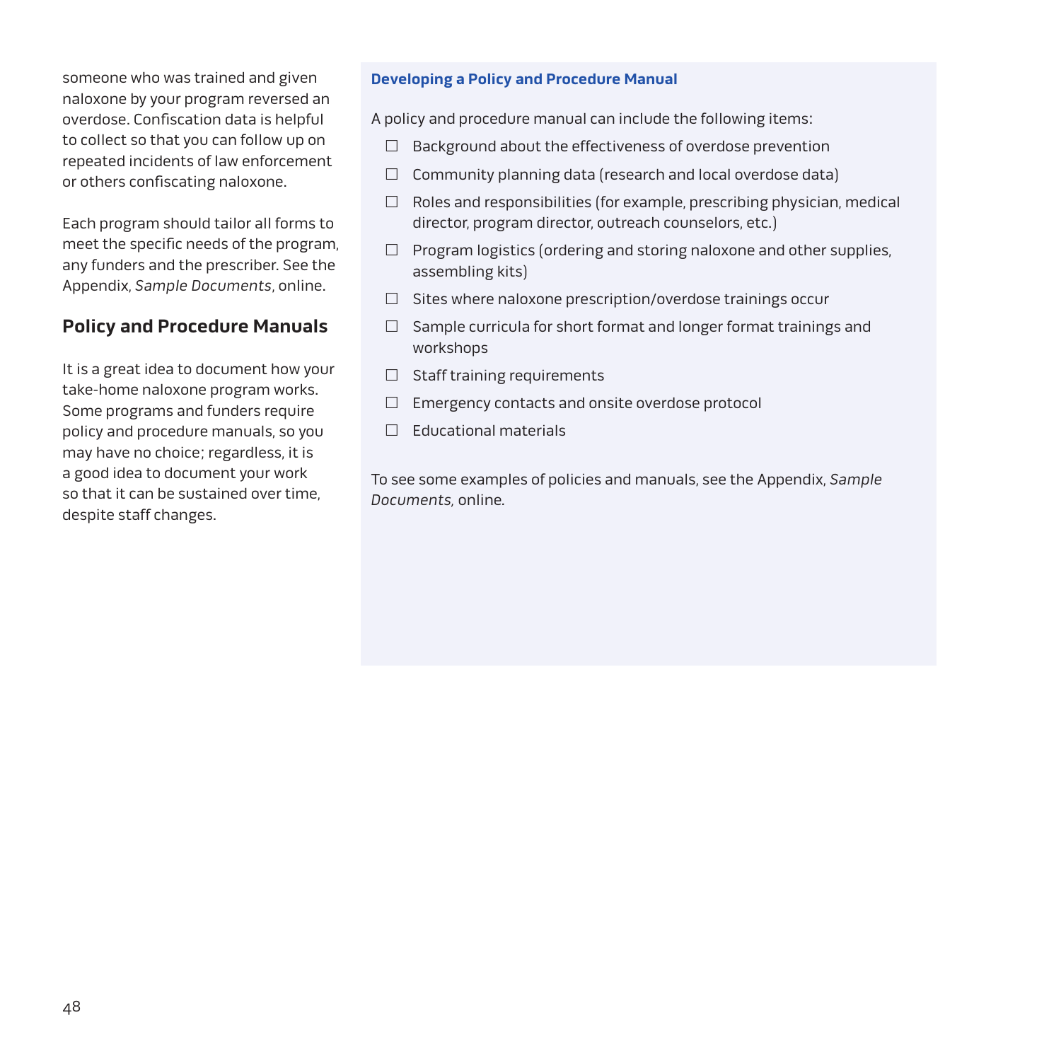someone who was trained and given naloxone by your program reversed an overdose. Confiscation data is helpful to collect so that you can follow up on repeated incidents of law enforcement or others confiscating naloxone.

Each program should tailor all forms to meet the specific needs of the program, any funders and the prescriber. See the Appendix, *Sample Documents*, online.

## Policy and Procedure Manuals

It is a great idea to document how your take-home naloxone program works. Some programs and funders require policy and procedure manuals, so you may have no choice; regardless, it is a good idea to document your work so that it can be sustained over time, despite staff changes.

**Developing a Policy and Procedure Manual**

A policy and procedure manual can include the following items:

- ☐ Background about the effectiveness of overdose prevention
- ☐ Community planning data (research and local overdose data)
- ☐ Roles and responsibilities (for example, prescribing physician, medical director, program director, outreach counselors, etc.)
- ☐ Program logistics (ordering and storing naloxone and other supplies, assembling kits)
- ☐ Sites where naloxone prescription/overdose trainings occur
- ☐ Sample curricula for short format and longer format trainings and workshops
- ☐ Staff training requirements
- ☐ Emergency contacts and onsite overdose protocol
- ☐ Educational materials

To see some examples of policies and manuals, see the Appendix, *Sample Documents*, online.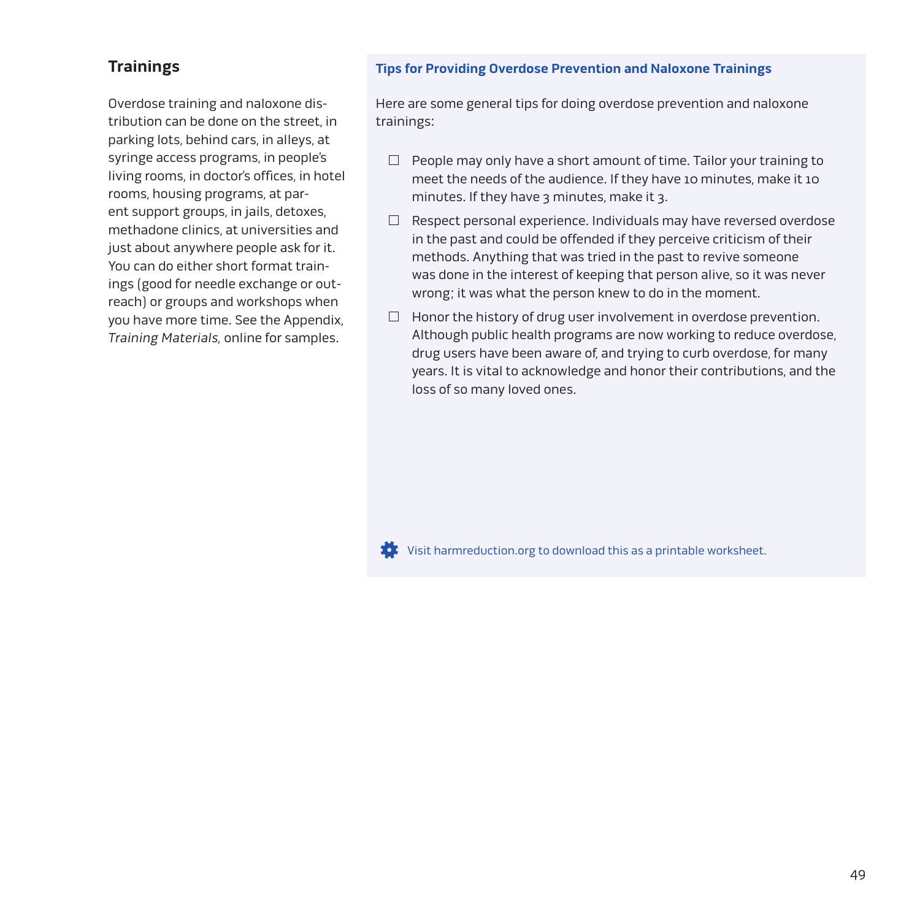## Trainings

Overdose training and naloxone distribution can be done on the street, in parking lots, behind cars, in alleys, at syringe access programs, in people's living rooms, in doctor's offices, in hotel rooms, housing programs, at parent support groups, in jails, detoxes, methadone clinics, at universities and just about anywhere people ask for it. You can do either short format trainings (good for needle exchange or outreach) or groups and workshops when you have more time. See the Appendix, *Training Materials*, online for samples.

### Tips for Providing Overdose Prevention and Naloxone Trainings

Here are some general tips for doing overdose prevention and naloxone trainings:

- ☐ People may only have a short amount of time. Tailor your training to meet the needs of the audience. If they have 10 minutes, make it 10 minutes. If they have 3 minutes, make it 3.
- ☐ Respect personal experience. Individuals may have reversed overdose in the past and could be offended if they perceive criticism of their methods. Anything that was tried in the past to revive someone was done in the interest of keeping that person alive, so it was never wrong; it was what the person knew to do in the moment.
- ☐ Honor the history of drug user involvement in overdose prevention. Although public health programs are now working to reduce overdose, drug users have been aware of, and trying to curb overdose, for many years. It is vital to acknowledge and honor their contributions, and the loss of so many loved ones.

Visit harmreduction.org to download this as a printable worksheet.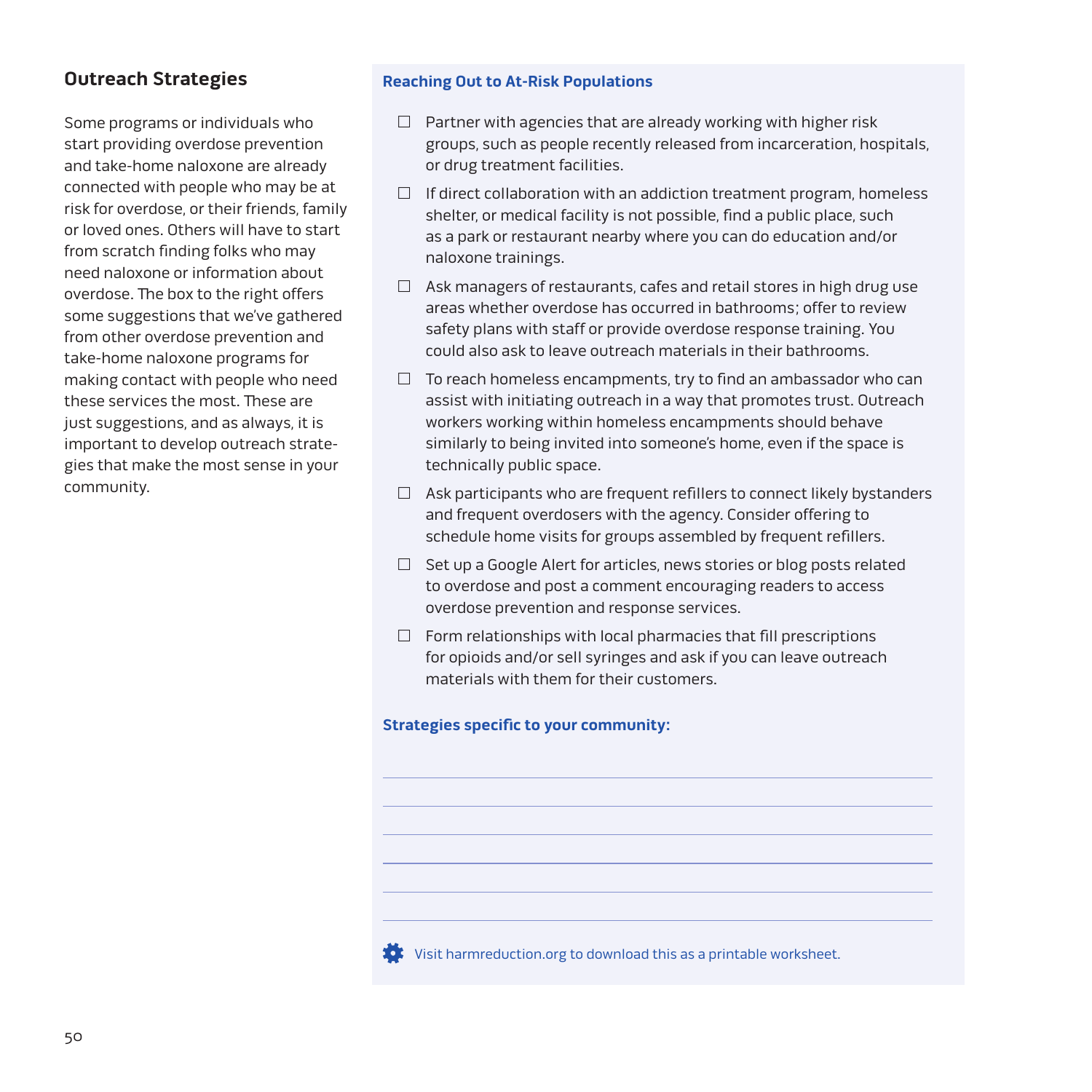## Outreach Strategies

Some programs or individuals who start providing overdose prevention and take-home naloxone are already connected with people who may be at risk for overdose, or their friends, family or loved ones. Others will have to start from scratch finding folks who may need naloxone or information about overdose. The box to the right offers some suggestions that we've gathered from other overdose prevention and take-home naloxone programs for making contact with people who need these services the most. These are just suggestions, and as always, it is important to develop outreach strategies that make the most sense in your community.

### Reaching Out to At-Risk Populations

- ☐ Partner with agencies that are already working with higher risk groups, such as people recently released from incarceration, hospitals, or drug treatment facilities.
- ☐ If direct collaboration with an addiction treatment program, homeless shelter, or medical facility is not possible, find a public place, such as a park or restaurant nearby where you can do education and/or naloxone trainings.
- ☐ Ask managers of restaurants, cafes and retail stores in high drug use areas whether overdose has occurred in bathrooms; offer to review safety plans with staff or provide overdose response training. You could also ask to leave outreach materials in their bathrooms.
- ☐ To reach homeless encampments, try to find an ambassador who can assist with initiating outreach in a way that promotes trust. Outreach workers working within homeless encampments should behave similarly to being invited into someone's home, even if the space is technically public space.
- ☐ Ask participants who are frequent refillers to connect likely bystanders and frequent overdosers with the agency. Consider offering to schedule home visits for groups assembled by frequent refillers.
- ☐ Set up a Google Alert for articles, news stories or blog posts related to overdose and post a comment encouraging readers to access overdose prevention and response services.
- ☐ Form relationships with local pharmacies that fill prescriptions for opioids and/or sell syringes and ask if you can leave outreach materials with them for their customers.

**Strategies specific to your community:**

\_\_\_\_\_\_\_\_\_\_\_\_\_\_\_\_\_\_\_\_\_\_\_\_\_\_\_\_\_\_\_\_\_\_\_\_\_\_\_\_\_\_\_\_

\_\_\_\_\_\_\_\_\_\_\_\_\_\_\_\_\_\_\_\_\_\_\_\_\_\_\_\_\_\_\_\_\_\_\_\_\_\_\_\_\_\_\_\_

\_\_\_\_\_\_\_\_\_\_\_\_\_\_\_\_\_\_\_\_\_\_\_\_\_\_\_\_\_\_\_\_\_\_\_\_\_\_\_\_\_\_\_\_

\_\_\_\_\_\_\_\_\_\_\_\_\_\_\_\_\_\_\_\_\_\_\_\_\_\_\_\_\_\_\_\_\_\_\_\_\_\_\_\_\_\_\_\_

\_\_\_\_\_\_\_\_\_\_\_\_\_\_\_\_\_\_\_\_\_\_\_\_\_\_\_\_\_\_\_\_\_\_\_\_\_\_\_\_\_\_\_\_

\_\_\_\_\_\_\_\_\_\_\_\_\_\_\_\_\_\_\_\_\_\_\_\_\_\_\_\_\_\_\_\_\_\_\_\_\_\_\_\_\_\_\_\_

Visit harmreduction.org to download this as a printable worksheet.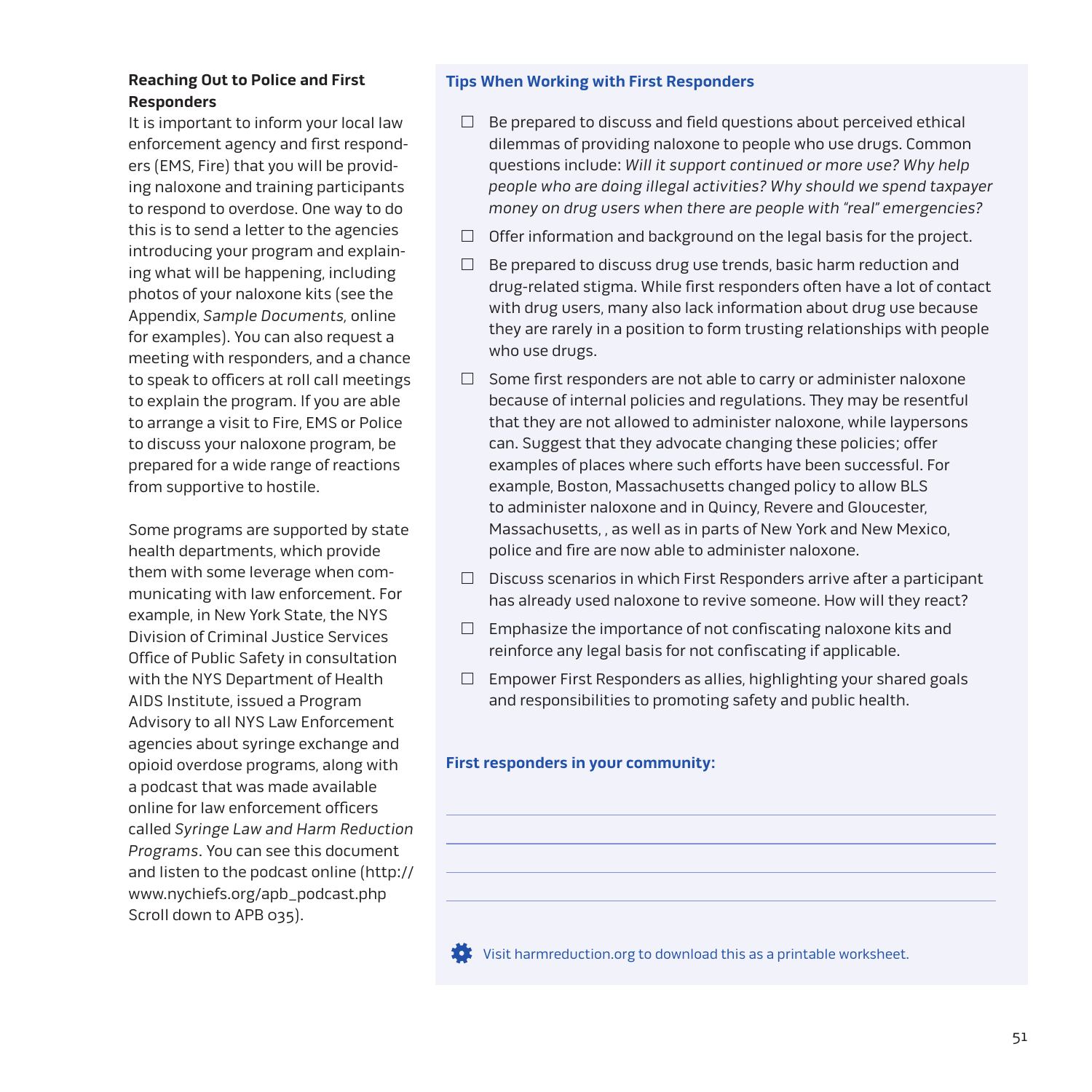### Reaching Out to Police and First Responders

It is important to inform your local law enforcement agency and first responders (EMS, Fire) that you will be providing naloxone and training participants to respond to overdose. One way to do this is to send a letter to the agencies introducing your program and explaining what will be happening, including photos of your naloxone kits (see the Appendix, *Sample Documents,* online for examples). You can also request a meeting with responders, and a chance to speak to officers at roll call meetings to explain the program. If you are able to arrange a visit to Fire, EMS or Police to discuss your naloxone program, be prepared for a wide range of reactions from supportive to hostile.

Some programs are supported by state health departments, which provide them with some leverage when communicating with law enforcement. For example, in New York State, the NYS Division of Criminal Justice Services Office of Public Safety in consultation with the NYS Department of Health AIDS Institute, issued a Program Advisory to all NYS Law Enforcement agencies about syringe exchange and opioid overdose programs, along with a podcast that was made available online for law enforcement officers called *Syringe Law and Harm Reduction Programs*. You can see this document and listen to the podcast online (http://www.nychiefs.org/apb_podcast.php Scroll down to APB 035).

### Tips When Working with First Responders

- ☐ Be prepared to discuss and field questions about perceived ethical dilemmas of providing naloxone to people who use drugs. Common questions include: *Will it support continued or more use? Why help people who are doing illegal activities? Why should we spend taxpayer money on drug users when there are people with "real" emergencies?*
- ☐ Offer information and background on the legal basis for the project.
- ☐ Be prepared to discuss drug use trends, basic harm reduction and drug-related stigma. While first responders often have a lot of contact with drug users, many also lack information about drug use because they are rarely in a position to form trusting relationships with people who use drugs.
- ☐ Some first responders are not able to carry or administer naloxone because of internal policies and regulations. They may be resentful that they are not allowed to administer naloxone, while laypersons can. Suggest that they advocate changing these policies; offer examples of places where such efforts have been successful. For example, Boston, Massachusetts changed policy to allow BLS to administer naloxone and in Quincy, Revere and Gloucester, Massachusetts, , as well as in parts of New York and New Mexico, police and fire are now able to administer naloxone.
- ☐ Discuss scenarios in which First Responders arrive after a participant has already used naloxone to revive someone. How will they react?
- ☐ Emphasize the importance of not confiscating naloxone kits and reinforce any legal basis for not confiscating if applicable.
- ☐ Empower First Responders as allies, highlighting your shared goals and responsibilities to promoting safety and public health.

**First responders in your community:**

_______________________________________________

_______________________________________________

_______________________________________________

_______________________________________________

Visit harmreduction.org to download this as a printable worksheet.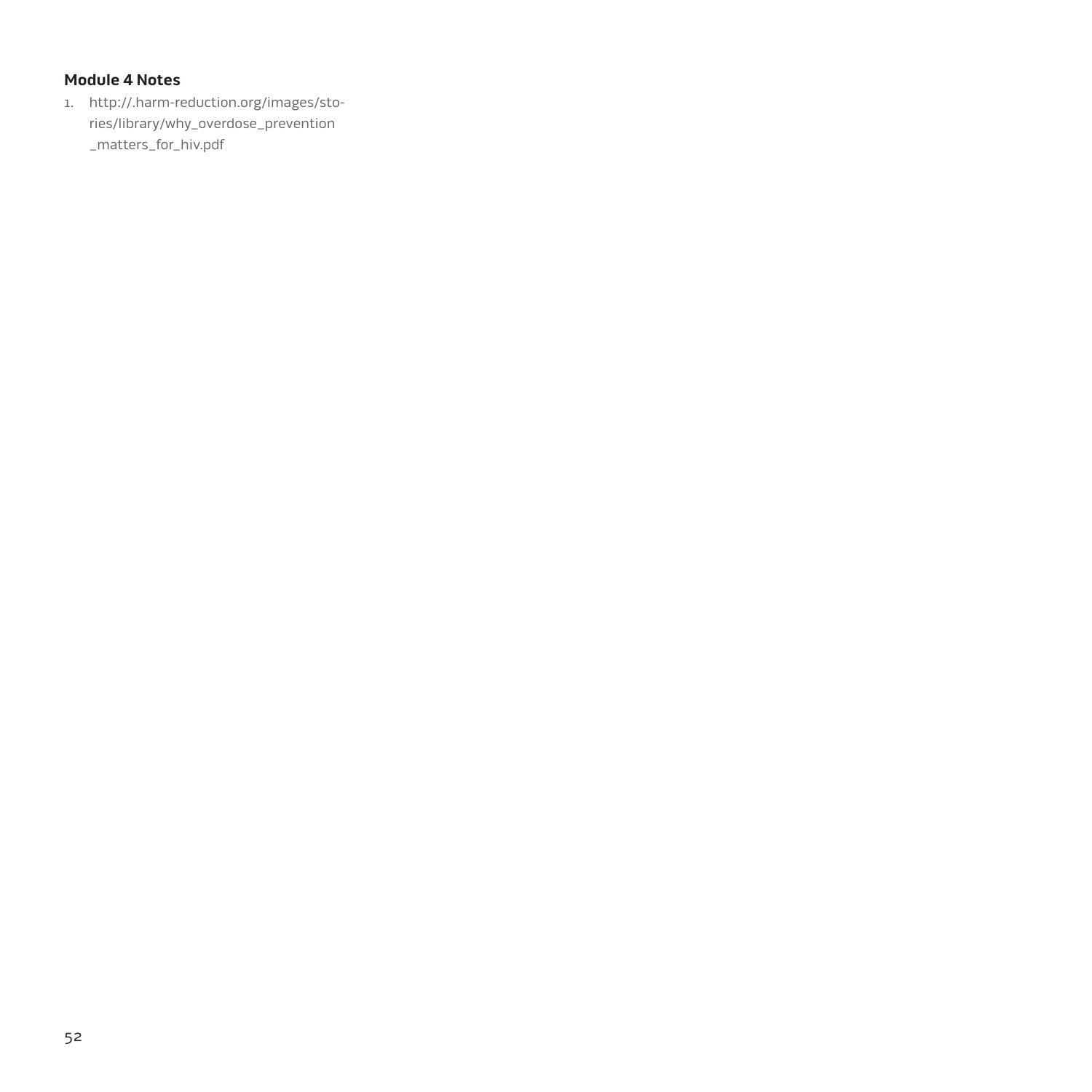**Module 4 Notes**

1. http://.harm-reduction.org/images/stories/library/why_overdose_prevention_matters_for_hiv.pdf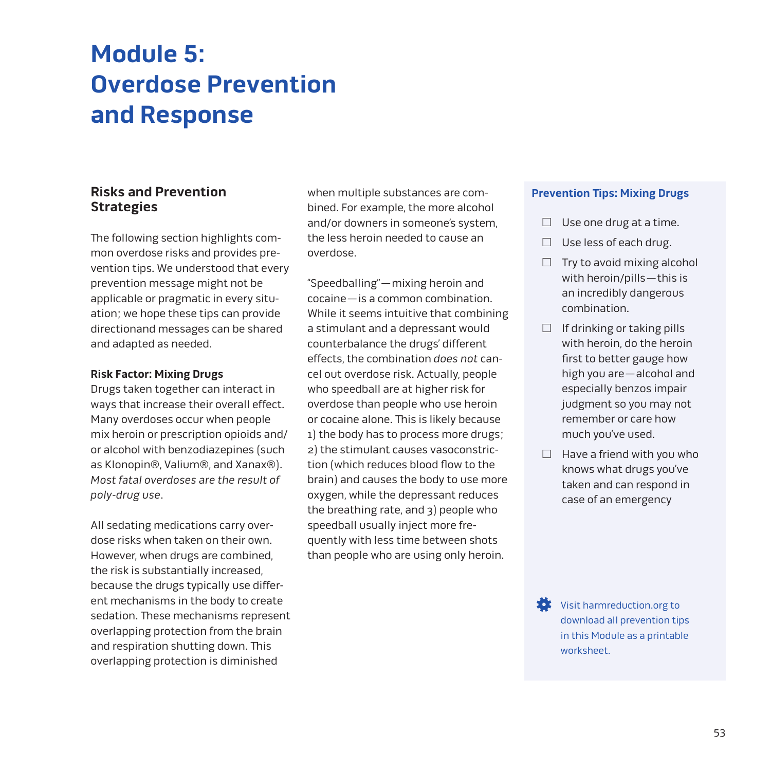# Module 5: Overdose Prevention and Response

## Risks and Prevention Strategies

The following section highlights common overdose risks and provides prevention tips. We understood that every prevention message might not be applicable or pragmatic in every situation; we hope these tips can provide directionand messages can be shared and adapted as needed.

**Risk Factor: Mixing Drugs**

Drugs taken together can interact in ways that increase their overall effect. Many overdoses occur when people mix heroin or prescription opioids and/or alcohol with benzodiazepines (such as Klonopin®, Valium®, and Xanax®). *Most fatal overdoses are the result of poly-drug use*.

All sedating medications carry overdose risks when taken on their own. However, when drugs are combined, the risk is substantially increased, because the drugs typically use different mechanisms in the body to create sedation. These mechanisms represent overlapping protection from the brain and respiration shutting down. This overlapping protection is diminished when multiple substances are combined. For example, the more alcohol and/or downers in someone's system, the less heroin needed to cause an overdose.

"Speedballing"—mixing heroin and cocaine—is a common combination. While it seems intuitive that combining a stimulant and a depressant would counterbalance the drugs' different effects, the combination *does not* cancel out overdose risk. Actually, people who speedball are at higher risk for overdose than people who use heroin or cocaine alone. This is likely because 1) the body has to process more drugs; 2) the stimulant causes vasoconstriction (which reduces blood flow to the brain) and causes the body to use more oxygen, while the depressant reduces the breathing rate, and 3) people who speedball usually inject more frequently with less time between shots than people who are using only heroin.

### Prevention Tips: Mixing Drugs

- ☐ Use one drug at a time.
- ☐ Use less of each drug.
- ☐ Try to avoid mixing alcohol with heroin/pills—this is an incredibly dangerous combination.
- ☐ If drinking or taking pills with heroin, do the heroin first to better gauge how high you are—alcohol and especially benzos impair judgment so you may not remember or care how much you've used.
- ☐ Have a friend with you who knows what drugs you've taken and can respond in case of an emergency

Visit harmreduction.org to download all prevention tips in this Module as a printable worksheet.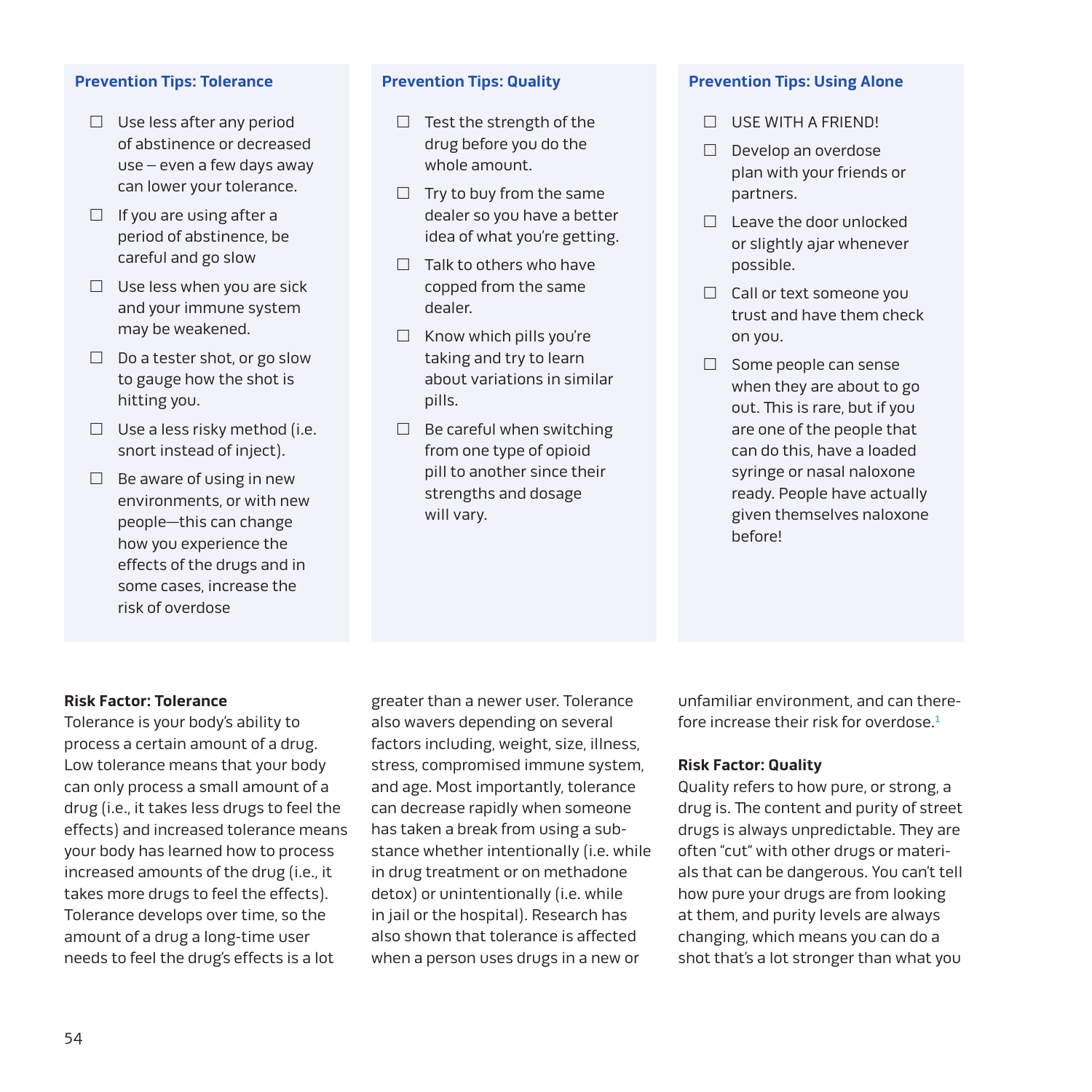### Prevention Tips: Tolerance

- ☐ Use less after any period of abstinence or decreased use – even a few days away can lower your tolerance.
- ☐ If you are using after a period of abstinence, be careful and go slow
- ☐ Use less when you are sick and your immune system may be weakened.
- ☐ Do a tester shot, or go slow to gauge how the shot is hitting you.
- ☐ Use a less risky method (i.e. snort instead of inject).
- ☐ Be aware of using in new environments, or with new people—this can change how you experience the effects of the drugs and in some cases, increase the risk of overdose

### Prevention Tips: Quality

- ☐ Test the strength of the drug before you do the whole amount.
- ☐ Try to buy from the same dealer so you have a better idea of what you're getting.
- ☐ Talk to others who have copped from the same dealer.
- ☐ Know which pills you're taking and try to learn about variations in similar pills.
- ☐ Be careful when switching from one type of opioid pill to another since their strengths and dosage will vary.

### Prevention Tips: Using Alone

- ☐ USE WITH A FRIEND!
- ☐ Develop an overdose plan with your friends or partners.
- ☐ Leave the door unlocked or slightly ajar whenever possible.
- ☐ Call or text someone you trust and have them check on you.
- ☐ Some people can sense when they are about to go out. This is rare, but if you are one of the people that can do this, have a loaded syringe or nasal naloxone ready. People have actually given themselves naloxone before!

**Risk Factor: Tolerance**
Tolerance is your body's ability to process a certain amount of a drug. Low tolerance means that your body can only process a small amount of a drug (i.e., it takes less drugs to feel the effects) and increased tolerance means your body has learned how to process increased amounts of the drug (i.e., it takes more drugs to feel the effects). Tolerance develops over time, so the amount of a drug a long-time user needs to feel the drug's effects is a lot greater than a newer user. Tolerance also wavers depending on several factors including, weight, size, illness, stress, compromised immune system, and age. Most importantly, tolerance can decrease rapidly when someone has taken a break from using a substance whether intentionally (i.e. while in drug treatment or on methadone detox) or unintentionally (i.e. while in jail or the hospital). Research has also shown that tolerance is affected when a person uses drugs in a new or unfamiliar environment, and can therefore increase their risk for overdose.[1]

**Risk Factor: Quality**
Quality refers to how pure, or strong, a drug is. The content and purity of street drugs is always unpredictable. They are often "cut" with other drugs or materials that can be dangerous. You can't tell how pure your drugs are from looking at them, and purity levels are always changing, which means you can do a shot that's a lot stronger than what you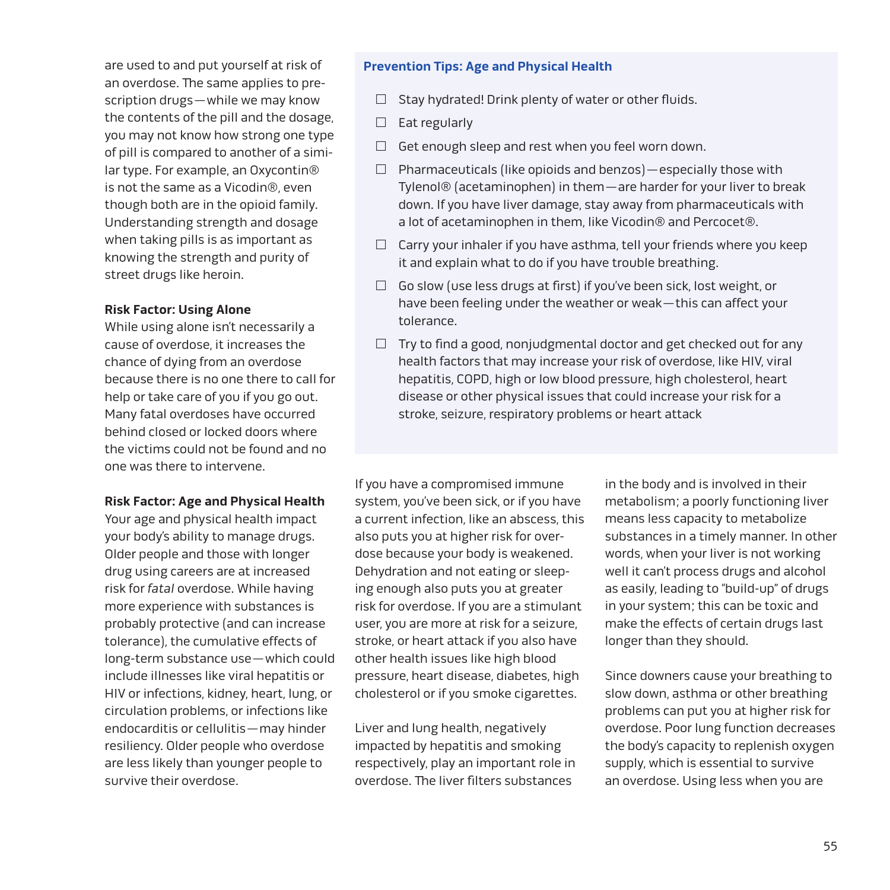are used to and put yourself at risk of an overdose. The same applies to prescription drugs—while we may know the contents of the pill and the dosage, you may not know how strong one type of pill is compared to another of a similar type. For example, an Oxycontin® is not the same as a Vicodin®, even though both are in the opioid family. Understanding strength and dosage when taking pills is as important as knowing the strength and purity of street drugs like heroin.

**Risk Factor: Using Alone**

While using alone isn't necessarily a cause of overdose, it increases the chance of dying from an overdose because there is no one there to call for help or take care of you if you go out. Many fatal overdoses have occurred behind closed or locked doors where the victims could not be found and no one was there to intervene.

**Risk Factor: Age and Physical Health**

Your age and physical health impact your body's ability to manage drugs. Older people and those with longer drug using careers are at increased risk for *fatal* overdose. While having more experience with substances is probably protective (and can increase tolerance), the cumulative effects of long-term substance use—which could include illnesses like viral hepatitis or HIV or infections, kidney, heart, lung, or circulation problems, or infections like endocarditis or cellulitis—may hinder resiliency. Older people who overdose are less likely than younger people to survive their overdose.

**Prevention Tips: Age and Physical Health**

- ☐ Stay hydrated! Drink plenty of water or other fluids.
- ☐ Eat regularly
- ☐ Get enough sleep and rest when you feel worn down.
- ☐ Pharmaceuticals (like opioids and benzos)—especially those with Tylenol® (acetaminophen) in them—are harder for your liver to break down. If you have liver damage, stay away from pharmaceuticals with a lot of acetaminophen in them, like Vicodin® and Percocet®.
- ☐ Carry your inhaler if you have asthma, tell your friends where you keep it and explain what to do if you have trouble breathing.
- ☐ Go slow (use less drugs at first) if you've been sick, lost weight, or have been feeling under the weather or weak—this can affect your tolerance.
- ☐ Try to find a good, nonjudgmental doctor and get checked out for any health factors that may increase your risk of overdose, like HIV, viral hepatitis, COPD, high or low blood pressure, high cholesterol, heart disease or other physical issues that could increase your risk for a stroke, seizure, respiratory problems or heart attack

If you have a compromised immune system, you've been sick, or if you have a current infection, like an abscess, this also puts you at higher risk for overdose because your body is weakened. Dehydration and not eating or sleeping enough also puts you at greater risk for overdose. If you are a stimulant user, you are more at risk for a seizure, stroke, or heart attack if you also have other health issues like high blood pressure, heart disease, diabetes, high cholesterol or if you smoke cigarettes.

Liver and lung health, negatively impacted by hepatitis and smoking respectively, play an important role in overdose. The liver filters substances in the body and is involved in their metabolism; a poorly functioning liver means less capacity to metabolize substances in a timely manner. In other words, when your liver is not working well it can't process drugs and alcohol as easily, leading to "build-up" of drugs in your system; this can be toxic and make the effects of certain drugs last longer than they should.

Since downers cause your breathing to slow down, asthma or other breathing problems can put you at higher risk for overdose. Poor lung function decreases the body's capacity to replenish oxygen supply, which is essential to survive an overdose. Using less when you are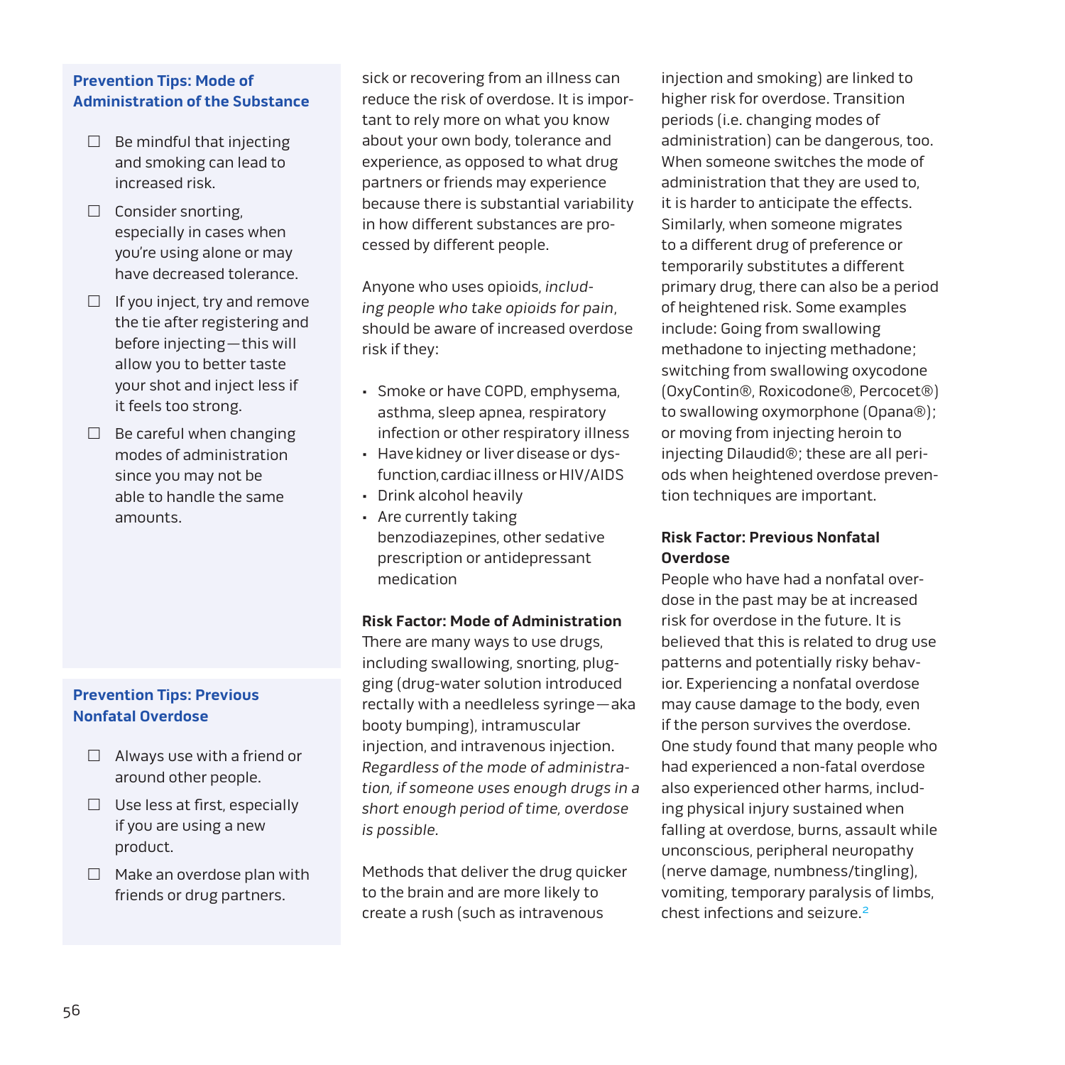### Prevention Tips: Mode of Administration of the Substance

- ☐ Be mindful that injecting and smoking can lead to increased risk.
- ☐ Consider snorting, especially in cases when you're using alone or may have decreased tolerance.
- ☐ If you inject, try and remove the tie after registering and before injecting—this will allow you to better taste your shot and inject less if it feels too strong.
- ☐ Be careful when changing modes of administration since you may not be able to handle the same amounts.

### Prevention Tips: Previous Nonfatal Overdose

- ☐ Always use with a friend or around other people.
- ☐ Use less at first, especially if you are using a new product.
- ☐ Make an overdose plan with friends or drug partners.

sick or recovering from an illness can reduce the risk of overdose. It is important to rely more on what you know about your own body, tolerance and experience, as opposed to what drug partners or friends may experience because there is substantial variability in how different substances are processed by different people.

Anyone who uses opioids, *including people who take opioids for pain*, should be aware of increased overdose risk if they:

- Smoke or have COPD, emphysema, asthma, sleep apnea, respiratory infection or other respiratory illness
- Have kidney or liver disease or dysfunction, cardiac illness or HIV/AIDS
- Drink alcohol heavily
- Are currently taking benzodiazepines, other sedative prescription or antidepressant medication

**Risk Factor: Mode of Administration**

There are many ways to use drugs, including swallowing, snorting, plugging (drug-water solution introduced rectally with a needleless syringe—aka booty bumping), intramuscular injection, and intravenous injection. *Regardless of the mode of administration, if someone uses enough drugs in a short enough period of time, overdose is possible.*

Methods that deliver the drug quicker to the brain and are more likely to create a rush (such as intravenous injection and smoking) are linked to higher risk for overdose. Transition periods (i.e. changing modes of administration) can be dangerous, too. When someone switches the mode of administration that they are used to, it is harder to anticipate the effects. Similarly, when someone migrates to a different drug of preference or temporarily substitutes a different primary drug, there can also be a period of heightened risk. Some examples include: Going from swallowing methadone to injecting methadone; switching from swallowing oxycodone (OxyContin®, Roxicodone®, Percocet®) to swallowing oxymorphone (Opana®); or moving from injecting heroin to injecting Dilaudid®; these are all periods when heightened overdose prevention techniques are important.

**Risk Factor: Previous Nonfatal Overdose**

People who have had a nonfatal overdose in the past may be at increased risk for overdose in the future. It is believed that this is related to drug use patterns and potentially risky behavior. Experiencing a nonfatal overdose may cause damage to the body, even if the person survives the overdose. One study found that many people who had experienced a non-fatal overdose also experienced other harms, including physical injury sustained when falling at overdose, burns, assault while unconscious, peripheral neuropathy (nerve damage, numbness/tingling), vomiting, temporary paralysis of limbs, chest infections and seizure.[2]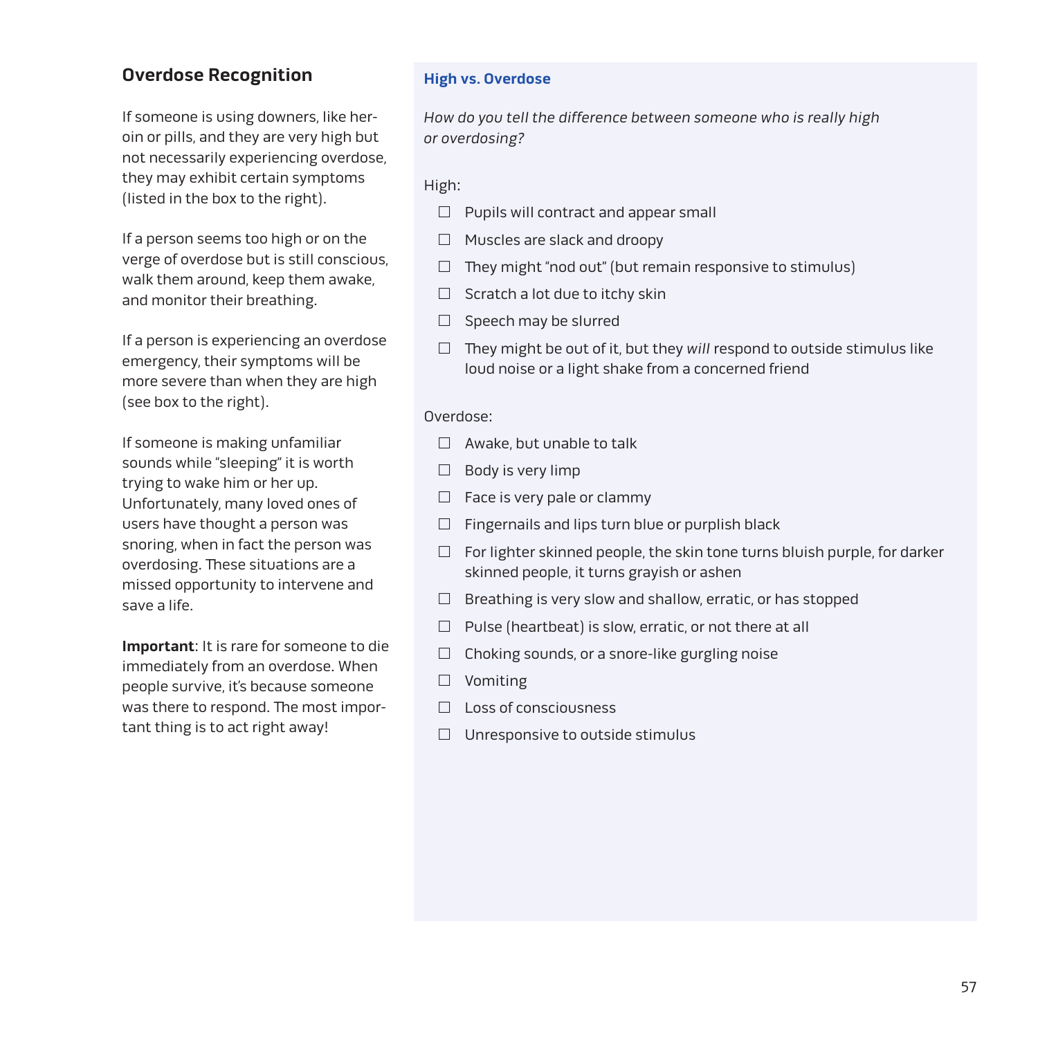## Overdose Recognition

If someone is using downers, like heroin or pills, and they are very high but not necessarily experiencing overdose, they may exhibit certain symptoms (listed in the box to the right).

If a person seems too high or on the verge of overdose but is still conscious, walk them around, keep them awake, and monitor their breathing.

If a person is experiencing an overdose emergency, their symptoms will be more severe than when they are high (see box to the right).

If someone is making unfamiliar sounds while "sleeping" it is worth trying to wake him or her up. Unfortunately, many loved ones of users have thought a person was snoring, when in fact the person was overdosing. These situations are a missed opportunity to intervene and save a life.

**Important**: It is rare for someone to die immediately from an overdose. When people survive, it's because someone was there to respond. The most important thing is to act right away!

### High vs. Overdose

*How do you tell the difference between someone who is really high or overdosing?*

High:

- ☐ Pupils will contract and appear small
- ☐ Muscles are slack and droopy
- ☐ They might "nod out" (but remain responsive to stimulus)
- ☐ Scratch a lot due to itchy skin
- ☐ Speech may be slurred
- ☐ They might be out of it, but they *will* respond to outside stimulus like loud noise or a light shake from a concerned friend

Overdose:

- ☐ Awake, but unable to talk
- ☐ Body is very limp
- ☐ Face is very pale or clammy
- ☐ Fingernails and lips turn blue or purplish black
- ☐ For lighter skinned people, the skin tone turns bluish purple, for darker skinned people, it turns grayish or ashen
- ☐ Breathing is very slow and shallow, erratic, or has stopped
- ☐ Pulse (heartbeat) is slow, erratic, or not there at all
- ☐ Choking sounds, or a snore-like gurgling noise
- ☐ Vomiting
- ☐ Loss of consciousness
- ☐ Unresponsive to outside stimulus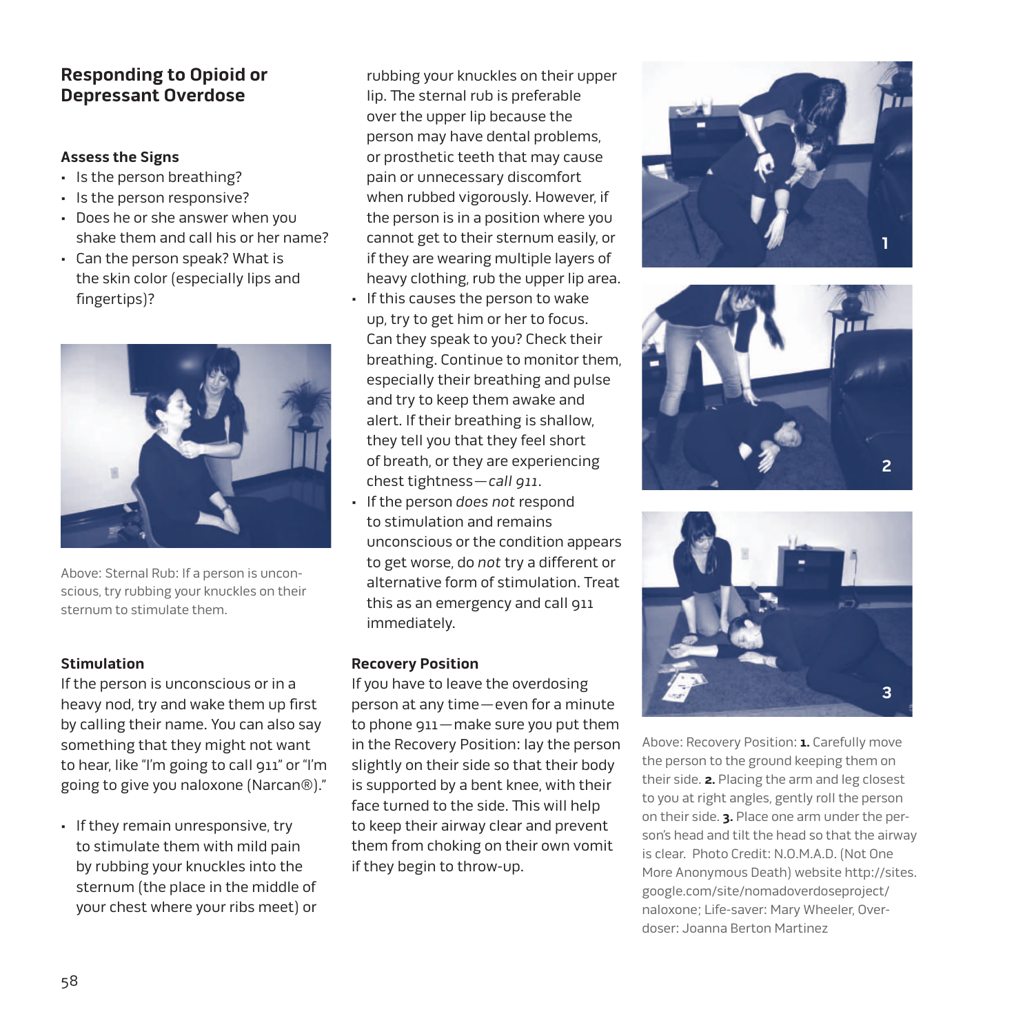## Responding to Opioid or Depressant Overdose

### Assess the Signs

- Is the person breathing?
- Is the person responsive?
- Does he or she answer when you shake them and call his or her name?
- Can the person speak? What is the skin color (especially lips and fingertips)?

Above: Sternal Rub: If a person is unconscious, try rubbing your knuckles on their sternum to stimulate them.

### Stimulation

If the person is unconscious or in a heavy nod, try and wake them up first by calling their name. You can also say something that they might not want to hear, like "I'm going to call 911" or "I'm going to give you naloxone (Narcan®)."

- If they remain unresponsive, try to stimulate them with mild pain by rubbing your knuckles into the sternum (the place in the middle of your chest where your ribs meet) or rubbing your knuckles on their upper lip. The sternal rub is preferable over the upper lip because the person may have dental problems, or prosthetic teeth that may cause pain or unnecessary discomfort when rubbed vigorously. However, if the person is in a position where you cannot get to their sternum easily, or if they are wearing multiple layers of heavy clothing, rub the upper lip area.
- If this causes the person to wake up, try to get him or her to focus. Can they speak to you? Check their breathing. Continue to monitor them, especially their breathing and pulse and try to keep them awake and alert. If their breathing is shallow, they tell you that they feel short of breath, or they are experiencing chest tightness—*call 911*.
- If the person *does not* respond to stimulation and remains unconscious or the condition appears to get worse, do *not* try a different or alternative form of stimulation. Treat this as an emergency and call 911 immediately.

### Recovery Position

If you have to leave the overdosing person at any time—even for a minute to phone 911—make sure you put them in the Recovery Position: lay the person slightly on their side so that their body is supported by a bent knee, with their face turned to the side. This will help to keep their airway clear and prevent them from choking on their own vomit if they begin to throw-up.

Above: Recovery Position: **1.** Carefully move the person to the ground keeping them on their side. **2.** Placing the arm and leg closest to you at right angles, gently roll the person on their side. **3.** Place one arm under the person's head and tilt the head so that the airway is clear. Photo Credit: N.O.M.A.D. (Not One More Anonymous Death) website http://sites.google.com/site/nomadoverdoseproject/naloxone; Life-saver: Mary Wheeler, Overdoser: Joanna Berton Martinez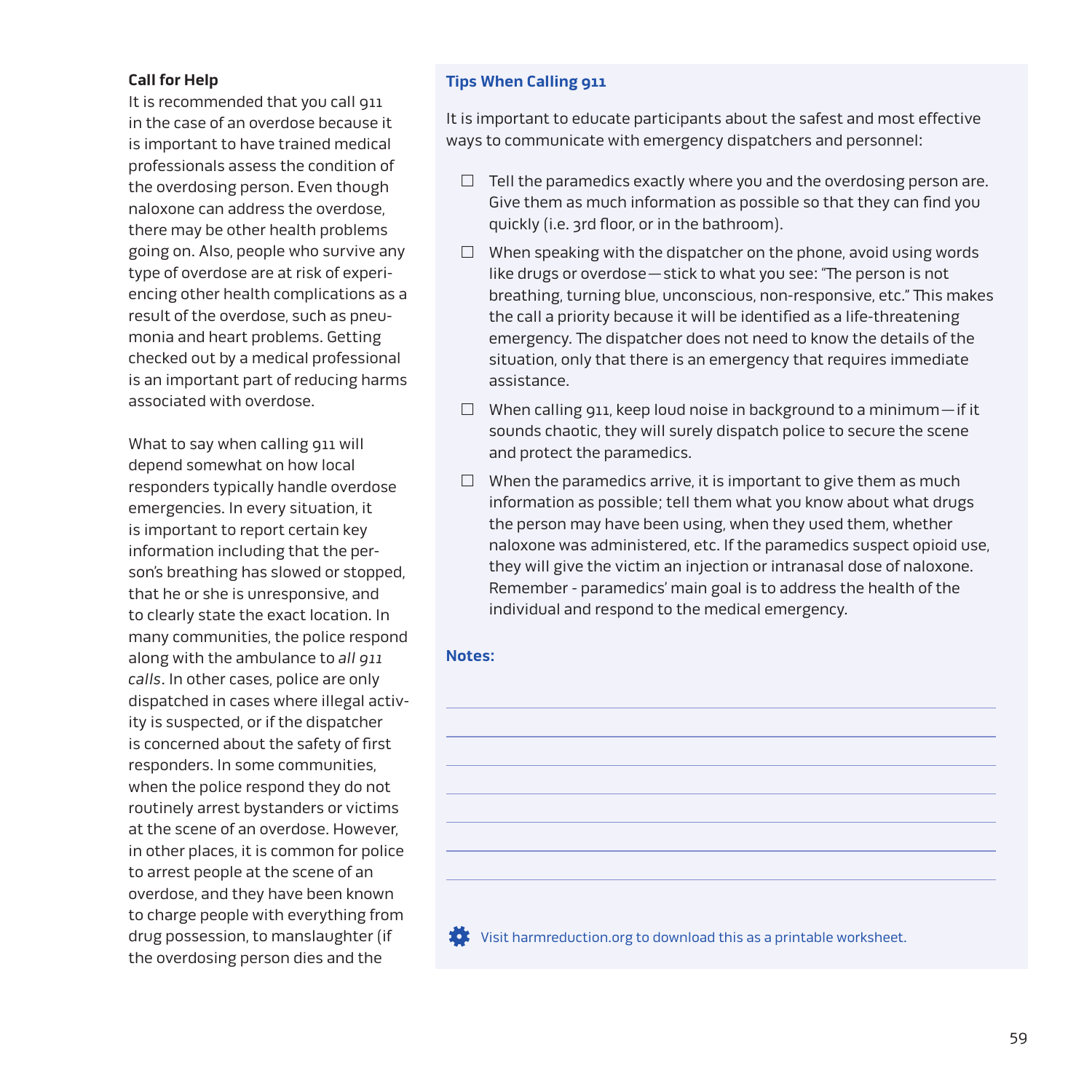### Call for Help

It is recommended that you call 911 in the case of an overdose because it is important to have trained medical professionals assess the condition of the overdosing person. Even though naloxone can address the overdose, there may be other health problems going on. Also, people who survive any type of overdose are at risk of experiencing other health complications as a result of the overdose, such as pneumonia and heart problems. Getting checked out by a medical professional is an important part of reducing harms associated with overdose.

What to say when calling 911 will depend somewhat on how local responders typically handle overdose emergencies. In every situation, it is important to report certain key information including that the person's breathing has slowed or stopped, that he or she is unresponsive, and to clearly state the exact location. In many communities, the police respond along with the ambulance to *all 911 calls*. In other cases, police are only dispatched in cases where illegal activity is suspected, or if the dispatcher is concerned about the safety of first responders. In some communities, when the police respond they do not routinely arrest bystanders or victims at the scene of an overdose. However, in other places, it is common for police to arrest people at the scene of an overdose, and they have been known to charge people with everything from drug possession, to manslaughter (if the overdosing person dies and the

### Tips When Calling 911

It is important to educate participants about the safest and most effective ways to communicate with emergency dispatchers and personnel:

- [ ] Tell the paramedics exactly where you and the overdosing person are. Give them as much information as possible so that they can find you quickly (i.e. 3rd floor, or in the bathroom).
- [ ] When speaking with the dispatcher on the phone, avoid using words like drugs or overdose—stick to what you see: "The person is not breathing, turning blue, unconscious, non-responsive, etc." This makes the call a priority because it will be identified as a life-threatening emergency. The dispatcher does not need to know the details of the situation, only that there is an emergency that requires immediate assistance.
- [ ] When calling 911, keep loud noise in background to a minimum—if it sounds chaotic, they will surely dispatch police to secure the scene and protect the paramedics.
- [ ] When the paramedics arrive, it is important to give them as much information as possible; tell them what you know about what drugs the person may have been using, when they used them, whether naloxone was administered, etc. If the paramedics suspect opioid use, they will give the victim an injection or intranasal dose of naloxone. Remember - paramedics' main goal is to address the health of the individual and respond to the medical emergency.

**Notes:**

Visit harmreduction.org to download this as a printable worksheet.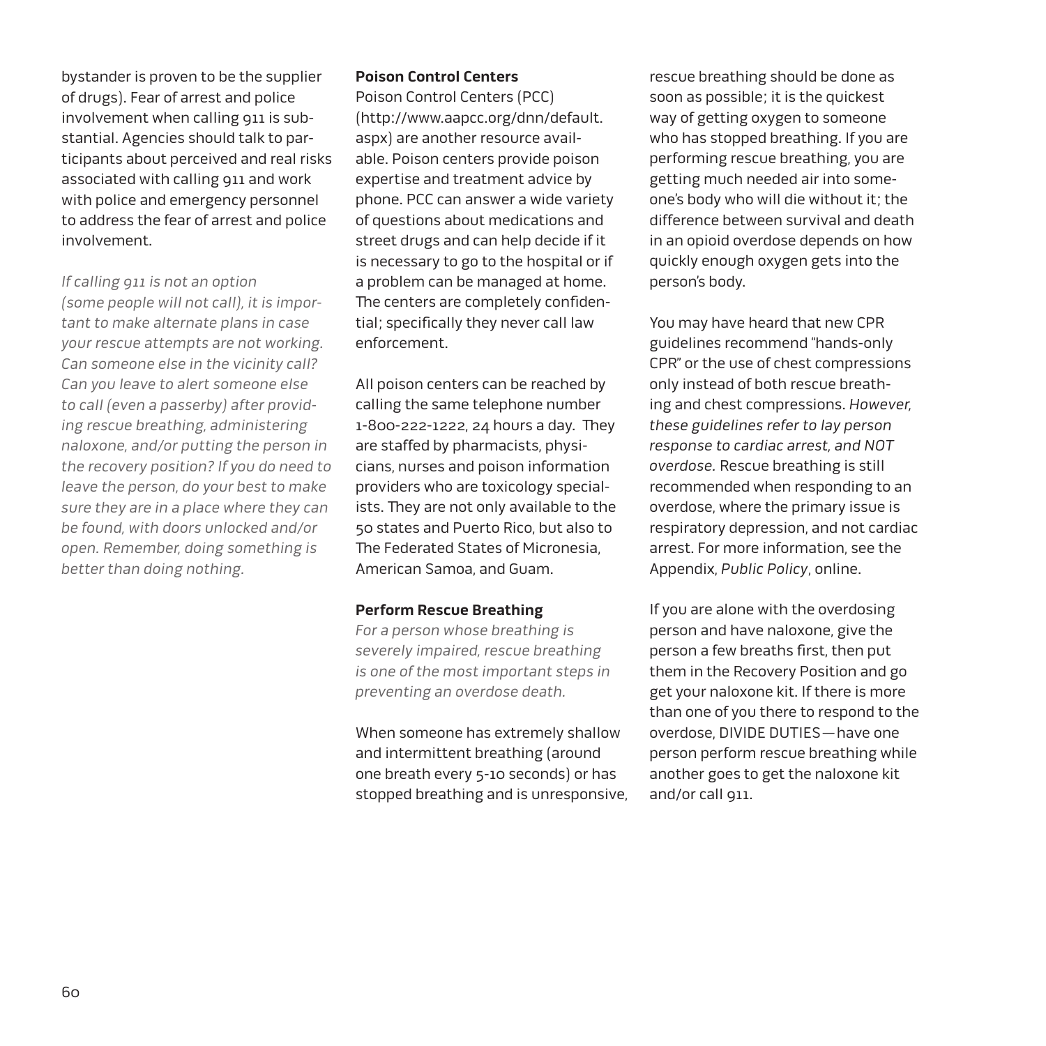bystander is proven to be the supplier of drugs). Fear of arrest and police involvement when calling 911 is substantial. Agencies should talk to participants about perceived and real risks associated with calling 911 and work with police and emergency personnel to address the fear of arrest and police involvement.

*If calling 911 is not an option (some people will not call), it is important to make alternate plans in case your rescue attempts are not working. Can someone else in the vicinity call? Can you leave to alert someone else to call (even a passerby) after providing rescue breathing, administering naloxone, and/or putting the person in the recovery position? If you do need to leave the person, do your best to make sure they are in a place where they can be found, with doors unlocked and/or open. Remember, doing something is better than doing nothing.*

**Poison Control Centers**

Poison Control Centers (PCC) (http://www.aapcc.org/dnn/default.aspx) are another resource available. Poison centers provide poison expertise and treatment advice by phone. PCC can answer a wide variety of questions about medications and street drugs and can help decide if it is necessary to go to the hospital or if a problem can be managed at home. The centers are completely confidential; specifically they never call law enforcement.

All poison centers can be reached by calling the same telephone number 1-800-222-1222, 24 hours a day. They are staffed by pharmacists, physicians, nurses and poison information providers who are toxicology specialists. They are not only available to the 50 states and Puerto Rico, but also to The Federated States of Micronesia, American Samoa, and Guam.

**Perform Rescue Breathing**

*For a person whose breathing is severely impaired, rescue breathing is one of the most important steps in preventing an overdose death.*

When someone has extremely shallow and intermittent breathing (around one breath every 5-10 seconds) or has stopped breathing and is unresponsive, rescue breathing should be done as soon as possible; it is the quickest way of getting oxygen to someone who has stopped breathing. If you are performing rescue breathing, you are getting much needed air into someone's body who will die without it; the difference between survival and death in an opioid overdose depends on how quickly enough oxygen gets into the person's body.

You may have heard that new CPR guidelines recommend "hands-only CPR" or the use of chest compressions only instead of both rescue breathing and chest compressions. *However, these guidelines refer to lay person response to cardiac arrest, and NOT overdose.* Rescue breathing is still recommended when responding to an overdose, where the primary issue is respiratory depression, and not cardiac arrest. For more information, see the Appendix, *Public Policy*, online.

If you are alone with the overdosing person and have naloxone, give the person a few breaths first, then put them in the Recovery Position and go get your naloxone kit. If there is more than one of you there to respond to the overdose, DIVIDE DUTIES—have one person perform rescue breathing while another goes to get the naloxone kit and/or call 911.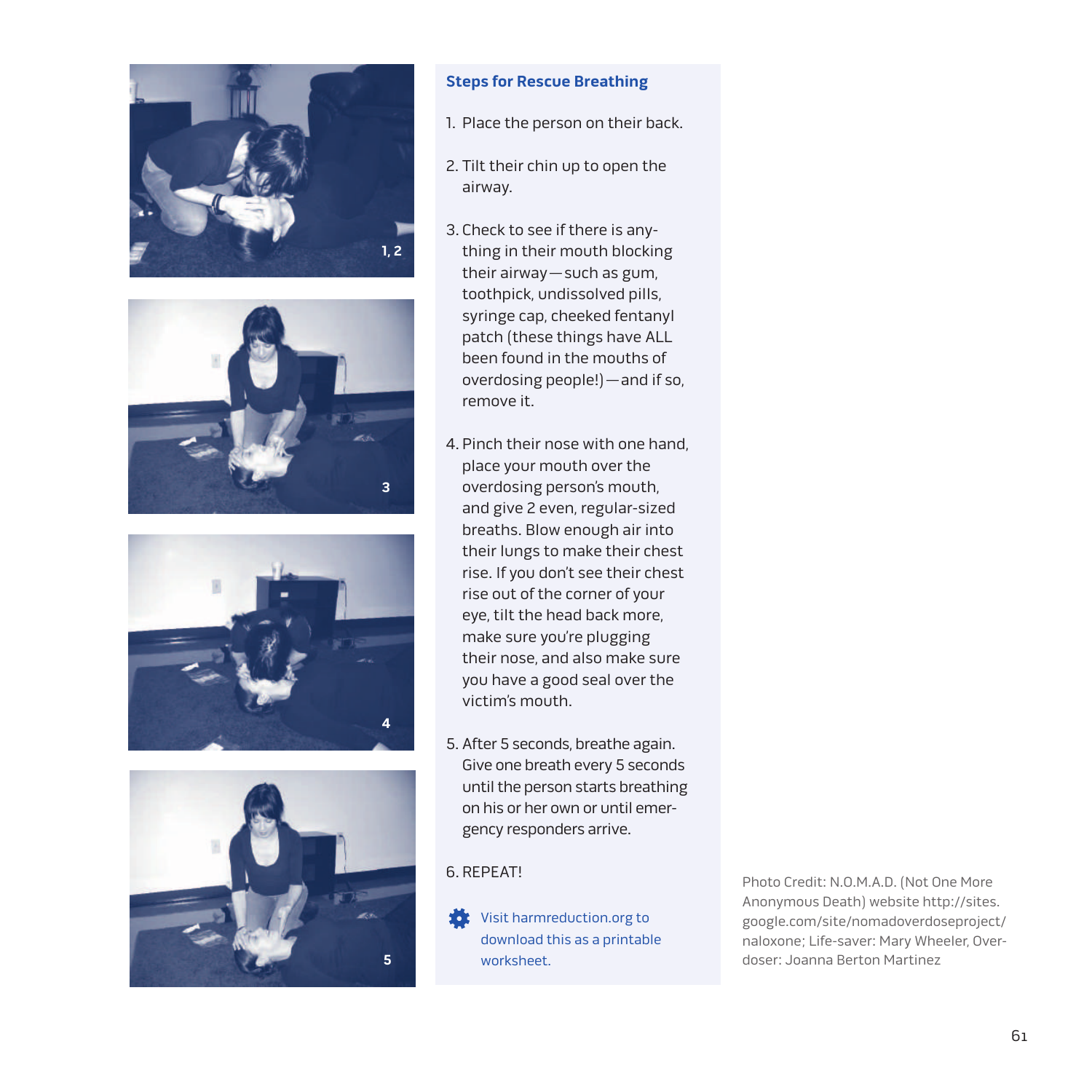1, 2

3

4

5

## Steps for Rescue Breathing

1. Place the person on their back.
2. Tilt their chin up to open the airway.
3. Check to see if there is anything in their mouth blocking their airway—such as gum, toothpick, undissolved pills, syringe cap, cheeked fentanyl patch (these things have ALL been found in the mouths of overdosing people!)—and if so, remove it.
4. Pinch their nose with one hand, place your mouth over the overdosing person's mouth, and give 2 even, regular-sized breaths. Blow enough air into their lungs to make their chest rise. If you don't see their chest rise out of the corner of your eye, tilt the head back more, make sure you're plugging their nose, and also make sure you have a good seal over the victim's mouth.
5. After 5 seconds, breathe again. Give one breath every 5 seconds until the person starts breathing on his or her own or until emergency responders arrive.
6. REPEAT!

Visit harmreduction.org to download this as a printable worksheet.

Photo Credit: N.O.M.A.D. (Not One More Anonymous Death) website http://sites.google.com/site/nomadoverdoseproject/naloxone; Life-saver: Mary Wheeler, Over-doser: Joanna Berton Martinez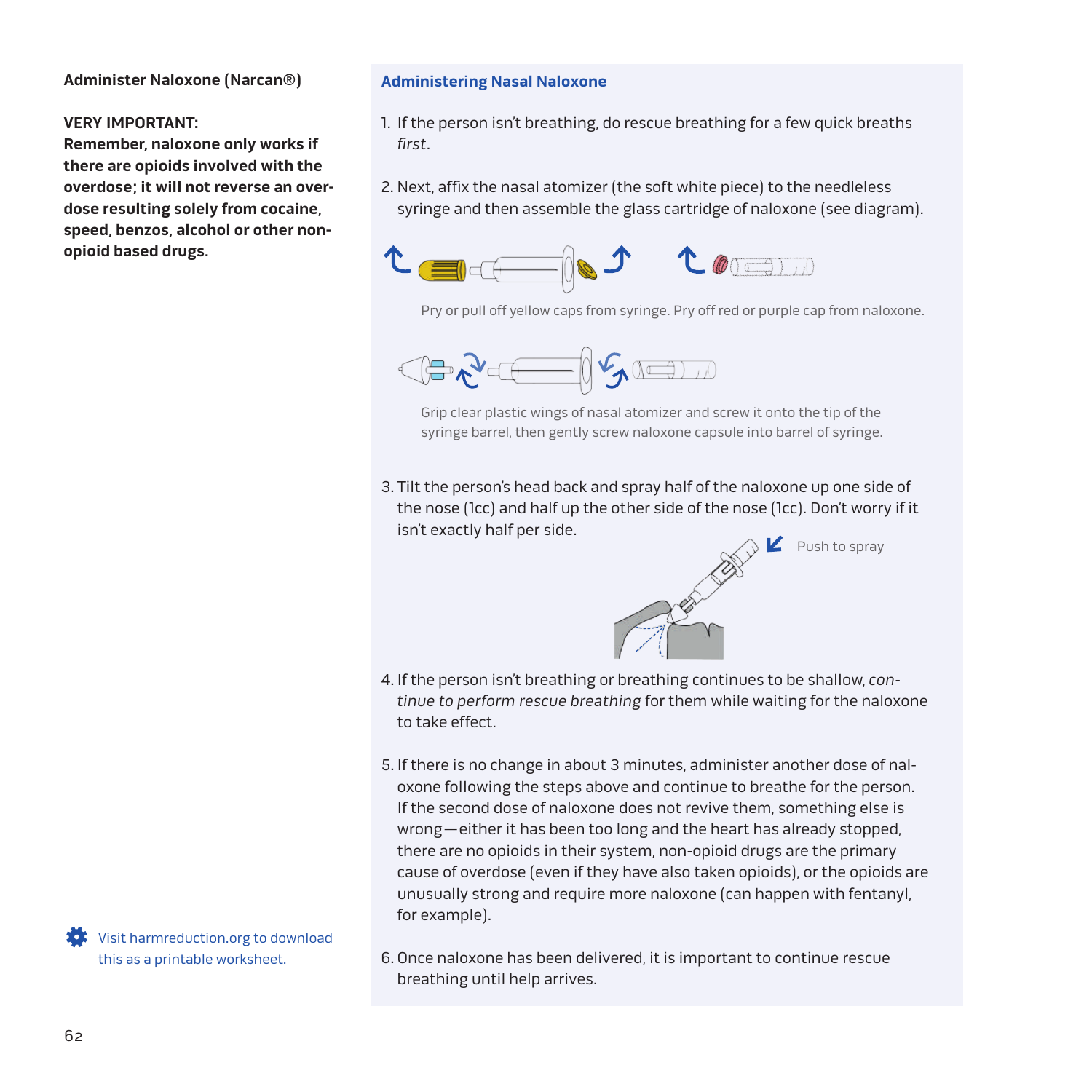**Administer Naloxone (Narcan®)**

**VERY IMPORTANT:**
**Remember, naloxone only works if there are opioids involved with the overdose; it will not reverse an overdose resulting solely from cocaine, speed, benzos, alcohol or other non-opioid based drugs.**

Visit harmreduction.org to download this as a printable worksheet.

### Administering Nasal Naloxone

1. If the person isn't breathing, do rescue breathing for a few quick breaths *first*.

2. Next, affix the nasal atomizer (the soft white piece) to the needleless syringe and then assemble the glass cartridge of naloxone (see diagram).

   Pry or pull off yellow caps from syringe. Pry off red or purple cap from naloxone.

   Grip clear plastic wings of nasal atomizer and screw it onto the tip of the syringe barrel, then gently screw naloxone capsule into barrel of syringe.

3. Tilt the person's head back and spray half of the naloxone up one side of the nose (1cc) and half up the other side of the nose (1cc). Don't worry if it isn't exactly half per side.

   Push to spray

4. If the person isn't breathing or breathing continues to be shallow, *continue to perform rescue breathing* for them while waiting for the naloxone to take effect.

5. If there is no change in about 3 minutes, administer another dose of naloxone following the steps above and continue to breathe for the person. If the second dose of naloxone does not revive them, something else is wrong—either it has been too long and the heart has already stopped, there are no opioids in their system, non-opioid drugs are the primary cause of overdose (even if they have also taken opioids), or the opioids are unusually strong and require more naloxone (can happen with fentanyl, for example).

6. Once naloxone has been delivered, it is important to continue rescue breathing until help arrives.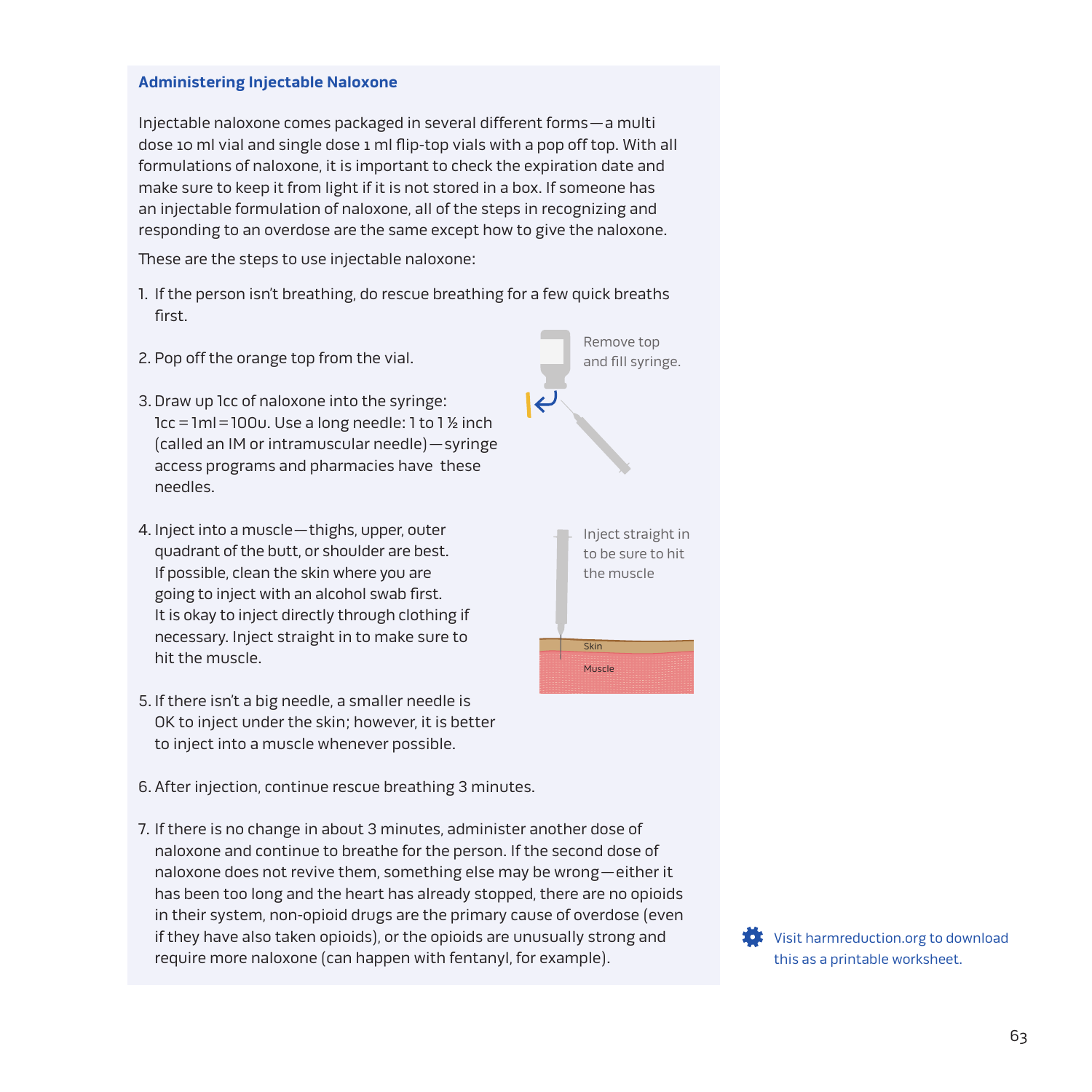## Administering Injectable Naloxone

Injectable naloxone comes packaged in several different forms—a multi dose 10 ml vial and single dose 1 ml flip-top vials with a pop off top. With all formulations of naloxone, it is important to check the expiration date and make sure to keep it from light if it is not stored in a box. If someone has an injectable formulation of naloxone, all of the steps in recognizing and responding to an overdose are the same except how to give the naloxone.

These are the steps to use injectable naloxone:

1. If the person isn't breathing, do rescue breathing for a few quick breaths first.
2. Pop off the orange top from the vial.
3. Draw up 1cc of naloxone into the syringe: 1cc = 1ml = 100u. Use a long needle: 1 to 1 ½ inch (called an IM or intramuscular needle)—syringe access programs and pharmacies have these needles.
4. Inject into a muscle—thighs, upper, outer quadrant of the butt, or shoulder are best. If possible, clean the skin where you are going to inject with an alcohol swab first. It is okay to inject directly through clothing if necessary. Inject straight in to make sure to hit the muscle.
5. If there isn't a big needle, a smaller needle is OK to inject under the skin; however, it is better to inject into a muscle whenever possible.
6. After injection, continue rescue breathing 3 minutes.
7. If there is no change in about 3 minutes, administer another dose of naloxone and continue to breathe for the person. If the second dose of naloxone does not revive them, something else may be wrong—either it has been too long and the heart has already stopped, there are no opioids in their system, non-opioid drugs are the primary cause of overdose (even if they have also taken opioids), or the opioids are unusually strong and require more naloxone (can happen with fentanyl, for example).

Remove top and fill syringe.

Inject straight in to be sure to hit the muscle

Skin

Muscle

Visit harmreduction.org to download this as a printable worksheet.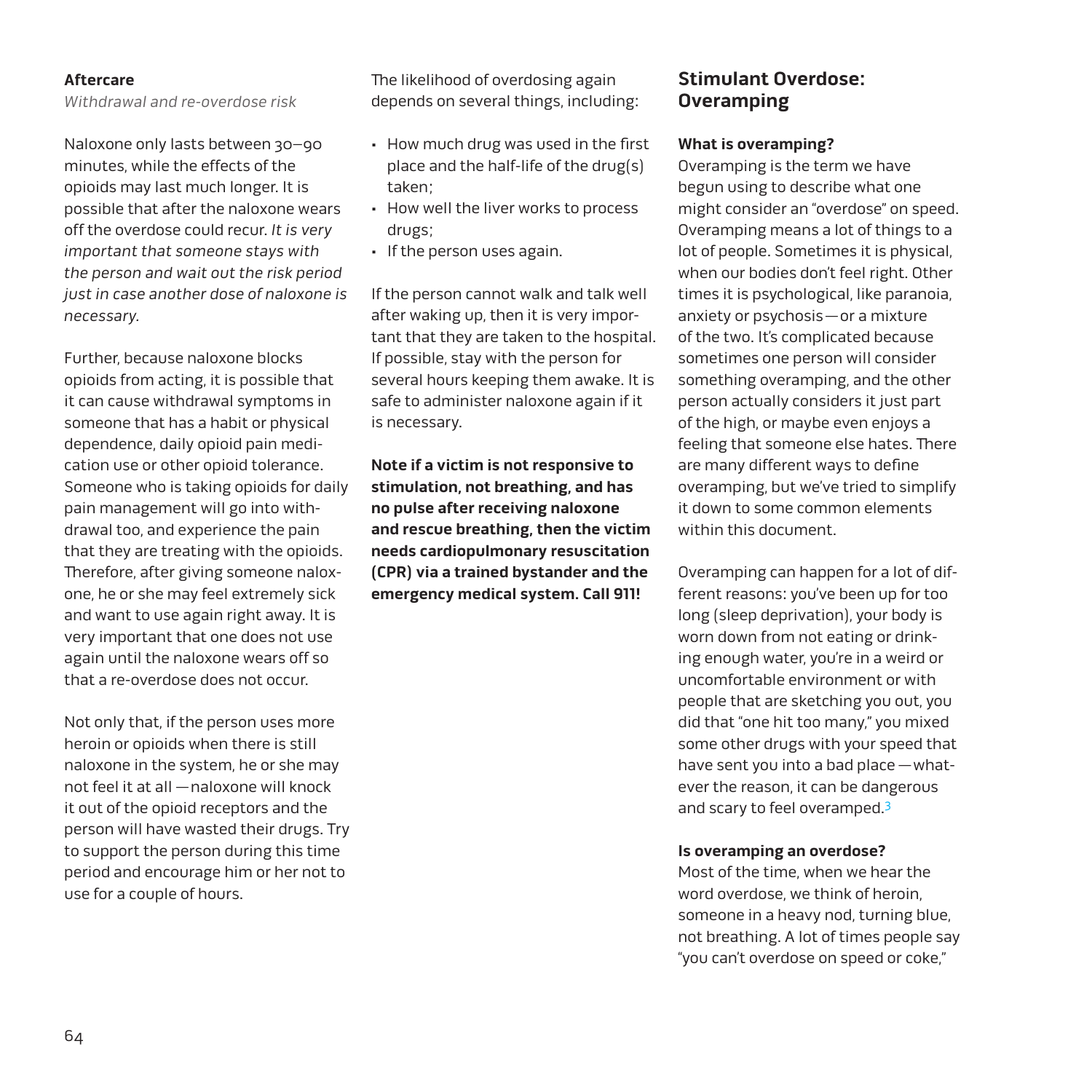**Aftercare**

*Withdrawal and re-overdose risk*

Naloxone only lasts between 30–90 minutes, while the effects of the opioids may last much longer. It is possible that after the naloxone wears off the overdose could recur. *It is very important that someone stays with the person and wait out the risk period just in case another dose of naloxone is necessary.*

Further, because naloxone blocks opioids from acting, it is possible that it can cause withdrawal symptoms in someone that has a habit or physical dependence, daily opioid pain medication use or other opioid tolerance. Someone who is taking opioids for daily pain management will go into withdrawal too, and experience the pain that they are treating with the opioids. Therefore, after giving someone naloxone, he or she may feel extremely sick and want to use again right away. It is very important that one does not use again until the naloxone wears off so that a re-overdose does not occur.

Not only that, if the person uses more heroin or opioids when there is still naloxone in the system, he or she may not feel it at all — naloxone will knock it out of the opioid receptors and the person will have wasted their drugs. Try to support the person during this time period and encourage him or her not to use for a couple of hours.

The likelihood of overdosing again depends on several things, including:

- How much drug was used in the first place and the half-life of the drug(s) taken;
- How well the liver works to process drugs;
- If the person uses again.

If the person cannot walk and talk well after waking up, then it is very important that they are taken to the hospital. If possible, stay with the person for several hours keeping them awake. It is safe to administer naloxone again if it is necessary.

**Note if a victim is not responsive to stimulation, not breathing, and has no pulse after receiving naloxone and rescue breathing, then the victim needs cardiopulmonary resuscitation (CPR) via a trained bystander and the emergency medical system. Call 911!**

## Stimulant Overdose: Overamping

**What is overamping?**

Overamping is the term we have begun using to describe what one might consider an "overdose" on speed. Overamping means a lot of things to a lot of people. Sometimes it is physical, when our bodies don't feel right. Other times it is psychological, like paranoia, anxiety or psychosis — or a mixture of the two. It's complicated because sometimes one person will consider something overamping, and the other person actually considers it just part of the high, or maybe even enjoys a feeling that someone else hates. There are many different ways to define overamping, but we've tried to simplify it down to some common elements within this document.

Overamping can happen for a lot of different reasons: you've been up for too long (sleep deprivation), your body is worn down from not eating or drinking enough water, you're in a weird or uncomfortable environment or with people that are sketching you out, you did that "one hit too many," you mixed some other drugs with your speed that have sent you into a bad place — whatever the reason, it can be dangerous and scary to feel overamped.[3]

**Is overamping an overdose?**

Most of the time, when we hear the word overdose, we think of heroin, someone in a heavy nod, turning blue, not breathing. A lot of times people say "you can't overdose on speed or coke,"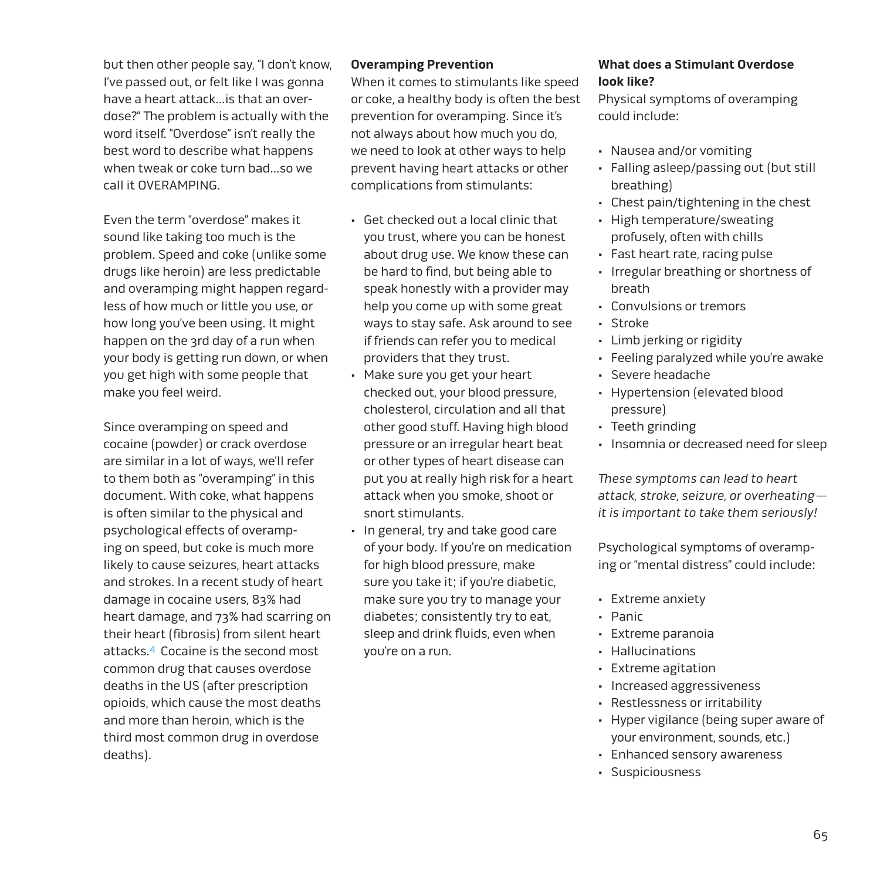but then other people say, "I don't know, I've passed out, or felt like I was gonna have a heart attack…is that an overdose?" The problem is actually with the word itself. "Overdose" isn't really the best word to describe what happens when tweak or coke turn bad…so we call it OVERAMPING.

Even the term "overdose" makes it sound like taking too much is the problem. Speed and coke (unlike some drugs like heroin) are less predictable and overamping might happen regardless of how much or little you use, or how long you've been using. It might happen on the 3rd day of a run when your body is getting run down, or when you get high with some people that make you feel weird.

Since overamping on speed and cocaine (powder) or crack overdose are similar in a lot of ways, we'll refer to them both as "overamping" in this document. With coke, what happens is often similar to the physical and psychological effects of overamping on speed, but coke is much more likely to cause seizures, heart attacks and strokes. In a recent study of heart damage in cocaine users, 83% had heart damage, and 73% had scarring on their heart (fibrosis) from silent heart attacks.[4] Cocaine is the second most common drug that causes overdose deaths in the US (after prescription opioids, which cause the most deaths and more than heroin, which is the third most common drug in overdose deaths).

**Overamping Prevention**

When it comes to stimulants like speed or coke, a healthy body is often the best prevention for overamping. Since it's not always about how much you do, we need to look at other ways to help prevent having heart attacks or other complications from stimulants:

- Get checked out a local clinic that you trust, where you can be honest about drug use. We know these can be hard to find, but being able to speak honestly with a provider may help you come up with some great ways to stay safe. Ask around to see if friends can refer you to medical providers that they trust.
- Make sure you get your heart checked out, your blood pressure, cholesterol, circulation and all that other good stuff. Having high blood pressure or an irregular heart beat or other types of heart disease can put you at really high risk for a heart attack when you smoke, shoot or snort stimulants.
- In general, try and take good care of your body. If you're on medication for high blood pressure, make sure you take it; if you're diabetic, make sure you try to manage your diabetes; consistently try to eat, sleep and drink fluids, even when you're on a run.

**What does a Stimulant Overdose look like?**

Physical symptoms of overamping could include:

- Nausea and/or vomiting
- Falling asleep/passing out (but still breathing)
- Chest pain/tightening in the chest
- High temperature/sweating profusely, often with chills
- Fast heart rate, racing pulse
- Irregular breathing or shortness of breath
- Convulsions or tremors
- Stroke
- Limb jerking or rigidity
- Feeling paralyzed while you're awake
- Severe headache
- Hypertension (elevated blood pressure)
- Teeth grinding
- Insomnia or decreased need for sleep

*These symptoms can lead to heart attack, stroke, seizure, or overheating—it is important to take them seriously!*

Psychological symptoms of overamping or "mental distress" could include:

- Extreme anxiety
- Panic
- Extreme paranoia
- Hallucinations
- Extreme agitation
- Increased aggressiveness
- Restlessness or irritability
- Hyper vigilance (being super aware of your environment, sounds, etc.)
- Enhanced sensory awareness
- Suspiciousness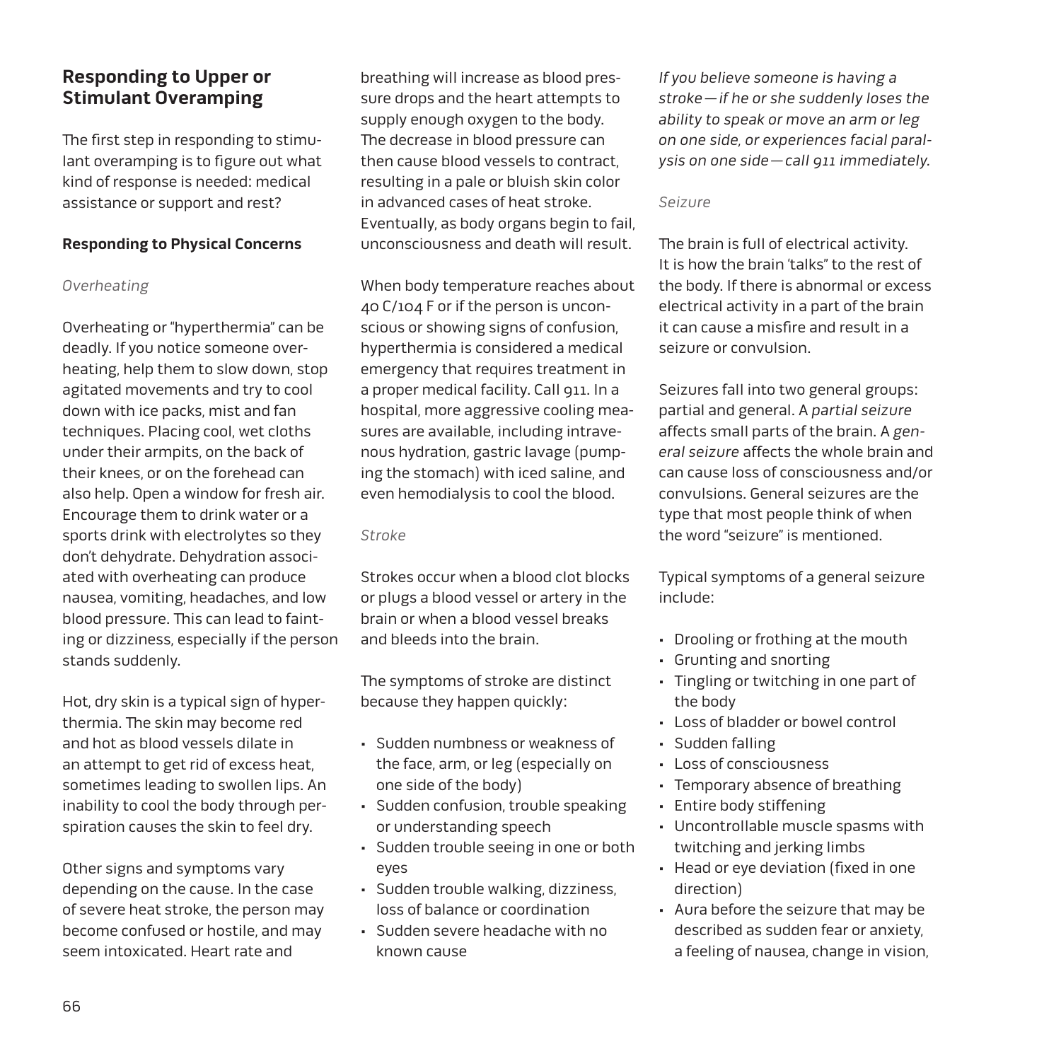## Responding to Upper or Stimulant Overamping

The first step in responding to stimulant overamping is to figure out what kind of response is needed: medical assistance or support and rest?

### Responding to Physical Concerns

*Overheating*

Overheating or "hyperthermia" can be deadly. If you notice someone overheating, help them to slow down, stop agitated movements and try to cool down with ice packs, mist and fan techniques. Placing cool, wet cloths under their armpits, on the back of their knees, or on the forehead can also help. Open a window for fresh air. Encourage them to drink water or a sports drink with electrolytes so they don't dehydrate. Dehydration associated with overheating can produce nausea, vomiting, headaches, and low blood pressure. This can lead to fainting or dizziness, especially if the person stands suddenly.

Hot, dry skin is a typical sign of hyperthermia. The skin may become red and hot as blood vessels dilate in an attempt to get rid of excess heat, sometimes leading to swollen lips. An inability to cool the body through perspiration causes the skin to feel dry.

Other signs and symptoms vary depending on the cause. In the case of severe heat stroke, the person may become confused or hostile, and may seem intoxicated. Heart rate and breathing will increase as blood pressure drops and the heart attempts to supply enough oxygen to the body. The decrease in blood pressure can then cause blood vessels to contract, resulting in a pale or bluish skin color in advanced cases of heat stroke. Eventually, as body organs begin to fail, unconsciousness and death will result.

When body temperature reaches about 40 C/104 F or if the person is unconscious or showing signs of confusion, hyperthermia is considered a medical emergency that requires treatment in a proper medical facility. Call 911. In a hospital, more aggressive cooling measures are available, including intravenous hydration, gastric lavage (pumping the stomach) with iced saline, and even hemodialysis to cool the blood.

*Stroke*

Strokes occur when a blood clot blocks or plugs a blood vessel or artery in the brain or when a blood vessel breaks and bleeds into the brain.

The symptoms of stroke are distinct because they happen quickly:

- Sudden numbness or weakness of the face, arm, or leg (especially on one side of the body)
- Sudden confusion, trouble speaking or understanding speech
- Sudden trouble seeing in one or both eyes
- Sudden trouble walking, dizziness, loss of balance or coordination
- Sudden severe headache with no known cause

*If you believe someone is having a stroke—if he or she suddenly loses the ability to speak or move an arm or leg on one side, or experiences facial paralysis on one side—call 911 immediately.*

*Seizure*

The brain is full of electrical activity. It is how the brain 'talks" to the rest of the body. If there is abnormal or excess electrical activity in a part of the brain it can cause a misfire and result in a seizure or convulsion.

Seizures fall into two general groups: partial and general. A *partial seizure* affects small parts of the brain. A *general seizure* affects the whole brain and can cause loss of consciousness and/or convulsions. General seizures are the type that most people think of when the word "seizure" is mentioned.

Typical symptoms of a general seizure include:

- Drooling or frothing at the mouth
- Grunting and snorting
- Tingling or twitching in one part of the body
- Loss of bladder or bowel control
- Sudden falling
- Loss of consciousness
- Temporary absence of breathing
- Entire body stiffening
- Uncontrollable muscle spasms with twitching and jerking limbs
- Head or eye deviation (fixed in one direction)
- Aura before the seizure that may be described as sudden fear or anxiety, a feeling of nausea, change in vision,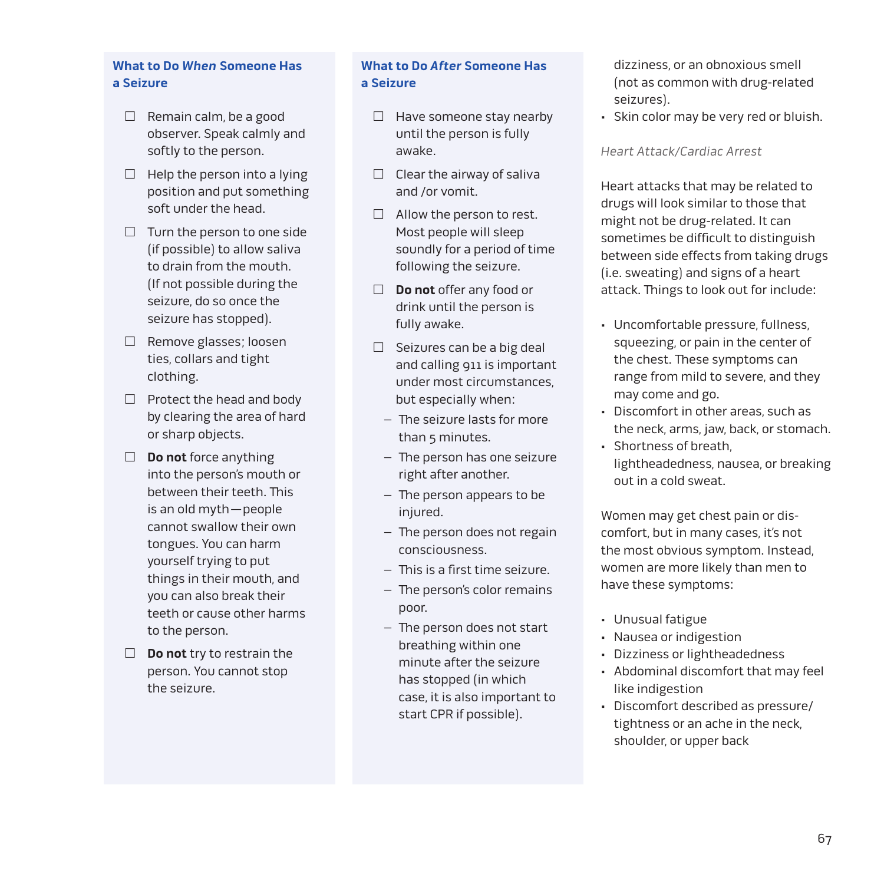### What to Do *When* Someone Has a Seizure

- ☐ Remain calm, be a good observer. Speak calmly and softly to the person.
- ☐ Help the person into a lying position and put something soft under the head.
- ☐ Turn the person to one side (if possible) to allow saliva to drain from the mouth. (If not possible during the seizure, do so once the seizure has stopped).
- ☐ Remove glasses; loosen ties, collars and tight clothing.
- ☐ Protect the head and body by clearing the area of hard or sharp objects.
- ☐ **Do not** force anything into the person's mouth or between their teeth. This is an old myth—people cannot swallow their own tongues. You can harm yourself trying to put things in their mouth, and you can also break their teeth or cause other harms to the person.
- ☐ **Do not** try to restrain the person. You cannot stop the seizure.

### What to Do *After* Someone Has a Seizure

- ☐ Have someone stay nearby until the person is fully awake.
- ☐ Clear the airway of saliva and /or vomit.
- ☐ Allow the person to rest. Most people will sleep soundly for a period of time following the seizure.
- ☐ **Do not** offer any food or drink until the person is fully awake.
- ☐ Seizures can be a big deal and calling 911 is important under most circumstances, but especially when:
  - The seizure lasts for more than 5 minutes.
  - The person has one seizure right after another.
  - The person appears to be injured.
  - The person does not regain consciousness.
  - This is a first time seizure.
  - The person's color remains poor.
  - The person does not start breathing within one minute after the seizure has stopped (in which case, it is also important to start CPR if possible).

dizziness, or an obnoxious smell (not as common with drug-related seizures).

- Skin color may be very red or bluish.

*Heart Attack/Cardiac Arrest*

Heart attacks that may be related to drugs will look similar to those that might not be drug-related. It can sometimes be difficult to distinguish between side effects from taking drugs (i.e. sweating) and signs of a heart attack. Things to look out for include:

- Uncomfortable pressure, fullness, squeezing, or pain in the center of the chest. These symptoms can range from mild to severe, and they may come and go.
- Discomfort in other areas, such as the neck, arms, jaw, back, or stomach.
- Shortness of breath, lightheadedness, nausea, or breaking out in a cold sweat.

Women may get chest pain or discomfort, but in many cases, it's not the most obvious symptom. Instead, women are more likely than men to have these symptoms:

- Unusual fatigue
- Nausea or indigestion
- Dizziness or lightheadedness
- Abdominal discomfort that may feel like indigestion
- Discomfort described as pressure/tightness or an ache in the neck, shoulder, or upper back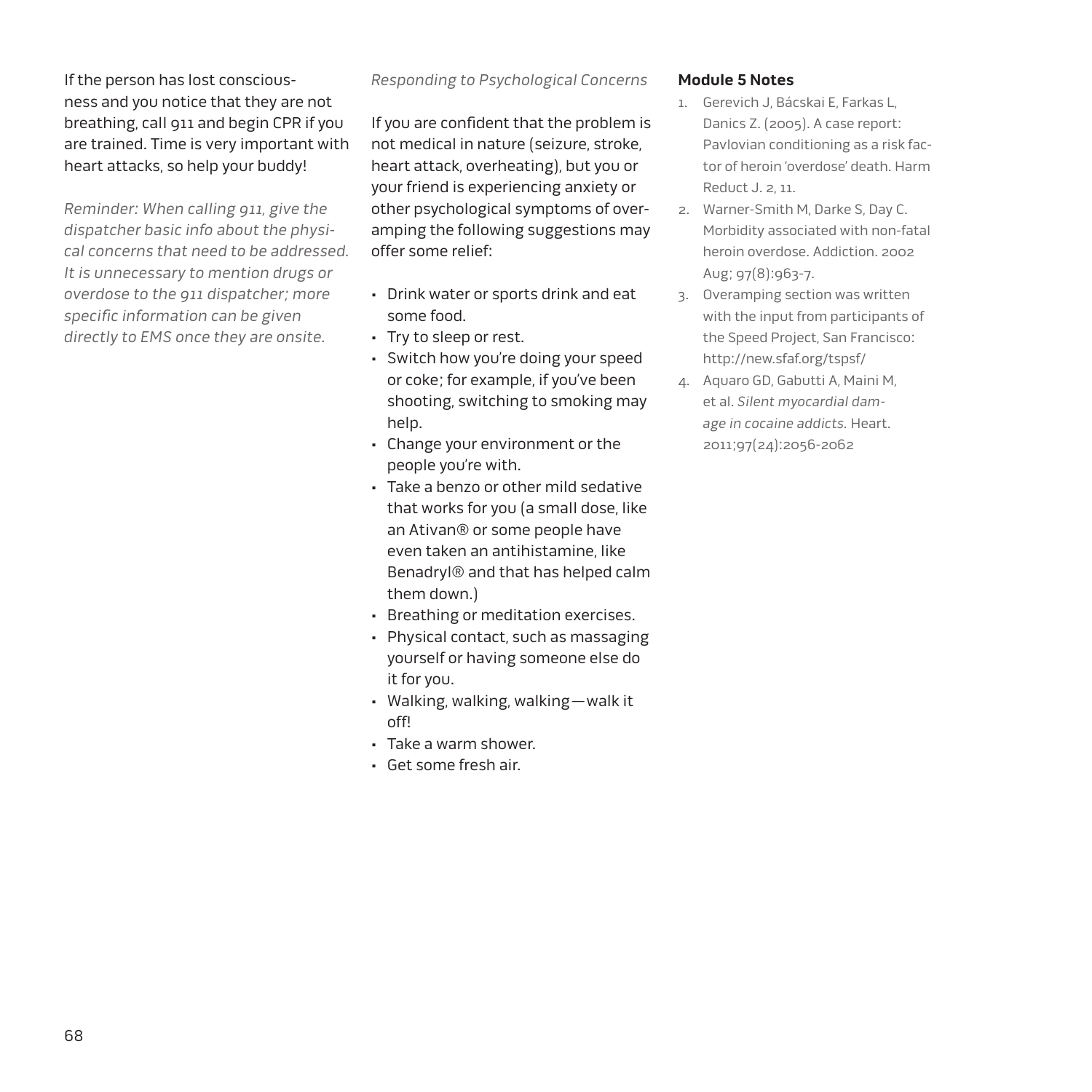If the person has lost consciousness and you notice that they are not breathing, call 911 and begin CPR if you are trained. Time is very important with heart attacks, so help your buddy!

*Reminder: When calling 911, give the dispatcher basic info about the physical concerns that need to be addressed. It is unnecessary to mention drugs or overdose to the 911 dispatcher; more specific information can be given directly to EMS once they are onsite.*

*Responding to Psychological Concerns*

If you are confident that the problem is not medical in nature (seizure, stroke, heart attack, overheating), but you or your friend is experiencing anxiety or other psychological symptoms of overamping the following suggestions may offer some relief:

- Drink water or sports drink and eat some food.
- Try to sleep or rest.
- Switch how you're doing your speed or coke; for example, if you've been shooting, switching to smoking may help.
- Change your environment or the people you're with.
- Take a benzo or other mild sedative that works for you (a small dose, like an Ativan® or some people have even taken an antihistamine, like Benadryl® and that has helped calm them down.)
- Breathing or meditation exercises.
- Physical contact, such as massaging yourself or having someone else do it for you.
- Walking, walking, walking—walk it off!
- Take a warm shower.
- Get some fresh air.

**Module 5 Notes**

1. Gerevich J, Bácskai E, Farkas L, Danics Z. (2005). A case report: Pavlovian conditioning as a risk factor of heroin 'overdose' death. Harm Reduct J. 2, 11.
2. Warner-Smith M, Darke S, Day C. Morbidity associated with non-fatal heroin overdose. Addiction. 2002 Aug; 97(8):963-7.
3. Overamping section was written with the input from participants of the Speed Project, San Francisco: http://new.sfaf.org/tspsf/
4. Aquaro GD, Gabutti A, Maini M, et al. *Silent myocardial damage in cocaine addicts.* Heart. 2011;97(24):2056-2062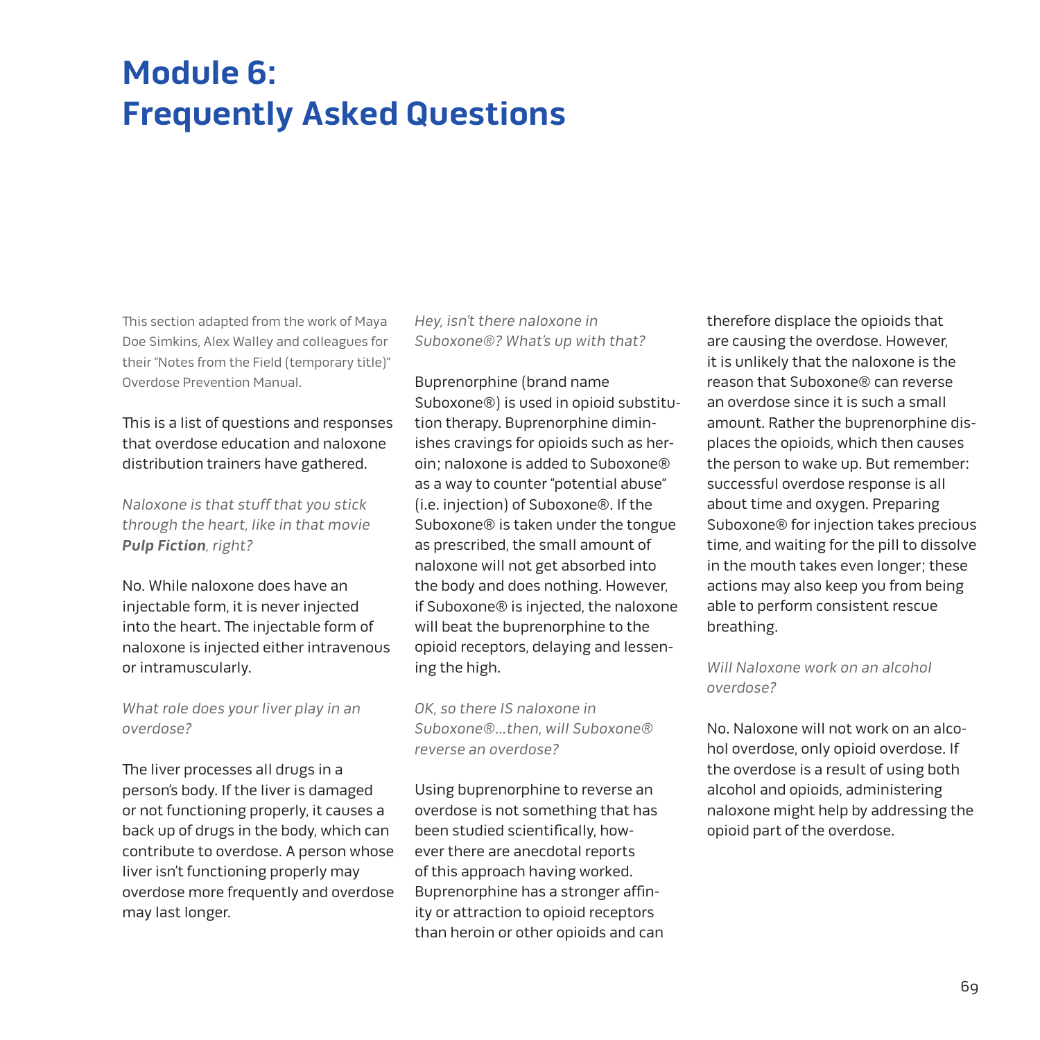# Module 6: Frequently Asked Questions

This section adapted from the work of Maya Doe Simkins, Alex Walley and colleagues for their "Notes from the Field (temporary title)" Overdose Prevention Manual.

This is a list of questions and responses that overdose education and naloxone distribution trainers have gathered.

*Naloxone is that stuff that you stick through the heart, like in that movie **Pulp Fiction**, right?*

No. While naloxone does have an injectable form, it is never injected into the heart. The injectable form of naloxone is injected either intravenous or intramuscularly.

*What role does your liver play in an overdose?*

The liver processes all drugs in a person's body. If the liver is damaged or not functioning properly, it causes a back up of drugs in the body, which can contribute to overdose. A person whose liver isn't functioning properly may overdose more frequently and overdose may last longer.

*Hey, isn't there naloxone in Suboxone®? What's up with that?*

Buprenorphine (brand name Suboxone®) is used in opioid substitution therapy. Buprenorphine diminishes cravings for opioids such as heroin; naloxone is added to Suboxone® as a way to counter "potential abuse" (i.e. injection) of Suboxone®. If the Suboxone® is taken under the tongue as prescribed, the small amount of naloxone will not get absorbed into the body and does nothing. However, if Suboxone® is injected, the naloxone will beat the buprenorphine to the opioid receptors, delaying and lessening the high.

*OK, so there IS naloxone in Suboxone®...then, will Suboxone® reverse an overdose?*

Using buprenorphine to reverse an overdose is not something that has been studied scientifically, however there are anecdotal reports of this approach having worked. Buprenorphine has a stronger affinity or attraction to opioid receptors than heroin or other opioids and can therefore displace the opioids that are causing the overdose. However, it is unlikely that the naloxone is the reason that Suboxone® can reverse an overdose since it is such a small amount. Rather the buprenorphine displaces the opioids, which then causes the person to wake up. But remember: successful overdose response is all about time and oxygen. Preparing Suboxone® for injection takes precious time, and waiting for the pill to dissolve in the mouth takes even longer; these actions may also keep you from being able to perform consistent rescue breathing.

*Will Naloxone work on an alcohol overdose?*

No. Naloxone will not work on an alcohol overdose, only opioid overdose. If the overdose is a result of using both alcohol and opioids, administering naloxone might help by addressing the opioid part of the overdose.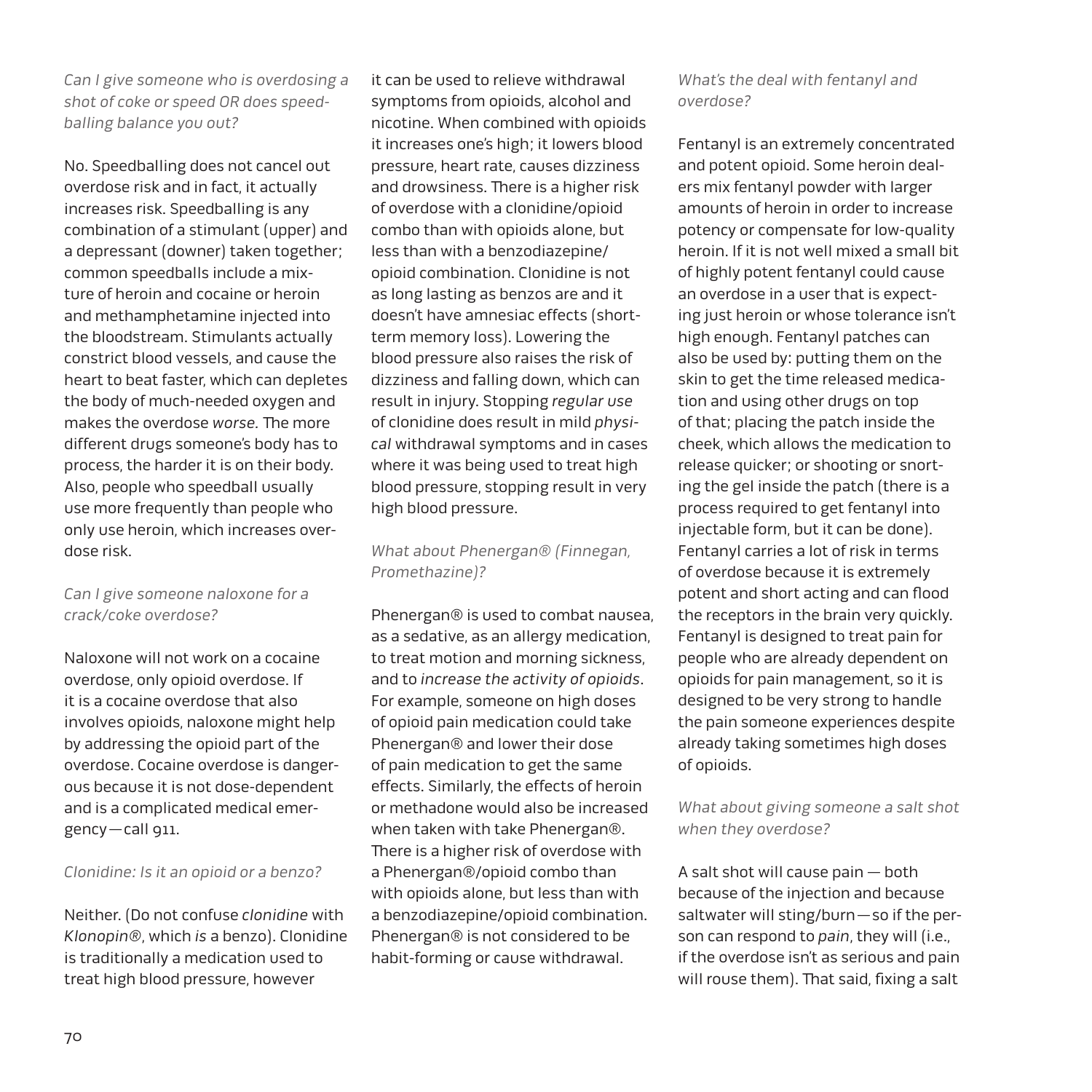*Can I give someone who is overdosing a shot of coke or speed OR does speed-balling balance you out?*

No. Speedballing does not cancel out overdose risk and in fact, it actually increases risk. Speedballing is any combination of a stimulant (upper) and a depressant (downer) taken together; common speedballs include a mixture of heroin and cocaine or heroin and methamphetamine injected into the bloodstream. Stimulants actually constrict blood vessels, and cause the heart to beat faster, which can depletes the body of much-needed oxygen and makes the overdose *worse*. The more different drugs someone's body has to process, the harder it is on their body. Also, people who speedball usually use more frequently than people who only use heroin, which increases overdose risk.

*Can I give someone naloxone for a crack/coke overdose?*

Naloxone will not work on a cocaine overdose, only opioid overdose. If it is a cocaine overdose that also involves opioids, naloxone might help by addressing the opioid part of the overdose. Cocaine overdose is dangerous because it is not dose-dependent and is a complicated medical emergency—call 911.

*Clonidine: Is it an opioid or a benzo?*

Neither. (Do not confuse *clonidine* with *Klonopin®*, which *is* a benzo). Clonidine is traditionally a medication used to treat high blood pressure, however it can be used to relieve withdrawal symptoms from opioids, alcohol and nicotine. When combined with opioids it increases one's high; it lowers blood pressure, heart rate, causes dizziness and drowsiness. There is a higher risk of overdose with a clonidine/opioid combo than with opioids alone, but less than with a benzodiazepine/opioid combination. Clonidine is not as long lasting as benzos are and it doesn't have amnesiac effects (short-term memory loss). Lowering the blood pressure also raises the risk of dizziness and falling down, which can result in injury. Stopping *regular use* of clonidine does result in mild *physical* withdrawal symptoms and in cases where it was being used to treat high blood pressure, stopping result in very high blood pressure.

*What about Phenergan® (Finnegan, Promethazine)?*

Phenergan® is used to combat nausea, as a sedative, as an allergy medication, to treat motion and morning sickness, and to *increase the activity of opioids*. For example, someone on high doses of opioid pain medication could take Phenergan® and lower their dose of pain medication to get the same effects. Similarly, the effects of heroin or methadone would also be increased when taken with take Phenergan®. There is a higher risk of overdose with a Phenergan®/opioid combo than with opioids alone, but less than with a benzodiazepine/opioid combination. Phenergan® is not considered to be habit-forming or cause withdrawal.

*What's the deal with fentanyl and overdose?*

Fentanyl is an extremely concentrated and potent opioid. Some heroin dealers mix fentanyl powder with larger amounts of heroin in order to increase potency or compensate for low-quality heroin. If it is not well mixed a small bit of highly potent fentanyl could cause an overdose in a user that is expecting just heroin or whose tolerance isn't high enough. Fentanyl patches can also be used by: putting them on the skin to get the time released medication and using other drugs on top of that; placing the patch inside the cheek, which allows the medication to release quicker; or shooting or snorting the gel inside the patch (there is a process required to get fentanyl into injectable form, but it can be done). Fentanyl carries a lot of risk in terms of overdose because it is extremely potent and short acting and can flood the receptors in the brain very quickly. Fentanyl is designed to treat pain for people who are already dependent on opioids for pain management, so it is designed to be very strong to handle the pain someone experiences despite already taking sometimes high doses of opioids.

*What about giving someone a salt shot when they overdose?*

A salt shot will cause pain — both because of the injection and because saltwater will sting/burn—so if the person can respond to *pain*, they will (i.e., if the overdose isn't as serious and pain will rouse them). That said, fixing a salt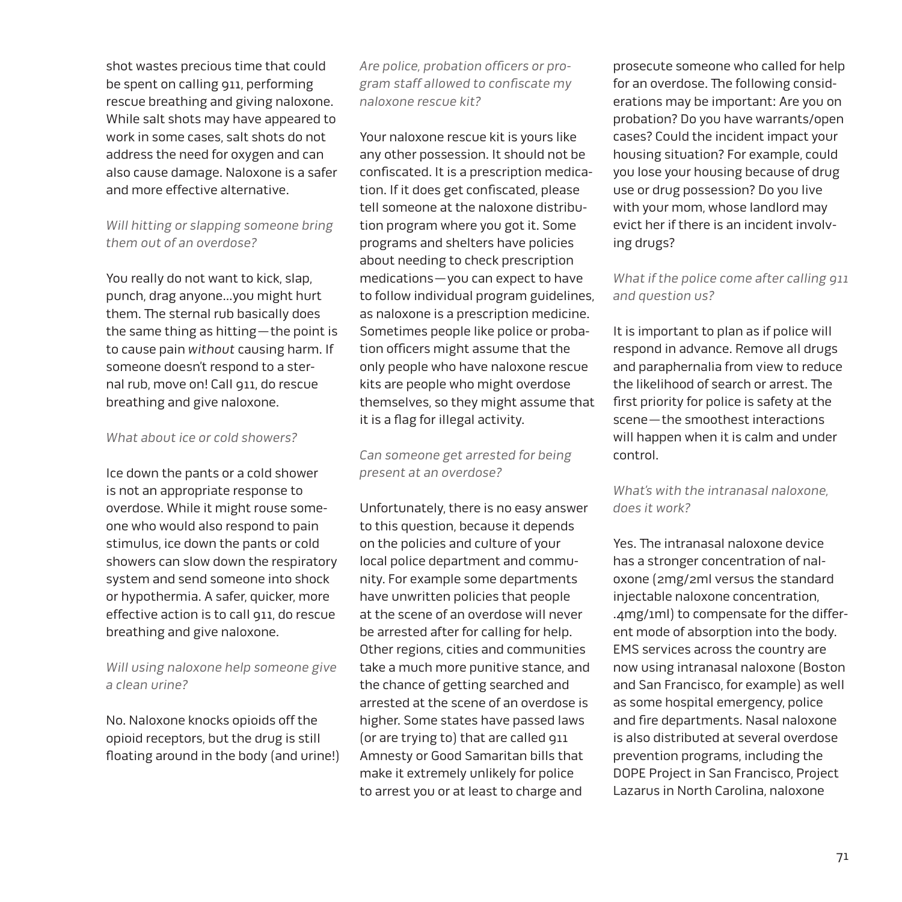shot wastes precious time that could be spent on calling 911, performing rescue breathing and giving naloxone. While salt shots may have appeared to work in some cases, salt shots do not address the need for oxygen and can also cause damage. Naloxone is a safer and more effective alternative.

*Will hitting or slapping someone bring them out of an overdose?*

You really do not want to kick, slap, punch, drag anyone...you might hurt them. The sternal rub basically does the same thing as hitting—the point is to cause pain *without* causing harm. If someone doesn't respond to a sternal rub, move on! Call 911, do rescue breathing and give naloxone.

*What about ice or cold showers?*

Ice down the pants or a cold shower is not an appropriate response to overdose. While it might rouse someone who would also respond to pain stimulus, ice down the pants or cold showers can slow down the respiratory system and send someone into shock or hypothermia. A safer, quicker, more effective action is to call 911, do rescue breathing and give naloxone.

*Will using naloxone help someone give a clean urine?*

No. Naloxone knocks opioids off the opioid receptors, but the drug is still floating around in the body (and urine!)

*Are police, probation officers or program staff allowed to confiscate my naloxone rescue kit?*

Your naloxone rescue kit is yours like any other possession. It should not be confiscated. It is a prescription medication. If it does get confiscated, please tell someone at the naloxone distribution program where you got it. Some programs and shelters have policies about needing to check prescription medications—you can expect to have to follow individual program guidelines, as naloxone is a prescription medicine. Sometimes people like police or probation officers might assume that the only people who have naloxone rescue kits are people who might overdose themselves, so they might assume that it is a flag for illegal activity.

*Can someone get arrested for being present at an overdose?*

Unfortunately, there is no easy answer to this question, because it depends on the policies and culture of your local police department and community. For example some departments have unwritten policies that people at the scene of an overdose will never be arrested after for calling for help. Other regions, cities and communities take a much more punitive stance, and the chance of getting searched and arrested at the scene of an overdose is higher. Some states have passed laws (or are trying to) that are called 911 Amnesty or Good Samaritan bills that make it extremely unlikely for police to arrest you or at least to charge and prosecute someone who called for help for an overdose. The following considerations may be important: Are you on probation? Do you have warrants/open cases? Could the incident impact your housing situation? For example, could you lose your housing because of drug use or drug possession? Do you live with your mom, whose landlord may evict her if there is an incident involving drugs?

*What if the police come after calling 911 and question us?*

It is important to plan as if police will respond in advance. Remove all drugs and paraphernalia from view to reduce the likelihood of search or arrest. The first priority for police is safety at the scene—the smoothest interactions will happen when it is calm and under control.

*What's with the intranasal naloxone, does it work?*

Yes. The intranasal naloxone device has a stronger concentration of naloxone (2mg/2ml versus the standard injectable naloxone concentration, .4mg/1ml) to compensate for the different mode of absorption into the body. EMS services across the country are now using intranasal naloxone (Boston and San Francisco, for example) as well as some hospital emergency, police and fire departments. Nasal naloxone is also distributed at several overdose prevention programs, including the DOPE Project in San Francisco, Project Lazarus in North Carolina, naloxone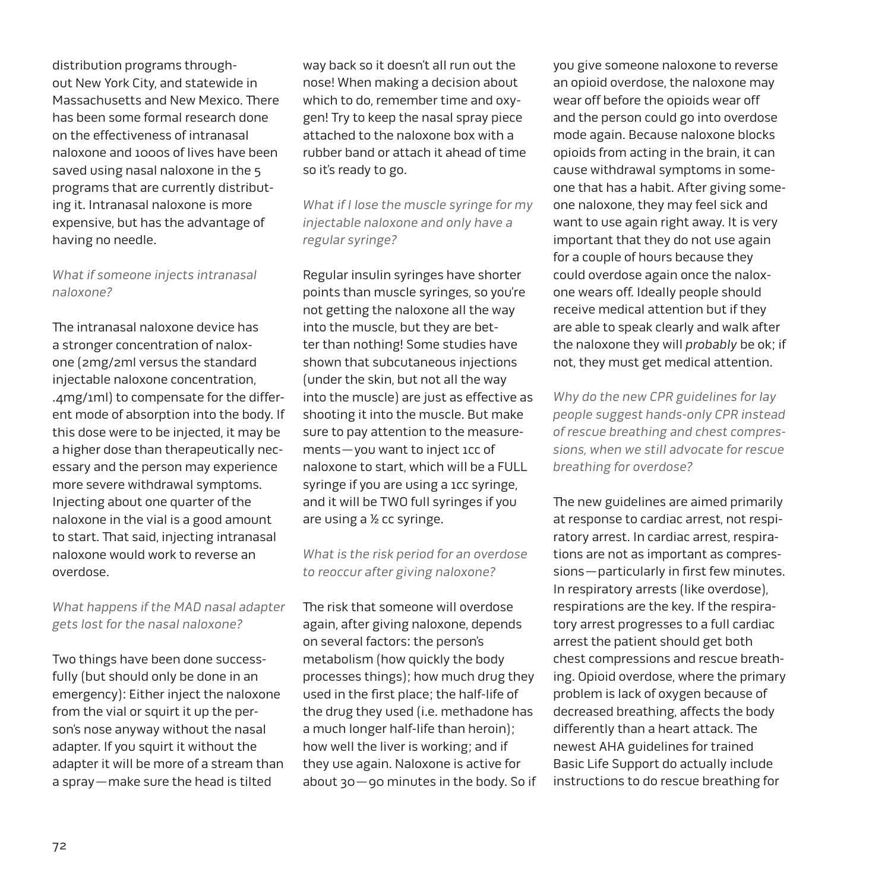distribution programs throughout New York City, and statewide in Massachusetts and New Mexico. There has been some formal research done on the effectiveness of intranasal naloxone and 1000s of lives have been saved using nasal naloxone in the 5 programs that are currently distributing it. Intranasal naloxone is more expensive, but has the advantage of having no needle.

*What if someone injects intranasal naloxone?*

The intranasal naloxone device has a stronger concentration of naloxone (2mg/2ml versus the standard injectable naloxone concentration, .4mg/1ml) to compensate for the different mode of absorption into the body. If this dose were to be injected, it may be a higher dose than therapeutically necessary and the person may experience more severe withdrawal symptoms. Injecting about one quarter of the naloxone in the vial is a good amount to start. That said, injecting intranasal naloxone would work to reverse an overdose.

*What happens if the MAD nasal adapter gets lost for the nasal naloxone?*

Two things have been done successfully (but should only be done in an emergency): Either inject the naloxone from the vial or squirt it up the person's nose anyway without the nasal adapter. If you squirt it without the adapter it will be more of a stream than a spray—make sure the head is tilted way back so it doesn't all run out the nose! When making a decision about which to do, remember time and oxygen! Try to keep the nasal spray piece attached to the naloxone box with a rubber band or attach it ahead of time so it's ready to go.

*What if I lose the muscle syringe for my injectable naloxone and only have a regular syringe?*

Regular insulin syringes have shorter points than muscle syringes, so you're not getting the naloxone all the way into the muscle, but they are better than nothing! Some studies have shown that subcutaneous injections (under the skin, but not all the way into the muscle) are just as effective as shooting it into the muscle. But make sure to pay attention to the measurements—you want to inject 1cc of naloxone to start, which will be a FULL syringe if you are using a 1cc syringe, and it will be TWO full syringes if you are using a ½ cc syringe.

*What is the risk period for an overdose to reoccur after giving naloxone?*

The risk that someone will overdose again, after giving naloxone, depends on several factors: the person's metabolism (how quickly the body processes things); how much drug they used in the first place; the half-life of the drug they used (i.e. methadone has a much longer half-life than heroin); how well the liver is working; and if they use again. Naloxone is active for about 30—90 minutes in the body. So if you give someone naloxone to reverse an opioid overdose, the naloxone may wear off before the opioids wear off and the person could go into overdose mode again. Because naloxone blocks opioids from acting in the brain, it can cause withdrawal symptoms in someone that has a habit. After giving someone naloxone, they may feel sick and want to use again right away. It is very important that they do not use again for a couple of hours because they could overdose again once the naloxone wears off. Ideally people should receive medical attention but if they are able to speak clearly and walk after the naloxone they will *probably* be ok; if not, they must get medical attention.

*Why do the new CPR guidelines for lay people suggest hands-only CPR instead of rescue breathing and chest compressions, when we still advocate for rescue breathing for overdose?*

The new guidelines are aimed primarily at response to cardiac arrest, not respiratory arrest. In cardiac arrest, respirations are not as important as compressions—particularly in first few minutes. In respiratory arrests (like overdose), respirations are the key. If the respiratory arrest progresses to a full cardiac arrest the patient should get both chest compressions and rescue breathing. Opioid overdose, where the primary problem is lack of oxygen because of decreased breathing, affects the body differently than a heart attack. The newest AHA guidelines for trained Basic Life Support do actually include instructions to do rescue breathing for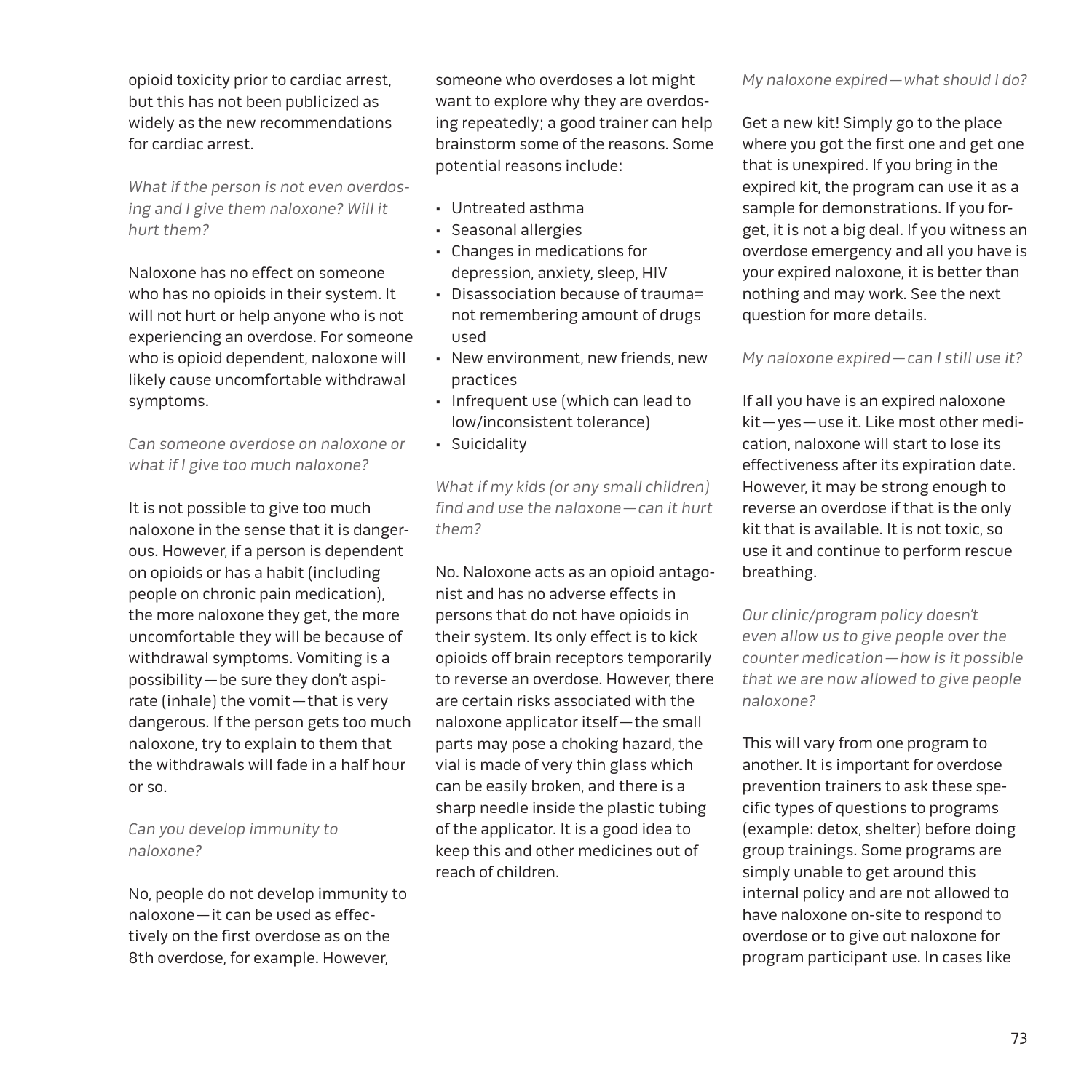opioid toxicity prior to cardiac arrest, but this has not been publicized as widely as the new recommendations for cardiac arrest.

*What if the person is not even overdosing and I give them naloxone? Will it hurt them?*

Naloxone has no effect on someone who has no opioids in their system. It will not hurt or help anyone who is not experiencing an overdose. For someone who is opioid dependent, naloxone will likely cause uncomfortable withdrawal symptoms.

*Can someone overdose on naloxone or what if I give too much naloxone?*

It is not possible to give too much naloxone in the sense that it is dangerous. However, if a person is dependent on opioids or has a habit (including people on chronic pain medication), the more naloxone they get, the more uncomfortable they will be because of withdrawal symptoms. Vomiting is a possibility—be sure they don't aspirate (inhale) the vomit—that is very dangerous. If the person gets too much naloxone, try to explain to them that the withdrawals will fade in a half hour or so.

*Can you develop immunity to naloxone?*

No, people do not develop immunity to naloxone—it can be used as effectively on the first overdose as on the 8th overdose, for example. However, someone who overdoses a lot might want to explore why they are overdosing repeatedly; a good trainer can help brainstorm some of the reasons. Some potential reasons include:

- Untreated asthma
- Seasonal allergies
- Changes in medications for depression, anxiety, sleep, HIV
- Disassociation because of trauma= not remembering amount of drugs used
- New environment, new friends, new practices
- Infrequent use (which can lead to low/inconsistent tolerance)
- Suicidality

*What if my kids (or any small children) find and use the naloxone—can it hurt them?*

No. Naloxone acts as an opioid antagonist and has no adverse effects in persons that do not have opioids in their system. Its only effect is to kick opioids off brain receptors temporarily to reverse an overdose. However, there are certain risks associated with the naloxone applicator itself—the small parts may pose a choking hazard, the vial is made of very thin glass which can be easily broken, and there is a sharp needle inside the plastic tubing of the applicator. It is a good idea to keep this and other medicines out of reach of children.

*My naloxone expired—what should I do?*

Get a new kit! Simply go to the place where you got the first one and get one that is unexpired. If you bring in the expired kit, the program can use it as a sample for demonstrations. If you forget, it is not a big deal. If you witness an overdose emergency and all you have is your expired naloxone, it is better than nothing and may work. See the next question for more details.

*My naloxone expired—can I still use it?*

If all you have is an expired naloxone kit—yes—use it. Like most other medication, naloxone will start to lose its effectiveness after its expiration date. However, it may be strong enough to reverse an overdose if that is the only kit that is available. It is not toxic, so use it and continue to perform rescue breathing.

*Our clinic/program policy doesn't even allow us to give people over the counter medication—how is it possible that we are now allowed to give people naloxone?*

This will vary from one program to another. It is important for overdose prevention trainers to ask these specific types of questions to programs (example: detox, shelter) before doing group trainings. Some programs are simply unable to get around this internal policy and are not allowed to have naloxone on-site to respond to overdose or to give out naloxone for program participant use. In cases like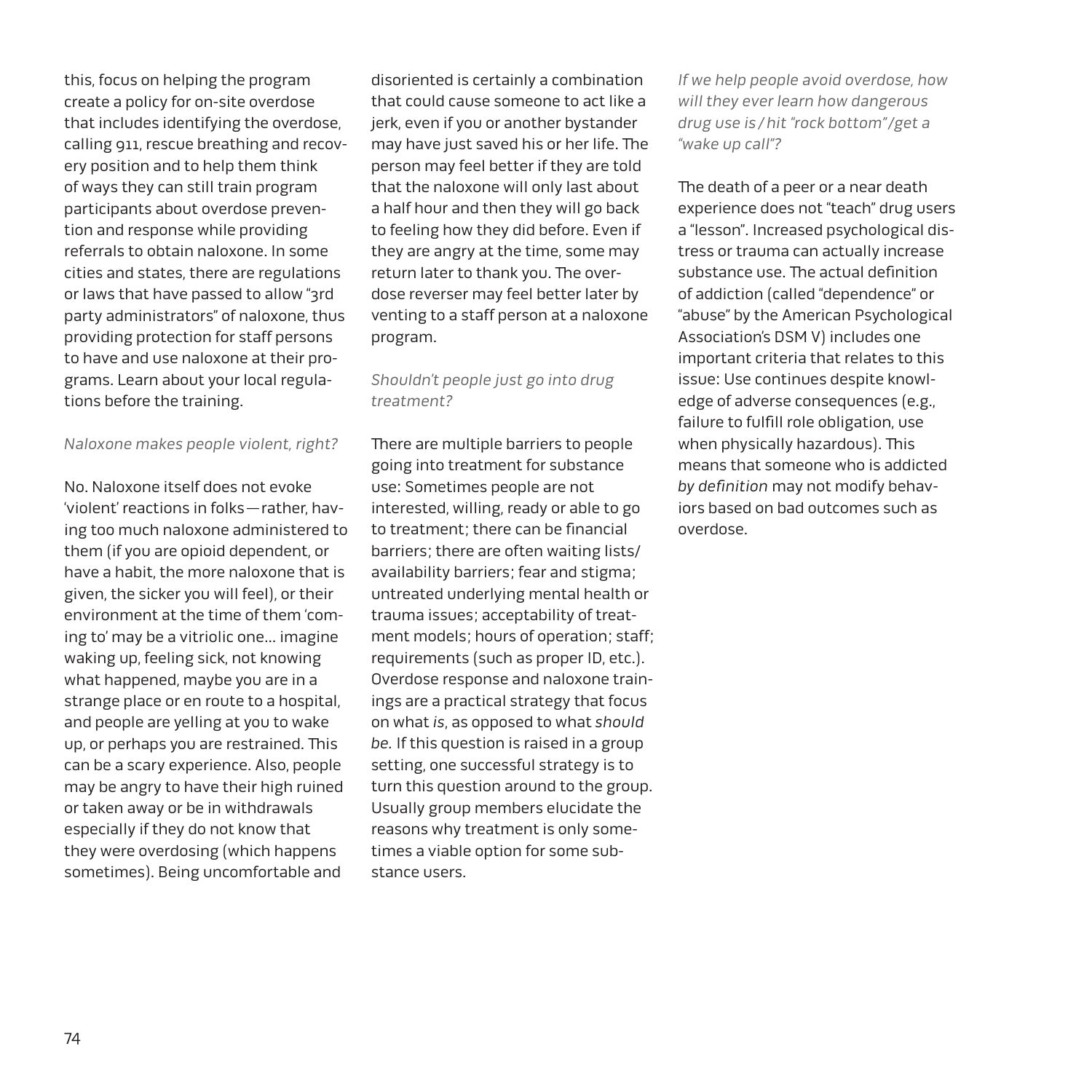this, focus on helping the program create a policy for on-site overdose that includes identifying the overdose, calling 911, rescue breathing and recovery position and to help them think of ways they can still train program participants about overdose prevention and response while providing referrals to obtain naloxone. In some cities and states, there are regulations or laws that have passed to allow "3rd party administrators" of naloxone, thus providing protection for staff persons to have and use naloxone at their programs. Learn about your local regulations before the training.

*Naloxone makes people violent, right?*

No. Naloxone itself does not evoke 'violent' reactions in folks—rather, having too much naloxone administered to them (if you are opioid dependent, or have a habit, the more naloxone that is given, the sicker you will feel), or their environment at the time of them 'coming to' may be a vitriolic one… imagine waking up, feeling sick, not knowing what happened, maybe you are in a strange place or en route to a hospital, and people are yelling at you to wake up, or perhaps you are restrained. This can be a scary experience. Also, people may be angry to have their high ruined or taken away or be in withdrawals especially if they do not know that they were overdosing (which happens sometimes). Being uncomfortable and disoriented is certainly a combination that could cause someone to act like a jerk, even if you or another bystander may have just saved his or her life. The person may feel better if they are told that the naloxone will only last about a half hour and then they will go back to feeling how they did before. Even if they are angry at the time, some may return later to thank you. The overdose reverser may feel better later by venting to a staff person at a naloxone program.

*Shouldn't people just go into drug treatment?*

There are multiple barriers to people going into treatment for substance use: Sometimes people are not interested, willing, ready or able to go to treatment; there can be financial barriers; there are often waiting lists/availability barriers; fear and stigma; untreated underlying mental health or trauma issues; acceptability of treatment models; hours of operation; staff; requirements (such as proper ID, etc.). Overdose response and naloxone trainings are a practical strategy that focus on what *is*, as opposed to what *should be*. If this question is raised in a group setting, one successful strategy is to turn this question around to the group. Usually group members elucidate the reasons why treatment is only sometimes a viable option for some substance users.

*If we help people avoid overdose, how will they ever learn how dangerous drug use is / hit "rock bottom" / get a "wake up call"?*

The death of a peer or a near death experience does not "teach" drug users a "lesson". Increased psychological distress or trauma can actually increase substance use. The actual definition of addiction (called "dependence" or "abuse" by the American Psychological Association's DSM V) includes one important criteria that relates to this issue: Use continues despite knowledge of adverse consequences (e.g., failure to fulfill role obligation, use when physically hazardous). This means that someone who is addicted *by definition* may not modify behaviors based on bad outcomes such as overdose.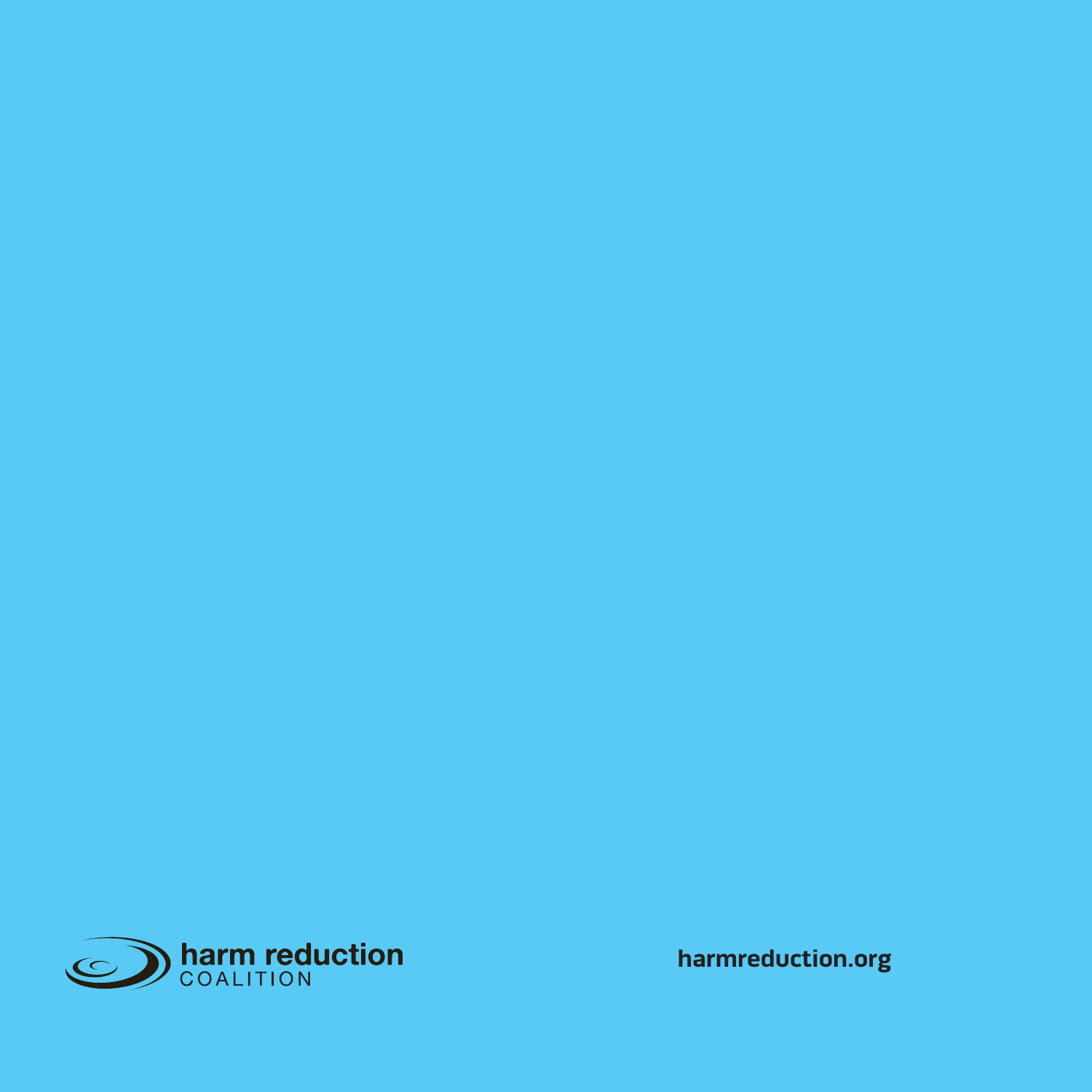harm reduction
COALITION

harmreduction.org